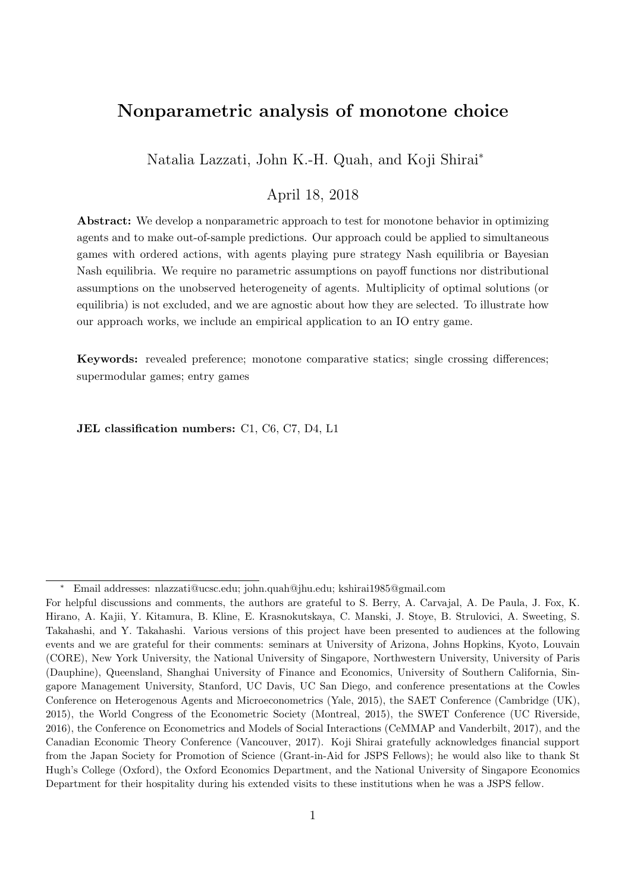# Nonparametric analysis of monotone choice

Natalia Lazzati, John K.-H. Quah, and Koji Shirai*

April 18, 2018

**Abstract:** We develop a nonparametric approach to test for monotone behavior in optimizing agents and to make out-of-sample predictions. Our approach could be applied to simultaneous games with ordered actions, with agents playing pure strategy Nash equilibria or Bayesian Nash equilibria. We require no parametric assumptions on payoff functions nor distributional assumptions on the unobserved heterogeneity of agents. Multiplicity of optimal solutions (or equilibria) is not excluded, and we are agnostic about how they are selected. To illustrate how our approach works, we include an empirical application to an IO entry game.

**Keywords:** revealed preference; monotone comparative statics; single crossing differences; supermodular games; entry games

**JEL classification numbers:** C1, C6, C7, D4, L1

---

* Email addresses: nlazzati@ucsc.edu; john.quah@jhu.edu; kshirai1985@gmail.com

For helpful discussions and comments, the authors are grateful to S. Berry, A. Carvajal, A. De Paula, J. Fox, K. Hirano, A. Kajii, Y. Kitamura, B. Kline, E. Krasnokutskaya, C. Manski, J. Stoye, B. Strulovici, A. Sweeting, S. Takahashi, and Y. Takahashi. Various versions of this project have been presented to audiences at the following events and we are grateful for their comments: seminars at University of Arizona, Johns Hopkins, Kyoto, Louvain (CORE), New York University, the National University of Singapore, Northwestern University, University of Paris (Dauphine), Queensland, Shanghai University of Finance and Economics, University of Southern California, Singapore Management University, Stanford, UC Davis, UC San Diego, and conference presentations at the Cowles Conference on Heterogenous Agents and Microeconometrics (Yale, 2015), the SAET Conference (Cambridge (UK), 2015), the World Congress of the Econometric Society (Montreal, 2015), the SWET Conference (UC Riverside, 2016), the Conference on Econometrics and Models of Social Interactions (CeMMAP and Vanderbilt, 2017), and the Canadian Economic Theory Conference (Vancouver, 2017). Koji Shirai gratefully acknowledges financial support from the Japan Society for Promotion of Science (Grant-in-Aid for JSPS Fellows); he would also like to thank St Hugh's College (Oxford), the Oxford Economics Department, and the National University of Singapore Economics Department for their hospitality during his extended visits to these institutions when he was a JSPS fellow.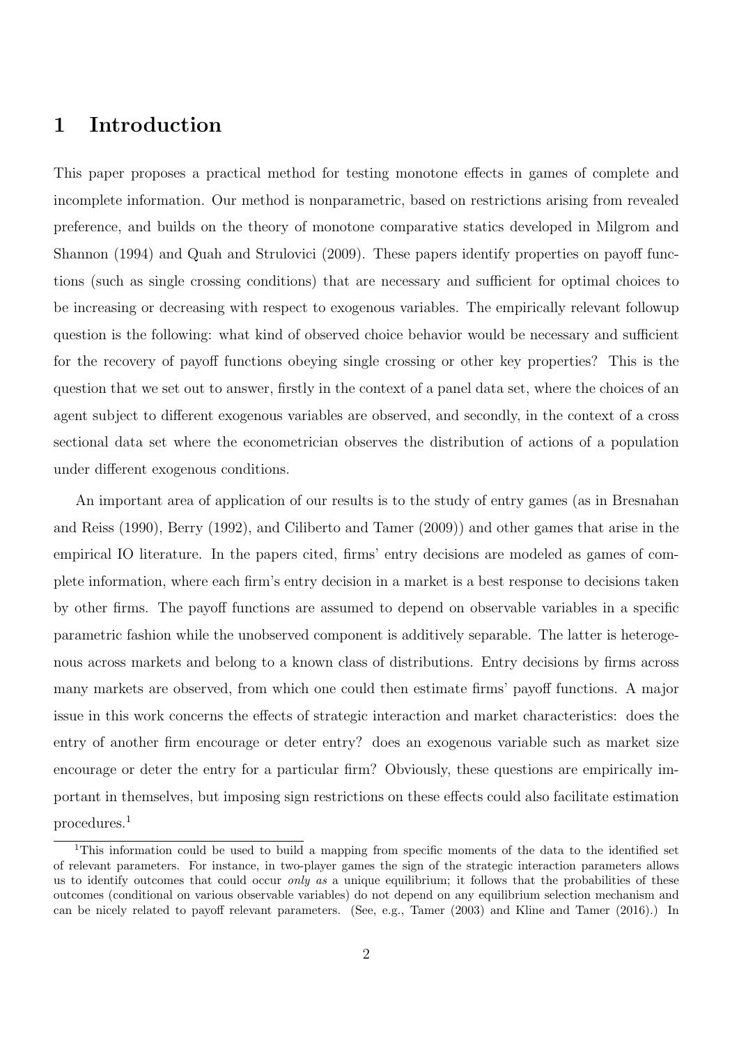# 1 Introduction

This paper proposes a practical method for testing monotone effects in games of complete and incomplete information. Our method is nonparametric, based on restrictions arising from revealed preference, and builds on the theory of monotone comparative statics developed in Milgrom and Shannon (1994) and Quah and Strulovici (2009). These papers identify properties on payoff functions (such as single crossing conditions) that are necessary and sufficient for optimal choices to be increasing or decreasing with respect to exogenous variables. The empirically relevant followup question is the following: what kind of observed choice behavior would be necessary and sufficient for the recovery of payoff functions obeying single crossing or other key properties? This is the question that we set out to answer, firstly in the context of a panel data set, where the choices of an agent subject to different exogenous variables are observed, and secondly, in the context of a cross sectional data set where the econometrician observes the distribution of actions of a population under different exogenous conditions.

An important area of application of our results is to the study of entry games (as in Bresnahan and Reiss (1990), Berry (1992), and Ciliberto and Tamer (2009)) and other games that arise in the empirical IO literature. In the papers cited, firms' entry decisions are modeled as games of complete information, where each firm's entry decision in a market is a best response to decisions taken by other firms. The payoff functions are assumed to depend on observable variables in a specific parametric fashion while the unobserved component is additively separable. The latter is heterogenous across markets and belong to a known class of distributions. Entry decisions by firms across many markets are observed, from which one could then estimate firms' payoff functions. A major issue in this work concerns the effects of strategic interaction and market characteristics: does the entry of another firm encourage or deter entry? does an exogenous variable such as market size encourage or deter the entry for a particular firm? Obviously, these questions are empirically important in themselves, but imposing sign restrictions on these effects could also facilitate estimation procedures.[1]

[1]This information could be used to build a mapping from specific moments of the data to the identified set of relevant parameters. For instance, in two-player games the sign of the strategic interaction parameters allows us to identify outcomes that could occur *only as* a unique equilibrium; it follows that the probabilities of these outcomes (conditional on various observable variables) do not depend on any equilibrium selection mechanism and can be nicely related to payoff relevant parameters. (See, e.g., Tamer (2003) and Kline and Tamer (2016).) In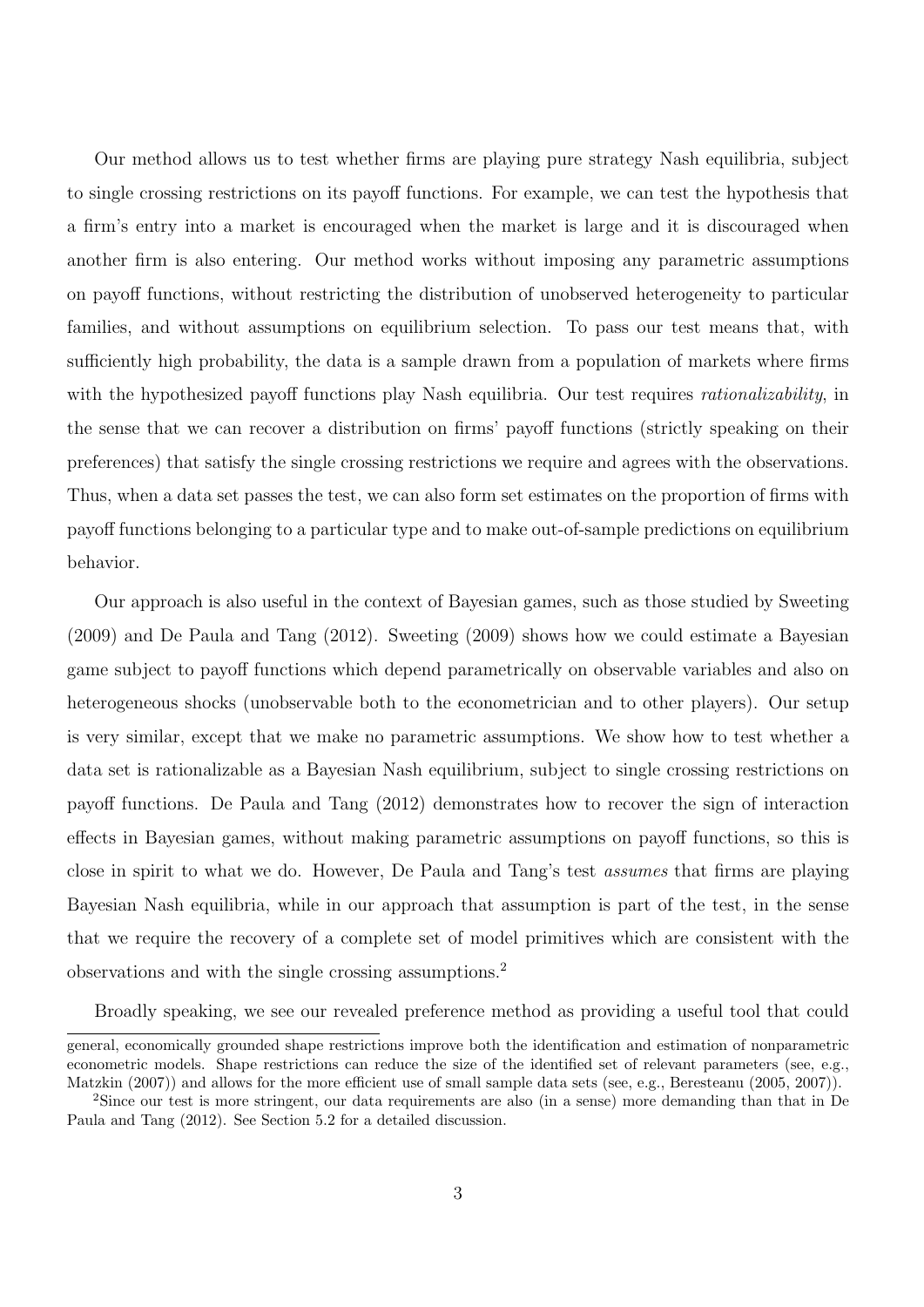Our method allows us to test whether firms are playing pure strategy Nash equilibria, subject to single crossing restrictions on its payoff functions. For example, we can test the hypothesis that a firm's entry into a market is encouraged when the market is large and it is discouraged when another firm is also entering. Our method works without imposing any parametric assumptions on payoff functions, without restricting the distribution of unobserved heterogeneity to particular families, and without assumptions on equilibrium selection. To pass our test means that, with sufficiently high probability, the data is a sample drawn from a population of markets where firms with the hypothesized payoff functions play Nash equilibria. Our test requires *rationalizability*, in the sense that we can recover a distribution on firms' payoff functions (strictly speaking on their preferences) that satisfy the single crossing restrictions we require and agrees with the observations. Thus, when a data set passes the test, we can also form set estimates on the proportion of firms with payoff functions belonging to a particular type and to make out-of-sample predictions on equilibrium behavior.

Our approach is also useful in the context of Bayesian games, such as those studied by Sweeting (2009) and De Paula and Tang (2012). Sweeting (2009) shows how we could estimate a Bayesian game subject to payoff functions which depend parametrically on observable variables and also on heterogeneous shocks (unobservable both to the econometrician and to other players). Our setup is very similar, except that we make no parametric assumptions. We show how to test whether a data set is rationalizable as a Bayesian Nash equilibrium, subject to single crossing restrictions on payoff functions. De Paula and Tang (2012) demonstrates how to recover the sign of interaction effects in Bayesian games, without making parametric assumptions on payoff functions, so this is close in spirit to what we do. However, De Paula and Tang's test *assumes* that firms are playing Bayesian Nash equilibria, while in our approach that assumption is part of the test, in the sense that we require the recovery of a complete set of model primitives which are consistent with the observations and with the single crossing assumptions.[2]

Broadly speaking, we see our revealed preference method as providing a useful tool that could

general, economically grounded shape restrictions improve both the identification and estimation of nonparametric econometric models. Shape restrictions can reduce the size of the identified set of relevant parameters (see, e.g., Matzkin (2007)) and allows for the more efficient use of small sample data sets (see, e.g., Beresteanu (2005, 2007)).

[2]Since our test is more stringent, our data requirements are also (in a sense) more demanding than that in De Paula and Tang (2012). See Section 5.2 for a detailed discussion.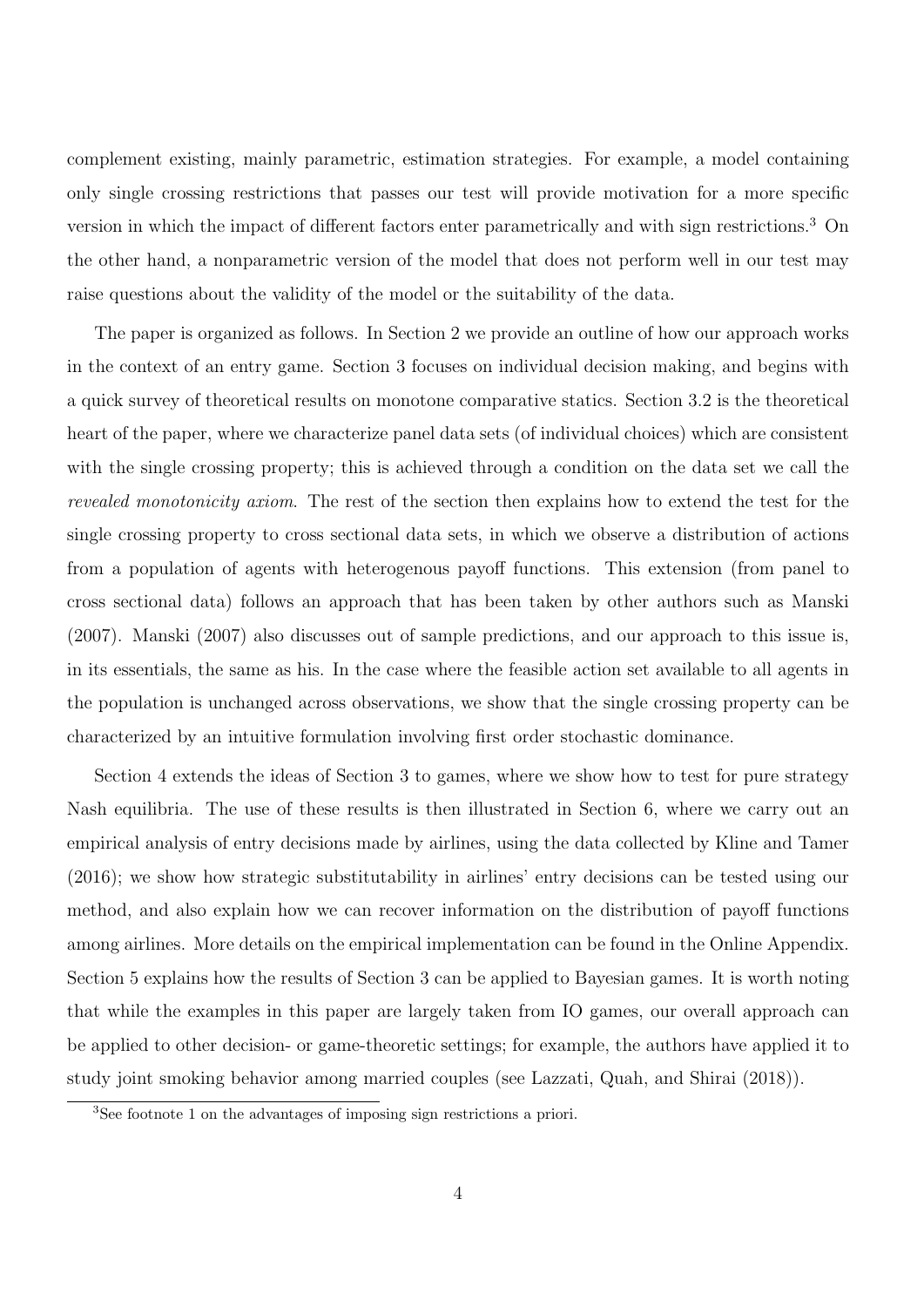complement existing, mainly parametric, estimation strategies. For example, a model containing only single crossing restrictions that passes our test will provide motivation for a more specific version in which the impact of different factors enter parametrically and with sign restrictions.[3] On the other hand, a nonparametric version of the model that does not perform well in our test may raise questions about the validity of the model or the suitability of the data.

The paper is organized as follows. In Section 2 we provide an outline of how our approach works in the context of an entry game. Section 3 focuses on individual decision making, and begins with a quick survey of theoretical results on monotone comparative statics. Section 3.2 is the theoretical heart of the paper, where we characterize panel data sets (of individual choices) which are consistent with the single crossing property; this is achieved through a condition on the data set we call the *revealed monotonicity axiom*. The rest of the section then explains how to extend the test for the single crossing property to cross sectional data sets, in which we observe a distribution of actions from a population of agents with heterogenous payoff functions. This extension (from panel to cross sectional data) follows an approach that has been taken by other authors such as Manski (2007). Manski (2007) also discusses out of sample predictions, and our approach to this issue is, in its essentials, the same as his. In the case where the feasible action set available to all agents in the population is unchanged across observations, we show that the single crossing property can be characterized by an intuitive formulation involving first order stochastic dominance.

Section 4 extends the ideas of Section 3 to games, where we show how to test for pure strategy Nash equilibria. The use of these results is then illustrated in Section 6, where we carry out an empirical analysis of entry decisions made by airlines, using the data collected by Kline and Tamer (2016); we show how strategic substitutability in airlines' entry decisions can be tested using our method, and also explain how we can recover information on the distribution of payoff functions among airlines. More details on the empirical implementation can be found in the Online Appendix. Section 5 explains how the results of Section 3 can be applied to Bayesian games. It is worth noting that while the examples in this paper are largely taken from IO games, our overall approach can be applied to other decision- or game-theoretic settings; for example, the authors have applied it to study joint smoking behavior among married couples (see Lazzati, Quah, and Shirai (2018)).

[3] See footnote 1 on the advantages of imposing sign restrictions a priori.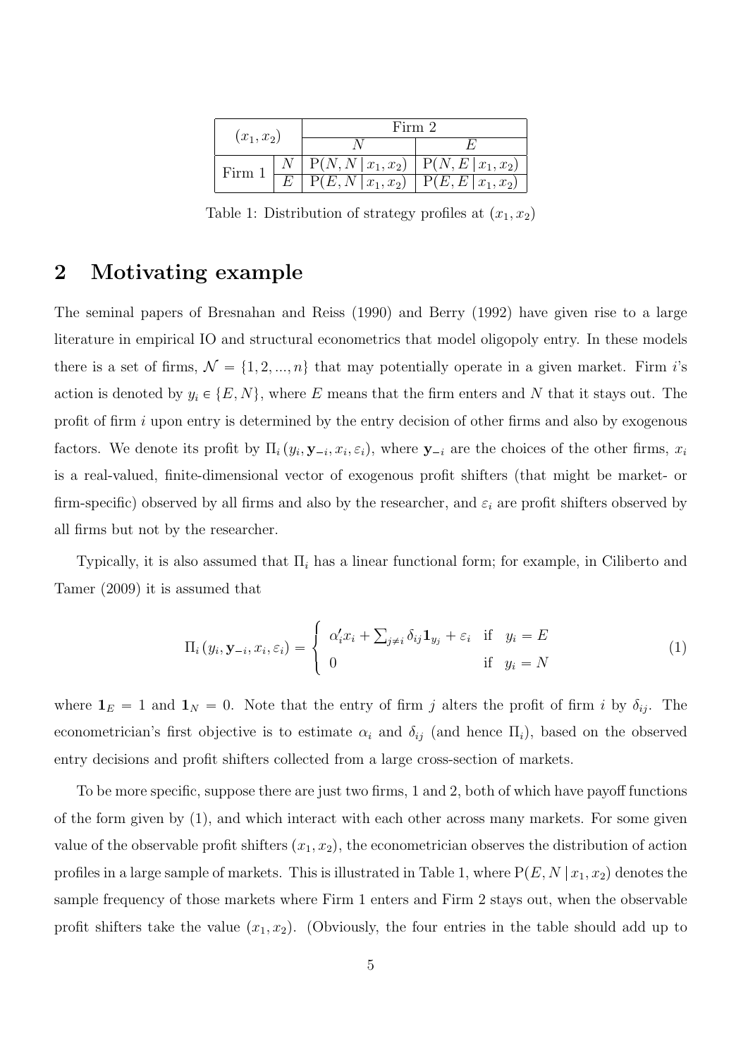| $(x_1, x_2)$ | | Firm 2 | |
|---|---|---|---|
| | | $N$ | $E$ |
| Firm 1 | $N$ | $\mathrm{P}(N, N \mid x_1, x_2)$ | $\mathrm{P}(N, E \mid x_1, x_2)$ |
| | $E$ | $\mathrm{P}(E, N \mid x_1, x_2)$ | $\mathrm{P}(E, E \mid x_1, x_2)$ |

Table 1: Distribution of strategy profiles at $(x_1, x_2)$

## 2 Motivating example

The seminal papers of Bresnahan and Reiss (1990) and Berry (1992) have given rise to a large literature in empirical IO and structural econometrics that model oligopoly entry. In these models there is a set of firms, $\mathcal{N} = \{1, 2, ..., n\}$ that may potentially operate in a given market. Firm $i$'s action is denoted by $y_i \in \{E, N\}$, where $E$ means that the firm enters and $N$ that it stays out. The profit of firm $i$ upon entry is determined by the entry decision of other firms and also by exogenous factors. We denote its profit by $\Pi_i(y_i, \mathbf{y}_{-i}, x_i, \varepsilon_i)$, where $\mathbf{y}_{-i}$ are the choices of the other firms, $x_i$ is a real-valued, finite-dimensional vector of exogenous profit shifters (that might be market- or firm-specific) observed by all firms and also by the researcher, and $\varepsilon_i$ are profit shifters observed by all firms but not by the researcher.

Typically, it is also assumed that $\Pi_i$ has a linear functional form; for example, in Ciliberto and Tamer (2009) it is assumed that

$$\Pi_i(y_i, \mathbf{y}_{-i}, x_i, \varepsilon_i) = \begin{cases} \alpha_i' x_i + \sum_{j \neq i} \delta_{ij} \mathbf{1}_{y_j} + \varepsilon_i & \text{if} \quad y_i = E \\ 0 & \text{if} \quad y_i = N \end{cases} \tag{1}$$

where $\mathbf{1}_E = 1$ and $\mathbf{1}_N = 0$. Note that the entry of firm $j$ alters the profit of firm $i$ by $\delta_{ij}$. The econometrician's first objective is to estimate $\alpha_i$ and $\delta_{ij}$ (and hence $\Pi_i$), based on the observed entry decisions and profit shifters collected from a large cross-section of markets.

To be more specific, suppose there are just two firms, 1 and 2, both of which have payoff functions of the form given by (1), and which interact with each other across many markets. For some given value of the observable profit shifters $(x_1, x_2)$, the econometrician observes the distribution of action profiles in a large sample of markets. This is illustrated in Table 1, where $\mathrm{P}(E, N \mid x_1, x_2)$ denotes the sample frequency of those markets where Firm 1 enters and Firm 2 stays out, when the observable profit shifters take the value $(x_1, x_2)$. (Obviously, the four entries in the table should add up to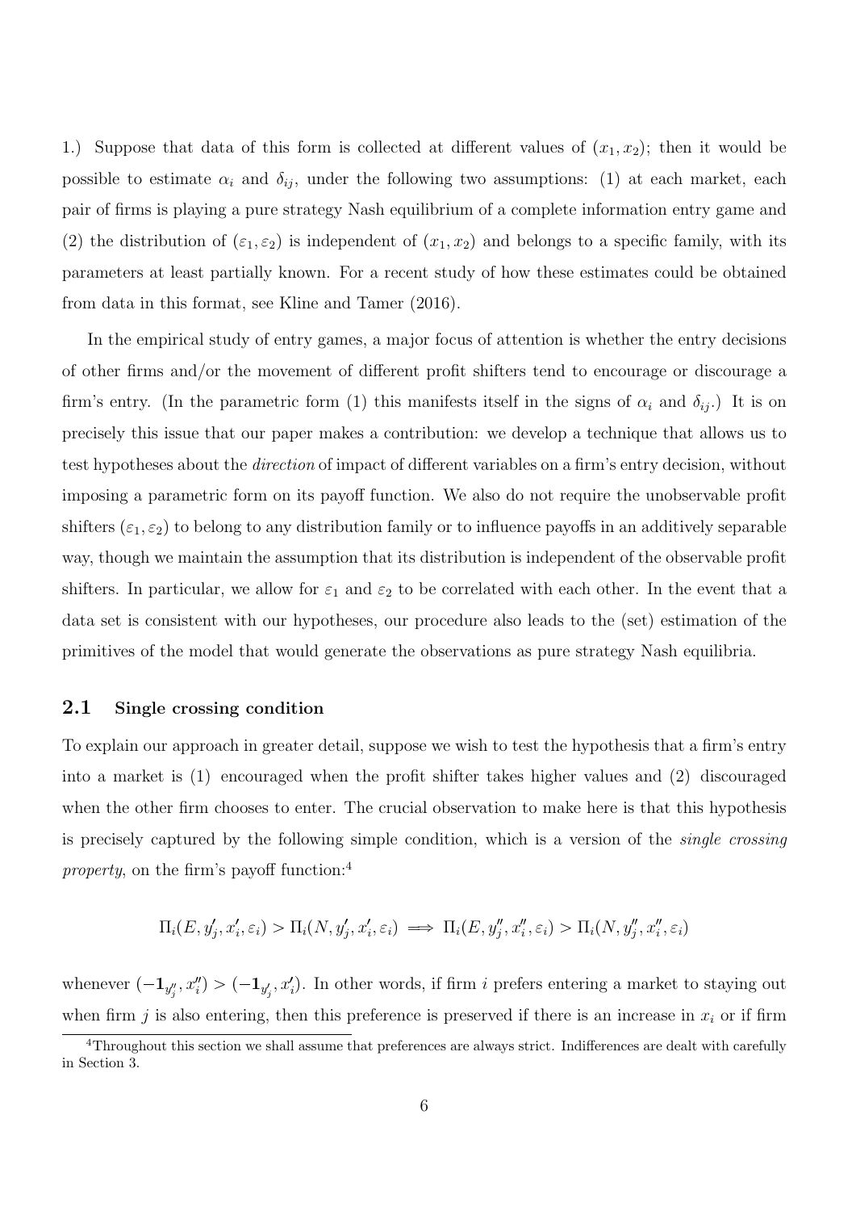1.) Suppose that data of this form is collected at different values of $(x_1, x_2)$; then it would be possible to estimate $\alpha_i$ and $\delta_{ij}$, under the following two assumptions: (1) at each market, each pair of firms is playing a pure strategy Nash equilibrium of a complete information entry game and (2) the distribution of $(\varepsilon_1, \varepsilon_2)$ is independent of $(x_1, x_2)$ and belongs to a specific family, with its parameters at least partially known. For a recent study of how these estimates could be obtained from data in this format, see Kline and Tamer (2016).

In the empirical study of entry games, a major focus of attention is whether the entry decisions of other firms and/or the movement of different profit shifters tend to encourage or discourage a firm's entry. (In the parametric form (1) this manifests itself in the signs of $\alpha_i$ and $\delta_{ij}$.) It is on precisely this issue that our paper makes a contribution: we develop a technique that allows us to test hypotheses about the *direction* of impact of different variables on a firm's entry decision, without imposing a parametric form on its payoff function. We also do not require the unobservable profit shifters $(\varepsilon_1, \varepsilon_2)$ to belong to any distribution family or to influence payoffs in an additively separable way, though we maintain the assumption that its distribution is independent of the observable profit shifters. In particular, we allow for $\varepsilon_1$ and $\varepsilon_2$ to be correlated with each other. In the event that a data set is consistent with our hypotheses, our procedure also leads to the (set) estimation of the primitives of the model that would generate the observations as pure strategy Nash equilibria.

## 2.1 Single crossing condition

To explain our approach in greater detail, suppose we wish to test the hypothesis that a firm's entry into a market is (1) encouraged when the profit shifter takes higher values and (2) discouraged when the other firm chooses to enter. The crucial observation to make here is that this hypothesis is precisely captured by the following simple condition, which is a version of the *single crossing property*, on the firm's payoff function:[4]

$$\Pi_i(E, y'_j, x'_i, \varepsilon_i) > \Pi_i(N, y'_j, x'_i, \varepsilon_i) \implies \Pi_i(E, y''_j, x''_i, \varepsilon_i) > \Pi_i(N, y''_j, x''_i, \varepsilon_i)$$

whenever $(-\mathbf{1}_{y''_j}, x''_i) > (-\mathbf{1}_{y'_j}, x'_i)$. In other words, if firm $i$ prefers entering a market to staying out when firm $j$ is also entering, then this preference is preserved if there is an increase in $x_i$ or if firm

[4]Throughout this section we shall assume that preferences are always strict. Indifferences are dealt with carefully in Section 3.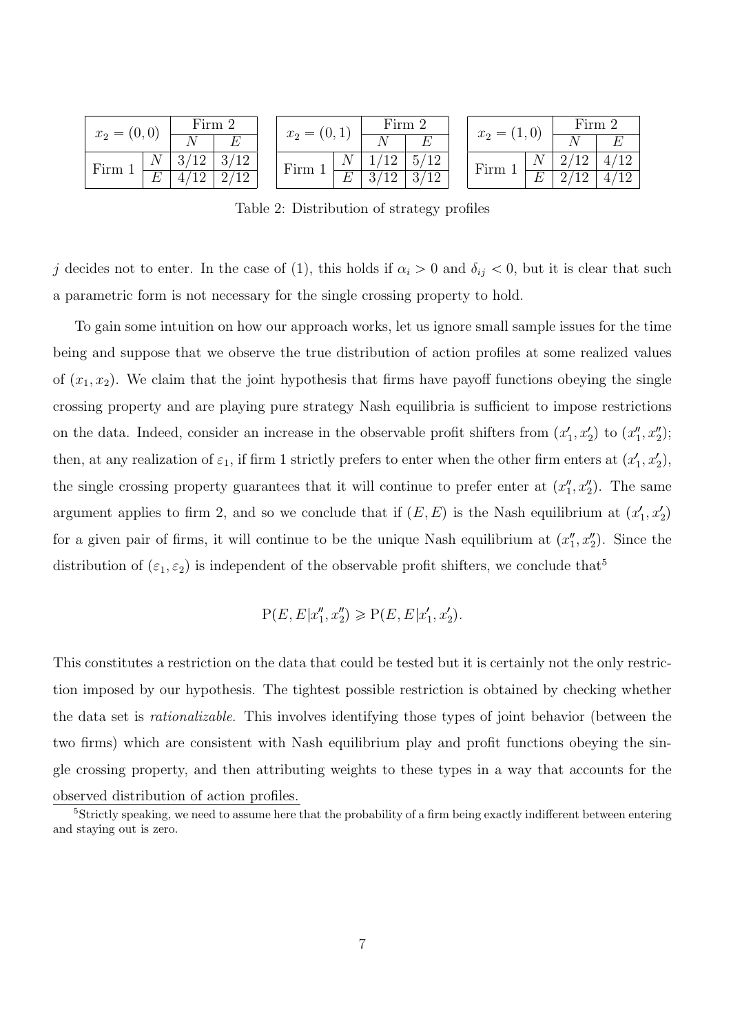| $x_2 = (0,0)$ | | Firm 2 | |
|---|---|---|---|
| | | $N$ | $E$ |
| Firm 1 | $N$ | 3/12 | 3/12 |
| | $E$ | 4/12 | 2/12 |

| $x_2 = (0,1)$ | | Firm 2 | |
|---|---|---|---|
| | | $N$ | $E$ |
| Firm 1 | $N$ | 1/12 | 5/12 |
| | $E$ | 3/12 | 3/12 |

| $x_2 = (1,0)$ | | Firm 2 | |
|---|---|---|---|
| | | $N$ | $E$ |
| Firm 1 | $N$ | 2/12 | 4/12 |
| | $E$ | 2/12 | 4/12 |

Table 2: Distribution of strategy profiles

$j$ decides not to enter. In the case of (1), this holds if $\alpha_i > 0$ and $\delta_{ij} < 0$, but it is clear that such a parametric form is not necessary for the single crossing property to hold.

To gain some intuition on how our approach works, let us ignore small sample issues for the time being and suppose that we observe the true distribution of action profiles at some realized values of $(x_1, x_2)$. We claim that the joint hypothesis that firms have payoff functions obeying the single crossing property and are playing pure strategy Nash equilibria is sufficient to impose restrictions on the data. Indeed, consider an increase in the observable profit shifters from $(x_1', x_2')$ to $(x_1'', x_2'')$; then, at any realization of $\varepsilon_1$, if firm 1 strictly prefers to enter when the other firm enters at $(x_1', x_2')$, the single crossing property guarantees that it will continue to prefer enter at $(x_1'', x_2'')$. The same argument applies to firm 2, and so we conclude that if $(E, E)$ is the Nash equilibrium at $(x_1', x_2')$ for a given pair of firms, it will continue to be the unique Nash equilibrium at $(x_1'', x_2'')$. Since the distribution of $(\varepsilon_1, \varepsilon_2)$ is independent of the observable profit shifters, we conclude that[5]

$$\mathrm{P}(E, E | x_1'', x_2'') \geqslant \mathrm{P}(E, E | x_1', x_2').$$

This constitutes a restriction on the data that could be tested but it is certainly not the only restriction imposed by our hypothesis. The tightest possible restriction is obtained by checking whether the data set is *rationalizable*. This involves identifying those types of joint behavior (between the two firms) which are consistent with Nash equilibrium play and profit functions obeying the single crossing property, and then attributing weights to these types in a way that accounts for the observed distribution of action profiles.

[5]Strictly speaking, we need to assume here that the probability of a firm being exactly indifferent between entering and staying out is zero.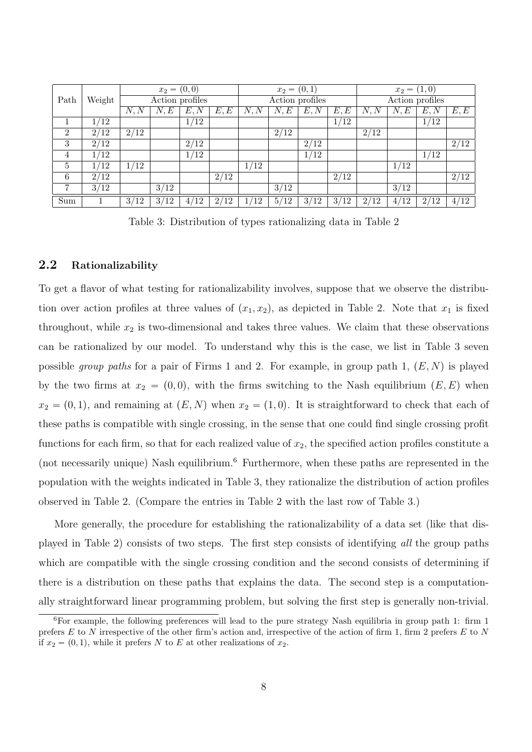| Path | Weight | $x_2 = (0,0)$ | | | | $x_2 = (0,1)$ | | | | $x_2 = (1,0)$ | | | |
|---|---|---|---|---|---|---|---|---|---|---|---|---|---|
| | | Action profiles | | | | Action profiles | | | | Action profiles | | | |
| | | $N,N$ | $N,E$ | $E,N$ | $E,E$ | $N,N$ | $N,E$ | $E,N$ | $E,E$ | $N,N$ | $N,E$ | $E,N$ | $E,E$ |
| 1 | 1/12 | | | 1/12 | | | | | 1/12 | | | 1/12 | |
| 2 | 2/12 | 2/12 | | | | | 2/12 | | | 2/12 | | | |
| 3 | 2/12 | | | 2/12 | | | | 2/12 | | | | | 2/12 |
| 4 | 1/12 | | | 1/12 | | | | 1/12 | | | | 1/12 | |
| 5 | 1/12 | 1/12 | | | | 1/12 | | | | | 1/12 | | |
| 6 | 2/12 | | | | 2/12 | | | | 2/12 | | | | 2/12 |
| 7 | 3/12 | | 3/12 | | | | 3/12 | | | | 3/12 | | |
| Sum | 1 | 3/12 | 3/12 | 4/12 | 2/12 | 1/12 | 5/12 | 3/12 | 3/12 | 2/12 | 4/12 | 2/12 | 4/12 |

Table 3: Distribution of types rationalizing data in Table 2

## 2.2 Rationalizability

To get a flavor of what testing for rationalizability involves, suppose that we observe the distribution over action profiles at three values of $(x_1, x_2)$, as depicted in Table 2. Note that $x_1$ is fixed throughout, while $x_2$ is two-dimensional and takes three values. We claim that these observations can be rationalized by our model. To understand why this is the case, we list in Table 3 seven possible *group paths* for a pair of Firms 1 and 2. For example, in group path 1, $(E, N)$ is played by the two firms at $x_2 = (0, 0)$, with the firms switching to the Nash equilibrium $(E, E)$ when $x_2 = (0, 1)$, and remaining at $(E, N)$ when $x_2 = (1, 0)$. It is straightforward to check that each of these paths is compatible with single crossing, in the sense that one could find single crossing profit functions for each firm, so that for each realized value of $x_2$, the specified action profiles constitute a (not necessarily unique) Nash equilibrium.[6] Furthermore, when these paths are represented in the population with the weights indicated in Table 3, they rationalize the distribution of action profiles observed in Table 2. (Compare the entries in Table 2 with the last row of Table 3.)

More generally, the procedure for establishing the rationalizability of a data set (like that displayed in Table 2) consists of two steps. The first step consists of identifying *all* the group paths which are compatible with the single crossing condition and the second consists of determining if there is a distribution on these paths that explains the data. The second step is a computationally straightforward linear programming problem, but solving the first step is generally non-trivial.

[6] For example, the following preferences will lead to the pure strategy Nash equilibria in group path 1: firm 1 prefers $E$ to $N$ irrespective of the other firm's action and, irrespective of the action of firm 1, firm 2 prefers $E$ to $N$ if $x_2 = (0, 1)$, while it prefers $N$ to $E$ at other realizations of $x_2$.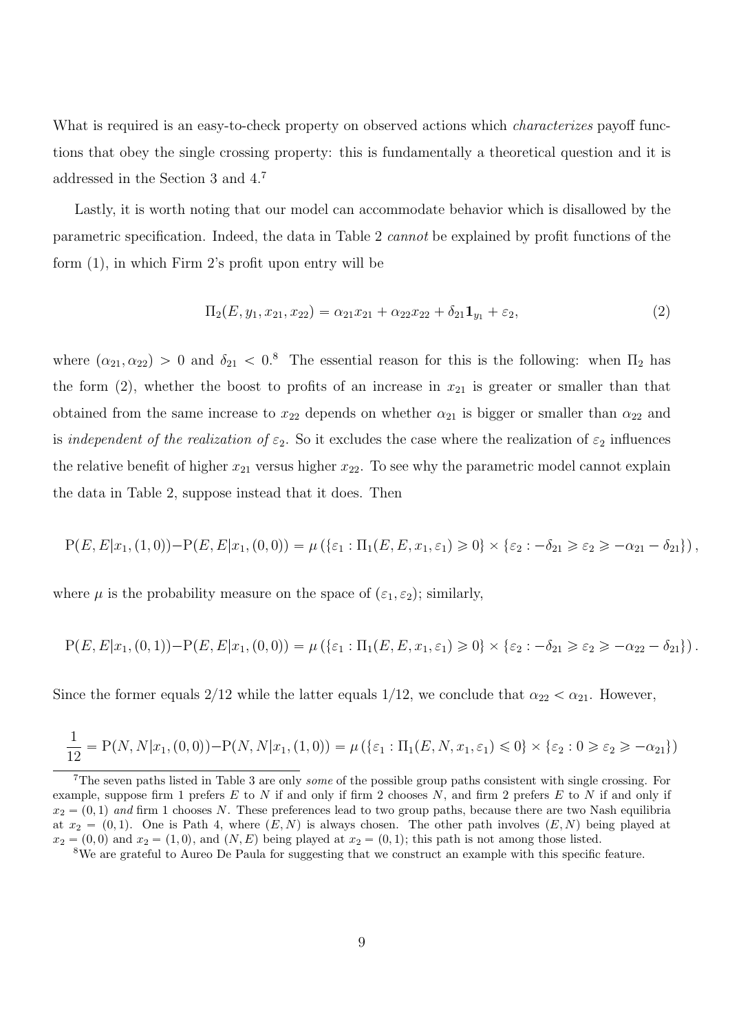What is required is an easy-to-check property on observed actions which *characterizes* payoff functions that obey the single crossing property: this is fundamentally a theoretical question and it is addressed in the Section 3 and 4.[7]

Lastly, it is worth noting that our model can accommodate behavior which is disallowed by the parametric specification. Indeed, the data in Table 2 *cannot* be explained by profit functions of the form (1), in which Firm 2's profit upon entry will be

$$\Pi_2(E, y_1, x_{21}, x_{22}) = \alpha_{21}x_{21} + \alpha_{22}x_{22} + \delta_{21}\mathbf{1}_{y_1} + \varepsilon_2, \tag{2}$$

where $(\alpha_{21}, \alpha_{22}) > 0$ and $\delta_{21} < 0$.[8] The essential reason for this is the following: when $\Pi_2$ has the form (2), whether the boost to profits of an increase in $x_{21}$ is greater or smaller than that obtained from the same increase to $x_{22}$ depends on whether $\alpha_{21}$ is bigger or smaller than $\alpha_{22}$ and is *independent of the realization of* $\varepsilon_2$. So it excludes the case where the realization of $\varepsilon_2$ influences the relative benefit of higher $x_{21}$ versus higher $x_{22}$. To see why the parametric model cannot explain the data in Table 2, suppose instead that it does. Then

$$\mathrm{P}(E,E|x_1,(1,0)) - \mathrm{P}(E,E|x_1,(0,0)) = \mu\left(\{\varepsilon_1 : \Pi_1(E,E,x_1,\varepsilon_1) \geqslant 0\} \times \{\varepsilon_2 : -\delta_{21} \geqslant \varepsilon_2 \geqslant -\alpha_{21} - \delta_{21}\}\right),$$

where $\mu$ is the probability measure on the space of $(\varepsilon_1, \varepsilon_2)$; similarly,

$$\mathrm{P}(E,E|x_1,(0,1)) - \mathrm{P}(E,E|x_1,(0,0)) = \mu\left(\{\varepsilon_1 : \Pi_1(E,E,x_1,\varepsilon_1) \geqslant 0\} \times \{\varepsilon_2 : -\delta_{21} \geqslant \varepsilon_2 \geqslant -\alpha_{22} - \delta_{21}\}\right).$$

Since the former equals 2/12 while the latter equals 1/12, we conclude that $\alpha_{22} < \alpha_{21}$. However,

$$\frac{1}{12} = \mathrm{P}(N,N|x_1,(0,0)) - \mathrm{P}(N,N|x_1,(1,0)) = \mu\left(\{\varepsilon_1 : \Pi_1(E,N,x_1,\varepsilon_1) \leqslant 0\} \times \{\varepsilon_2 : 0 \geqslant \varepsilon_2 \geqslant -\alpha_{21}\}\right)$$

---

[7] The seven paths listed in Table 3 are only *some* of the possible group paths consistent with single crossing. For example, suppose firm 1 prefers $E$ to $N$ if and only if firm 2 chooses $N$, and firm 2 prefers $E$ to $N$ if and only if $x_2 = (0,1)$ *and* firm 1 chooses $N$. These preferences lead to two group paths, because there are two Nash equilibria at $x_2 = (0,1)$. One is Path 4, where $(E,N)$ is always chosen. The other path involves $(E,N)$ being played at $x_2 = (0,0)$ and $x_2 = (1,0)$, and $(N,E)$ being played at $x_2 = (0,1)$; this path is not among those listed.

[8] We are grateful to Aureo De Paula for suggesting that we construct an example with this specific feature.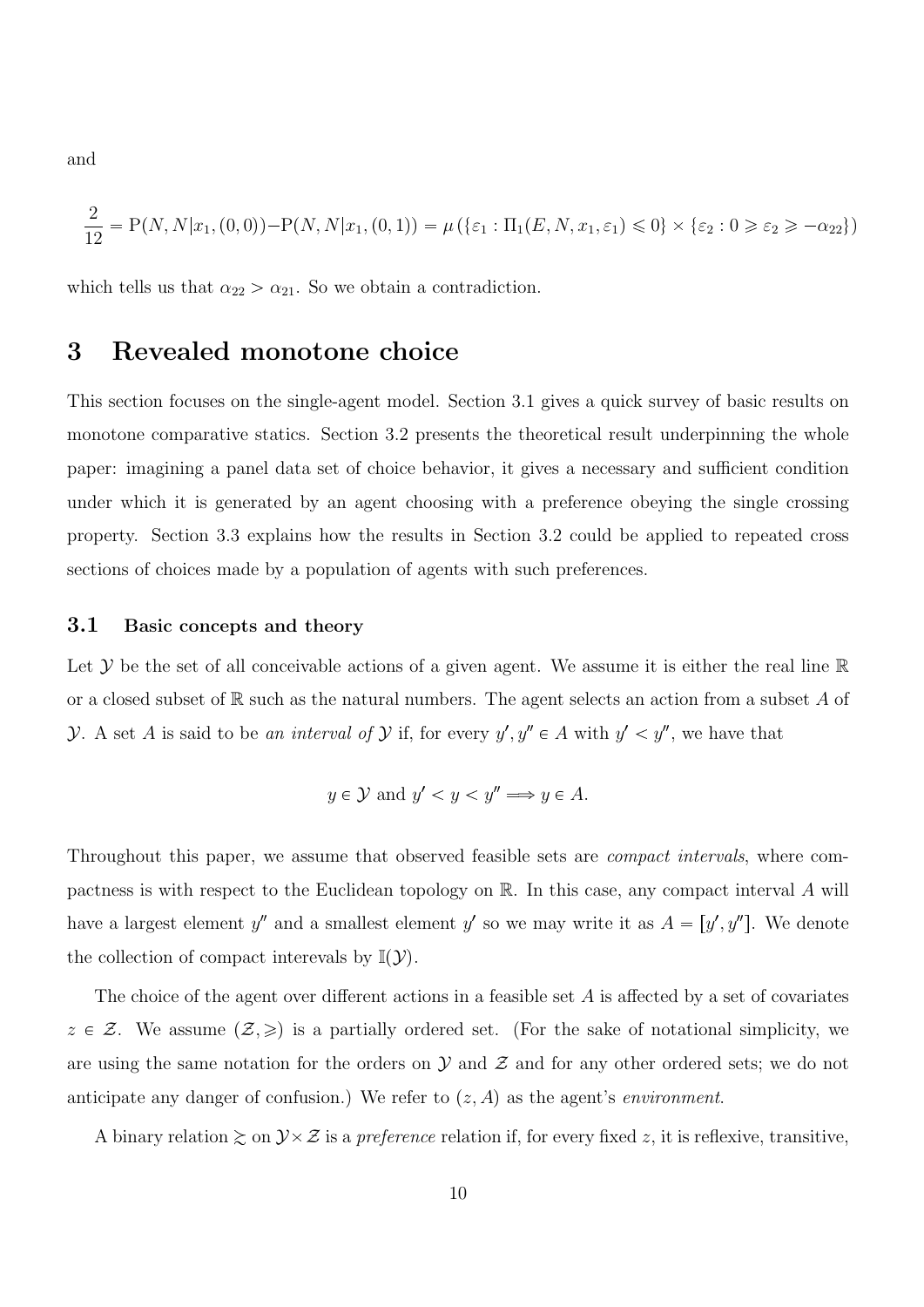and

$$\frac{2}{12} = \mathrm{P}(N, N|x_1, (0,0)) - \mathrm{P}(N, N|x_1, (0,1)) = \mu\left(\{\varepsilon_1 : \Pi_1(E, N, x_1, \varepsilon_1) \leqslant 0\} \times \{\varepsilon_2 : 0 \geqslant \varepsilon_2 \geqslant -\alpha_{22}\}\right)$$

which tells us that $\alpha_{22} > \alpha_{21}$. So we obtain a contradiction.

# 3 Revealed monotone choice

This section focuses on the single-agent model. Section 3.1 gives a quick survey of basic results on monotone comparative statics. Section 3.2 presents the theoretical result underpinning the whole paper: imagining a panel data set of choice behavior, it gives a necessary and sufficient condition under which it is generated by an agent choosing with a preference obeying the single crossing property. Section 3.3 explains how the results in Section 3.2 could be applied to repeated cross sections of choices made by a population of agents with such preferences.

## 3.1 Basic concepts and theory

Let $\mathcal{Y}$ be the set of all conceivable actions of a given agent. We assume it is either the real line $\mathbb{R}$ or a closed subset of $\mathbb{R}$ such as the natural numbers. The agent selects an action from a subset $A$ of $\mathcal{Y}$. A set $A$ is said to be *an interval of* $\mathcal{Y}$ if, for every $y', y'' \in A$ with $y' < y''$, we have that

$$y \in \mathcal{Y} \text{ and } y' < y < y'' \Longrightarrow y \in A.$$

Throughout this paper, we assume that observed feasible sets are *compact intervals*, where compactness is with respect to the Euclidean topology on $\mathbb{R}$. In this case, any compact interval $A$ will have a largest element $y''$ and a smallest element $y'$ so we may write it as $A = [y', y'']$. We denote the collection of compact interevals by $\mathbb{I}(\mathcal{Y})$.

The choice of the agent over different actions in a feasible set $A$ is affected by a set of covariates $z \in \mathcal{Z}$. We assume $(\mathcal{Z}, \geqslant)$ is a partially ordered set. (For the sake of notational simplicity, we are using the same notation for the orders on $\mathcal{Y}$ and $\mathcal{Z}$ and for any other ordered sets; we do not anticipate any danger of confusion.) We refer to $(z, A)$ as the agent's *environment*.

A binary relation $\gtrsim$ on $\mathcal{Y} \times \mathcal{Z}$ is a *preference* relation if, for every fixed $z$, it is reflexive, transitive,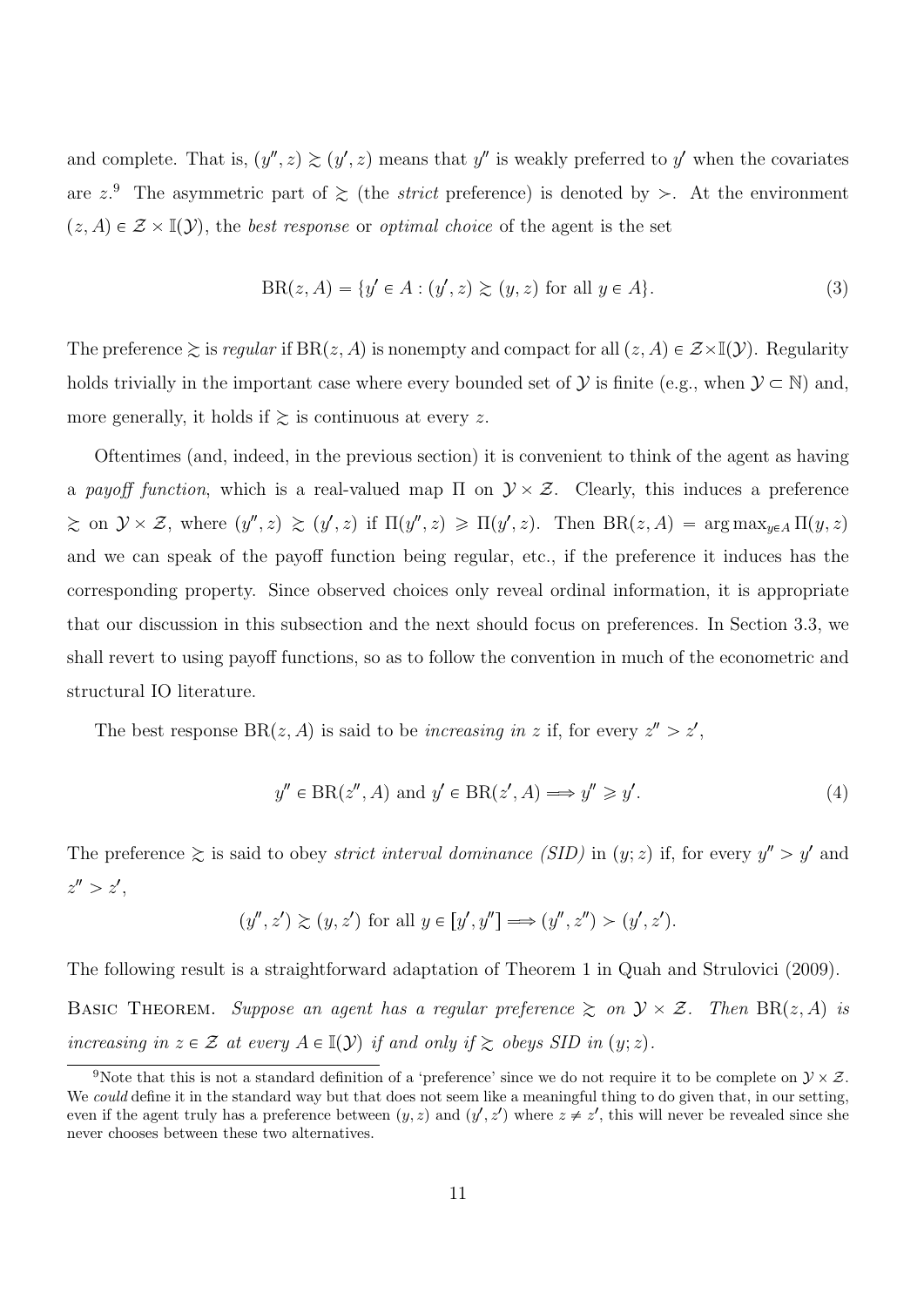and complete. That is, $(y'', z) \gtrsim (y', z)$ means that $y''$ is weakly preferred to $y'$ when the covariates are $z$.[9] The asymmetric part of $\gtrsim$ (the *strict* preference) is denoted by $\succ$. At the environment $(z, A) \in \mathcal{Z} \times \mathbb{I}(\mathcal{Y})$, the *best response* or *optimal choice* of the agent is the set

$$\text{BR}(z, A) = \{y' \in A : (y', z) \gtrsim (y, z) \text{ for all } y \in A\}. \tag{3}$$

The preference $\gtrsim$ is *regular* if $\text{BR}(z, A)$ is nonempty and compact for all $(z, A) \in \mathcal{Z} \times \mathbb{I}(\mathcal{Y})$. Regularity holds trivially in the important case where every bounded set of $\mathcal{Y}$ is finite (e.g., when $\mathcal{Y} \subset \mathbb{N}$) and, more generally, it holds if $\gtrsim$ is continuous at every $z$.

Oftentimes (and, indeed, in the previous section) it is convenient to think of the agent as having a *payoff function*, which is a real-valued map $\Pi$ on $\mathcal{Y} \times \mathcal{Z}$. Clearly, this induces a preference $\gtrsim$ on $\mathcal{Y} \times \mathcal{Z}$, where $(y'', z) \gtrsim (y', z)$ if $\Pi(y'', z) \geqslant \Pi(y', z)$. Then $\text{BR}(z, A) = \arg\max_{y \in A} \Pi(y, z)$ and we can speak of the payoff function being regular, etc., if the preference it induces has the corresponding property. Since observed choices only reveal ordinal information, it is appropriate that our discussion in this subsection and the next should focus on preferences. In Section 3.3, we shall revert to using payoff functions, so as to follow the convention in much of the econometric and structural IO literature.

The best response $\text{BR}(z, A)$ is said to be *increasing in* $z$ if, for every $z'' > z'$,

$$y'' \in \text{BR}(z'', A) \text{ and } y' \in \text{BR}(z', A) \Longrightarrow y'' \geqslant y'. \tag{4}$$

The preference $\gtrsim$ is said to obey *strict interval dominance (SID)* in $(y; z)$ if, for every $y'' > y'$ and $z'' > z'$,

$$(y'', z') \gtrsim (y, z') \text{ for all } y \in [y', y''] \Longrightarrow (y'', z'') \succ (y', z').$$

The following result is a straightforward adaptation of Theorem 1 in Quah and Strulovici (2009).

Basic Theorem. *Suppose an agent has a regular preference $\gtrsim$ on $\mathcal{Y} \times \mathcal{Z}$. Then $\text{BR}(z, A)$ is increasing in $z \in \mathcal{Z}$ at every $A \in \mathbb{I}(\mathcal{Y})$ if and only if $\gtrsim$ obeys SID in $(y; z)$.*

[9] Note that this is not a standard definition of a 'preference' since we do not require it to be complete on $\mathcal{Y} \times \mathcal{Z}$. We *could* define it in the standard way but that does not seem like a meaningful thing to do given that, in our setting, even if the agent truly has a preference between $(y, z)$ and $(y', z')$ where $z \neq z'$, this will never be revealed since she never chooses between these two alternatives.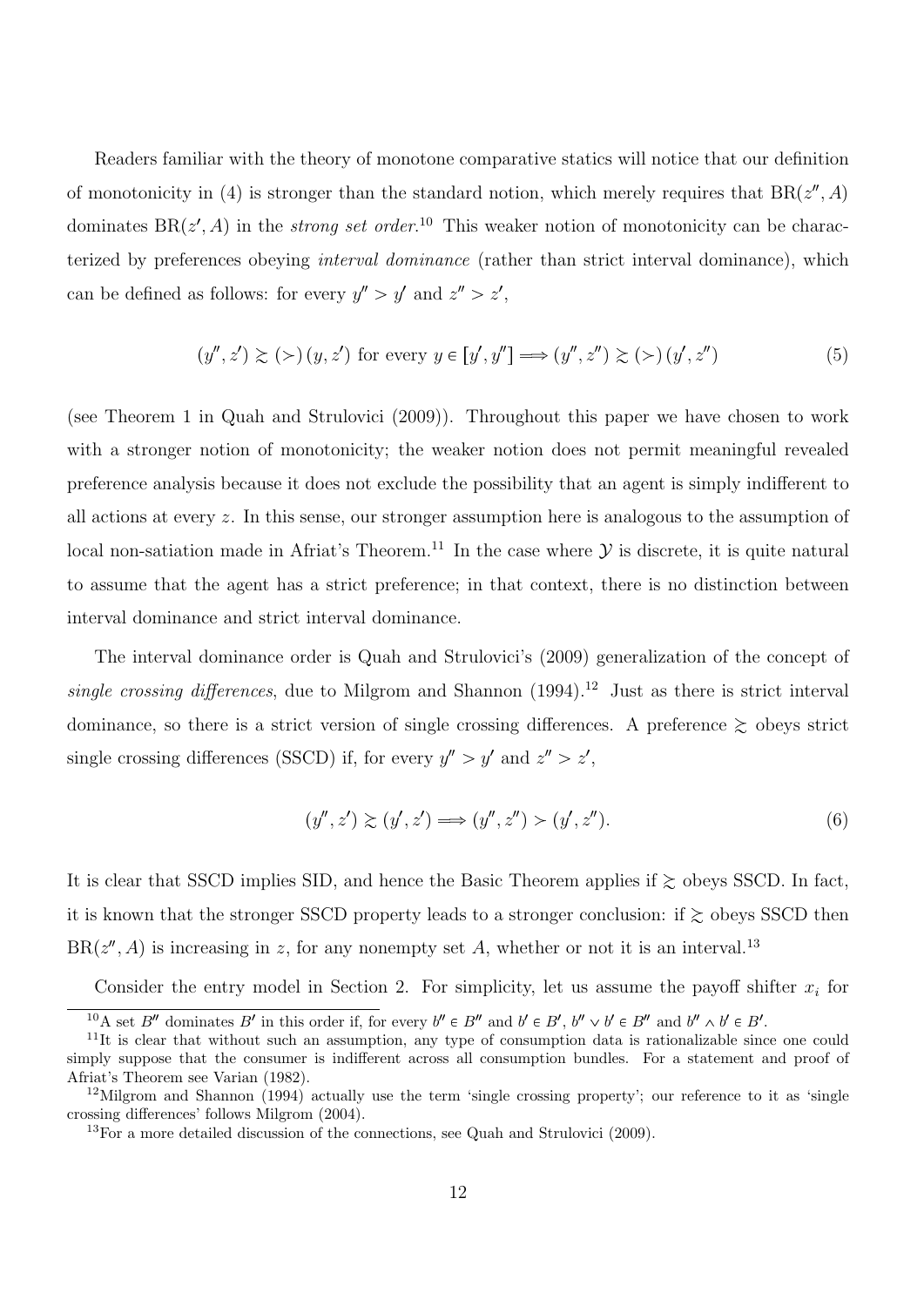Readers familiar with the theory of monotone comparative statics will notice that our definition of monotonicity in (4) is stronger than the standard notion, which merely requires that $\text{BR}(z'', A)$ dominates $\text{BR}(z', A)$ in the *strong set order*.[10] This weaker notion of monotonicity can be characterized by preferences obeying *interval dominance* (rather than strict interval dominance), which can be defined as follows: for every $y'' > y'$ and $z'' > z'$,

$$(y'', z') \gtrsim (\succ)\, (y, z') \text{ for every } y \in [y', y''] \Longrightarrow (y'', z'') \gtrsim (\succ)\, (y', z'') \tag{5}$$

(see Theorem 1 in Quah and Strulovici (2009)). Throughout this paper we have chosen to work with a stronger notion of monotonicity; the weaker notion does not permit meaningful revealed preference analysis because it does not exclude the possibility that an agent is simply indifferent to all actions at every $z$. In this sense, our stronger assumption here is analogous to the assumption of local non-satiation made in Afriat's Theorem.[11] In the case where $\mathcal{Y}$ is discrete, it is quite natural to assume that the agent has a strict preference; in that context, there is no distinction between interval dominance and strict interval dominance.

The interval dominance order is Quah and Strulovici's (2009) generalization of the concept of *single crossing differences*, due to Milgrom and Shannon (1994).[12] Just as there is strict interval dominance, so there is a strict version of single crossing differences. A preference $\gtrsim$ obeys strict single crossing differences (SSCD) if, for every $y'' > y'$ and $z'' > z'$,

$$(y'', z') \gtrsim (y', z') \Longrightarrow (y'', z'') \succ (y', z''). \tag{6}$$

It is clear that SSCD implies SID, and hence the Basic Theorem applies if $\gtrsim$ obeys SSCD. In fact, it is known that the stronger SSCD property leads to a stronger conclusion: if $\gtrsim$ obeys SSCD then $\text{BR}(z'', A)$ is increasing in $z$, for any nonempty set $A$, whether or not it is an interval.[13]

Consider the entry model in Section 2. For simplicity, let us assume the payoff shifter $x_i$ for

---

[10] A set $B''$ dominates $B'$ in this order if, for every $b'' \in B''$ and $b' \in B'$, $b'' \vee b' \in B''$ and $b'' \wedge b' \in B'$.

[11] It is clear that without such an assumption, any type of consumption data is rationalizable since one could simply suppose that the consumer is indifferent across all consumption bundles. For a statement and proof of Afriat's Theorem see Varian (1982).

[12] Milgrom and Shannon (1994) actually use the term 'single crossing property'; our reference to it as 'single crossing differences' follows Milgrom (2004).

[13] For a more detailed discussion of the connections, see Quah and Strulovici (2009).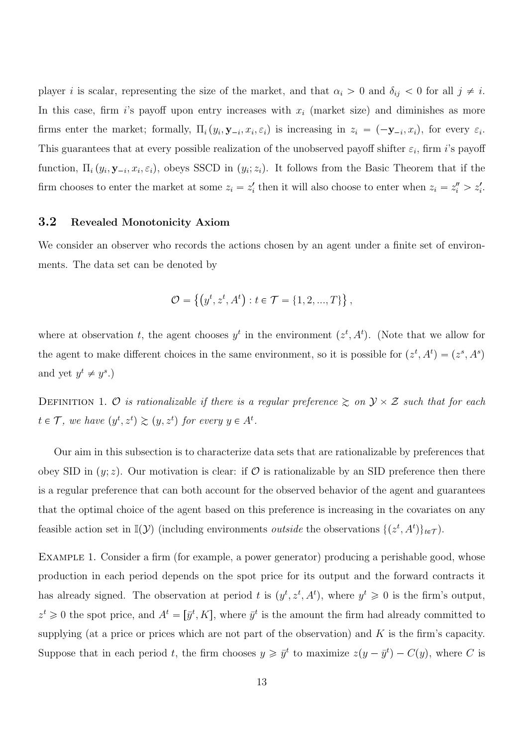player $i$ is scalar, representing the size of the market, and that $\alpha_i > 0$ and $\delta_{ij} < 0$ for all $j \neq i$. In this case, firm $i$'s payoff upon entry increases with $x_i$ (market size) and diminishes as more firms enter the market; formally, $\Pi_i(y_i, \mathbf{y}_{-i}, x_i, \varepsilon_i)$ is increasing in $z_i = (-\mathbf{y}_{-i}, x_i)$, for every $\varepsilon_i$. This guarantees that at every possible realization of the unobserved payoff shifter $\varepsilon_i$, firm $i$'s payoff function, $\Pi_i(y_i, \mathbf{y}_{-i}, x_i, \varepsilon_i)$, obeys SSCD in $(y_i; z_i)$. It follows from the Basic Theorem that if the firm chooses to enter the market at some $z_i = z_i'$ then it will also choose to enter when $z_i = z_i'' > z_i'$.

### 3.2 Revealed Monotonicity Axiom

We consider an observer who records the actions chosen by an agent under a finite set of environments. The data set can be denoted by

$$\mathcal{O} = \left\{ \left(y^t, z^t, A^t\right) : t \in \mathcal{T} = \{1, 2, ..., T\} \right\},$$

where at observation $t$, the agent chooses $y^t$ in the environment $(z^t, A^t)$. (Note that we allow for the agent to make different choices in the same environment, so it is possible for $(z^t, A^t) = (z^s, A^s)$ and yet $y^t \neq y^s$.)

Definition 1. *$\mathcal{O}$ is rationalizable if there is a regular preference $\gtrsim$ on $\mathcal{Y} \times \mathcal{Z}$ such that for each $t \in \mathcal{T}$, we have $(y^t, z^t) \gtrsim (y, z^t)$ for every $y \in A^t$.*

Our aim in this subsection is to characterize data sets that are rationalizable by preferences that obey SID in $(y; z)$. Our motivation is clear: if $\mathcal{O}$ is rationalizable by an SID preference then there is a regular preference that can both account for the observed behavior of the agent and guarantees that the optimal choice of the agent based on this preference is increasing in the covariates on any feasible action set in $\mathbb{I}(\mathcal{Y})$ (including environments *outside* the observations $\{(z^t, A^t)\}_{t \in \mathcal{T}}$).

Example 1. Consider a firm (for example, a power generator) producing a perishable good, whose production in each period depends on the spot price for its output and the forward contracts it has already signed. The observation at period $t$ is $(y^t, z^t, A^t)$, where $y^t \geqslant 0$ is the firm's output, $z^t \geqslant 0$ the spot price, and $A^t = [\bar{y}^t, K]$, where $\bar{y}^t$ is the amount the firm had already committed to supplying (at a price or prices which are not part of the observation) and $K$ is the firm's capacity. Suppose that in each period $t$, the firm chooses $y \geqslant \bar{y}^t$ to maximize $z(y - \bar{y}^t) - C(y)$, where $C$ is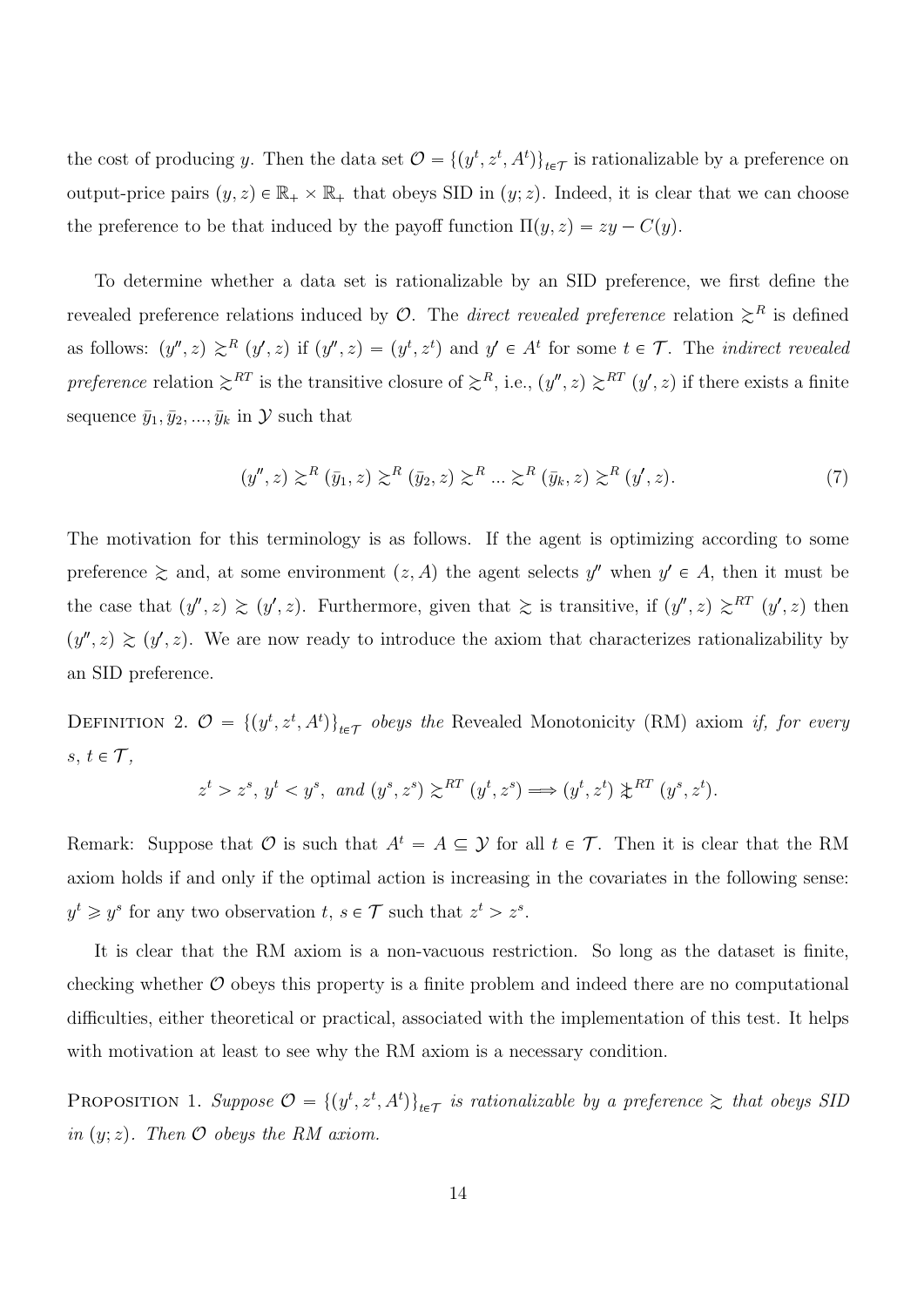the cost of producing $y$. Then the data set $\mathcal{O} = \{(y^t, z^t, A^t)\}_{t\in\mathcal{T}}$ is rationalizable by a preference on output-price pairs $(y, z) \in \mathbb{R}_+ \times \mathbb{R}_+$ that obeys SID in $(y; z)$. Indeed, it is clear that we can choose the preference to be that induced by the payoff function $\Pi(y, z) = zy - C(y)$.

To determine whether a data set is rationalizable by an SID preference, we first define the revealed preference relations induced by $\mathcal{O}$. The *direct revealed preference* relation $\succsim^R$ is defined as follows: $(y'', z) \succsim^R (y', z)$ if $(y'', z) = (y^t, z^t)$ and $y' \in A^t$ for some $t \in \mathcal{T}$. The *indirect revealed preference* relation $\succsim^{RT}$ is the transitive closure of $\succsim^R$, i.e., $(y'', z) \succsim^{RT} (y', z)$ if there exists a finite sequence $\bar{y}_1, \bar{y}_2, ..., \bar{y}_k$ in $\mathcal{Y}$ such that

$$(y'', z) \succsim^R (\bar{y}_1, z) \succsim^R (\bar{y}_2, z) \succsim^R ... \succsim^R (\bar{y}_k, z) \succsim^R (y', z). \tag{7}$$

The motivation for this terminology is as follows. If the agent is optimizing according to some preference $\succsim$ and, at some environment $(z, A)$ the agent selects $y''$ when $y' \in A$, then it must be the case that $(y'', z) \succsim (y', z)$. Furthermore, given that $\succsim$ is transitive, if $(y'', z) \succsim^{RT} (y', z)$ then $(y'', z) \succsim (y', z)$. We are now ready to introduce the axiom that characterizes rationalizability by an SID preference.

DEFINITION 2. *$\mathcal{O} = \{(y^t, z^t, A^t)\}_{t\in\mathcal{T}}$ obeys the* Revealed Monotonicity (RM) axiom *if, for every $s$, $t \in \mathcal{T}$,*

$$z^t > z^s,\ y^t < y^s,\ \text{and } (y^s, z^s) \succsim^{RT} (y^t, z^s) \Longrightarrow (y^t, z^t) \not\succsim^{RT} (y^s, z^t).$$

Remark: Suppose that $\mathcal{O}$ is such that $A^t = A \subseteq \mathcal{Y}$ for all $t \in \mathcal{T}$. Then it is clear that the RM axiom holds if and only if the optimal action is increasing in the covariates in the following sense: $y^t \geqslant y^s$ for any two observation $t$, $s \in \mathcal{T}$ such that $z^t > z^s$.

It is clear that the RM axiom is a non-vacuous restriction. So long as the dataset is finite, checking whether $\mathcal{O}$ obeys this property is a finite problem and indeed there are no computational difficulties, either theoretical or practical, associated with the implementation of this test. It helps with motivation at least to see why the RM axiom is a necessary condition.

PROPOSITION 1. *Suppose $\mathcal{O} = \{(y^t, z^t, A^t)\}_{t\in\mathcal{T}}$ is rationalizable by a preference $\succsim$ that obeys SID in $(y; z)$. Then $\mathcal{O}$ obeys the RM axiom.*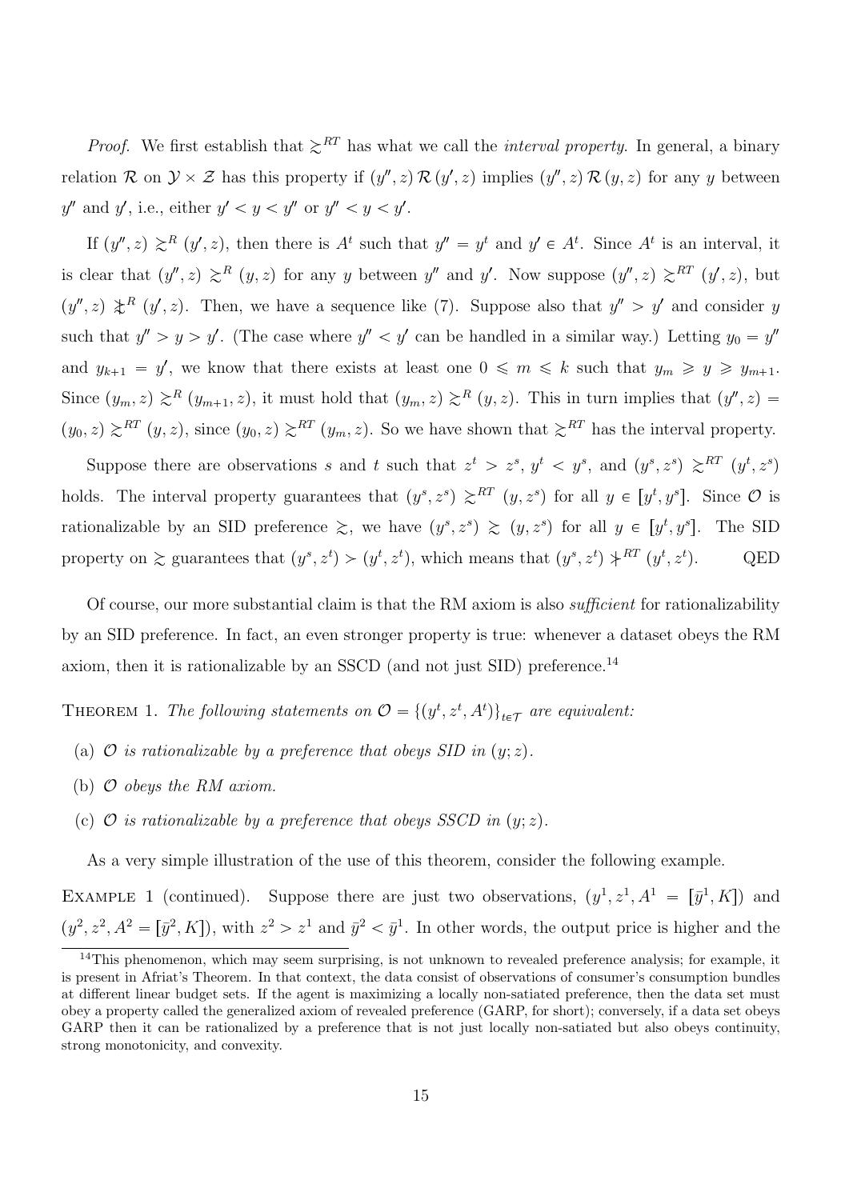*Proof.* We first establish that $\succsim^{RT}$ has what we call the *interval property*. In general, a binary relation $\mathcal{R}$ on $\mathcal{Y} \times \mathcal{Z}$ has this property if $(y'', z)\,\mathcal{R}\,(y', z)$ implies $(y'', z)\,\mathcal{R}\,(y, z)$ for any $y$ between $y''$ and $y'$, i.e., either $y' < y < y''$ or $y'' < y < y'$.

If $(y'', z) \succsim^{R} (y', z)$, then there is $A^t$ such that $y'' = y^t$ and $y' \in A^t$. Since $A^t$ is an interval, it is clear that $(y'', z) \succsim^{R} (y, z)$ for any $y$ between $y''$ and $y'$. Now suppose $(y'', z) \succsim^{RT} (y', z)$, but $(y'', z) \not\succsim^{R} (y', z)$. Then, we have a sequence like (7). Suppose also that $y'' > y'$ and consider $y$ such that $y'' > y > y'$. (The case where $y'' < y'$ can be handled in a similar way.) Letting $y_0 = y''$ and $y_{k+1} = y'$, we know that there exists at least one $0 \leqslant m \leqslant k$ such that $y_m \geqslant y \geqslant y_{m+1}$. Since $(y_m, z) \succsim^{R} (y_{m+1}, z)$, it must hold that $(y_m, z) \succsim^{R} (y, z)$. This in turn implies that $(y'', z) = (y_0, z) \succsim^{RT} (y, z)$, since $(y_0, z) \succsim^{RT} (y_m, z)$. So we have shown that $\succsim^{RT}$ has the interval property.

Suppose there are observations $s$ and $t$ such that $z^t > z^s$, $y^t < y^s$, and $(y^s, z^s) \succsim^{RT} (y^t, z^s)$ holds. The interval property guarantees that $(y^s, z^s) \succsim^{RT} (y, z^s)$ for all $y \in [y^t, y^s]$. Since $\mathcal{O}$ is rationalizable by an SID preference $\succsim$, we have $(y^s, z^s) \succsim (y, z^s)$ for all $y \in [y^t, y^s]$. The SID property on $\succsim$ guarantees that $(y^s, z^t) \succ (y^t, z^t)$, which means that $(y^s, z^t) \not\succ^{RT} (y^t, z^t)$. QED

Of course, our more substantial claim is that the RM axiom is also *sufficient* for rationalizability by an SID preference. In fact, an even stronger property is true: whenever a dataset obeys the RM axiom, then it is rationalizable by an SSCD (and not just SID) preference.[14]

THEOREM 1. *The following statements on $\mathcal{O} = \{(y^t, z^t, A^t)\}_{t \in \mathcal{T}}$ are equivalent:*

- (a) *$\mathcal{O}$ is rationalizable by a preference that obeys SID in $(y; z)$.*
- (b) *$\mathcal{O}$ obeys the RM axiom.*
- (c) *$\mathcal{O}$ is rationalizable by a preference that obeys SSCD in $(y; z)$.*

As a very simple illustration of the use of this theorem, consider the following example.

EXAMPLE 1 (continued). Suppose there are just two observations, $(y^1, z^1, A^1 = [\bar{y}^1, K])$ and $(y^2, z^2, A^2 = [\bar{y}^2, K])$, with $z^2 > z^1$ and $\bar{y}^2 < \bar{y}^1$. In other words, the output price is higher and the

[14] This phenomenon, which may seem surprising, is not unknown to revealed preference analysis; for example, it is present in Afriat's Theorem. In that context, the data consist of observations of consumer's consumption bundles at different linear budget sets. If the agent is maximizing a locally non-satiated preference, then the data set must obey a property called the generalized axiom of revealed preference (GARP, for short); conversely, if a data set obeys GARP then it can be rationalized by a preference that is not just locally non-satiated but also obeys continuity, strong monotonicity, and convexity.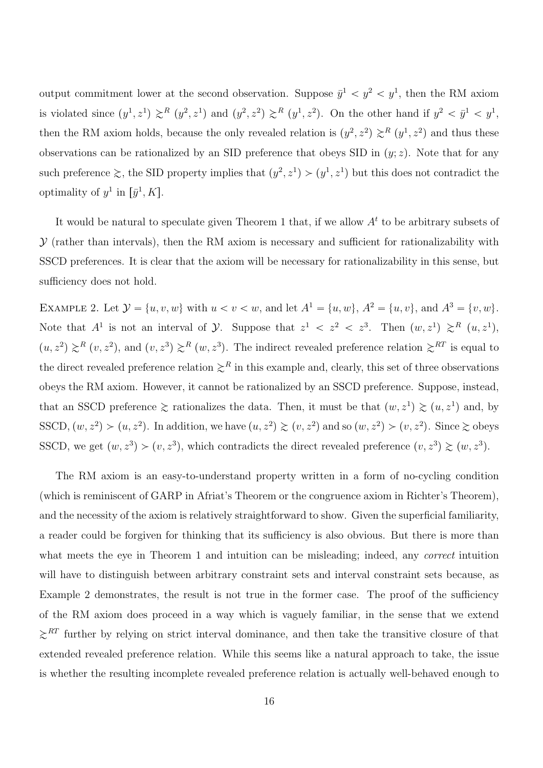output commitment lower at the second observation. Suppose $\bar{y}^1 < y^2 < y^1$, then the RM axiom is violated since $(y^1, z^1) \succsim^R (y^2, z^1)$ and $(y^2, z^2) \succsim^R (y^1, z^2)$. On the other hand if $y^2 < \bar{y}^1 < y^1$, then the RM axiom holds, because the only revealed relation is $(y^2, z^2) \succsim^R (y^1, z^2)$ and thus these observations can be rationalized by an SID preference that obeys SID in $(y; z)$. Note that for any such preference $\succsim$, the SID property implies that $(y^2, z^1) \succ (y^1, z^1)$ but this does not contradict the optimality of $y^1$ in $[\bar{y}^1, K]$.

It would be natural to speculate given Theorem 1 that, if we allow $A^t$ to be arbitrary subsets of $\mathcal{Y}$ (rather than intervals), then the RM axiom is necessary and sufficient for rationalizability with SSCD preferences. It is clear that the axiom will be necessary for rationalizability in this sense, but sufficiency does not hold.

EXAMPLE 2. Let $\mathcal{Y} = \{u, v, w\}$ with $u < v < w$, and let $A^1 = \{u, w\}$, $A^2 = \{u, v\}$, and $A^3 = \{v, w\}$. Note that $A^1$ is not an interval of $\mathcal{Y}$. Suppose that $z^1 < z^2 < z^3$. Then $(w, z^1) \succsim^R (u, z^1)$, $(u, z^2) \succsim^R (v, z^2)$, and $(v, z^3) \succsim^R (w, z^3)$. The indirect revealed preference relation $\succsim^{RT}$ is equal to the direct revealed preference relation $\succsim^R$ in this example and, clearly, this set of three observations obeys the RM axiom. However, it cannot be rationalized by an SSCD preference. Suppose, instead, that an SSCD preference $\succsim$ rationalizes the data. Then, it must be that $(w, z^1) \succsim (u, z^1)$ and, by SSCD, $(w, z^2) \succ (u, z^2)$. In addition, we have $(u, z^2) \succsim (v, z^2)$ and so $(w, z^2) \succ (v, z^2)$. Since $\succsim$ obeys SSCD, we get $(w, z^3) \succ (v, z^3)$, which contradicts the direct revealed preference $(v, z^3) \succsim (w, z^3)$.

The RM axiom is an easy-to-understand property written in a form of no-cycling condition (which is reminiscent of GARP in Afriat's Theorem or the congruence axiom in Richter's Theorem), and the necessity of the axiom is relatively straightforward to show. Given the superficial familiarity, a reader could be forgiven for thinking that its sufficiency is also obvious. But there is more than what meets the eye in Theorem 1 and intuition can be misleading; indeed, any *correct* intuition will have to distinguish between arbitrary constraint sets and interval constraint sets because, as Example 2 demonstrates, the result is not true in the former case. The proof of the sufficiency of the RM axiom does proceed in a way which is vaguely familiar, in the sense that we extend $\succsim^{RT}$ further by relying on strict interval dominance, and then take the transitive closure of that extended revealed preference relation. While this seems like a natural approach to take, the issue is whether the resulting incomplete revealed preference relation is actually well-behaved enough to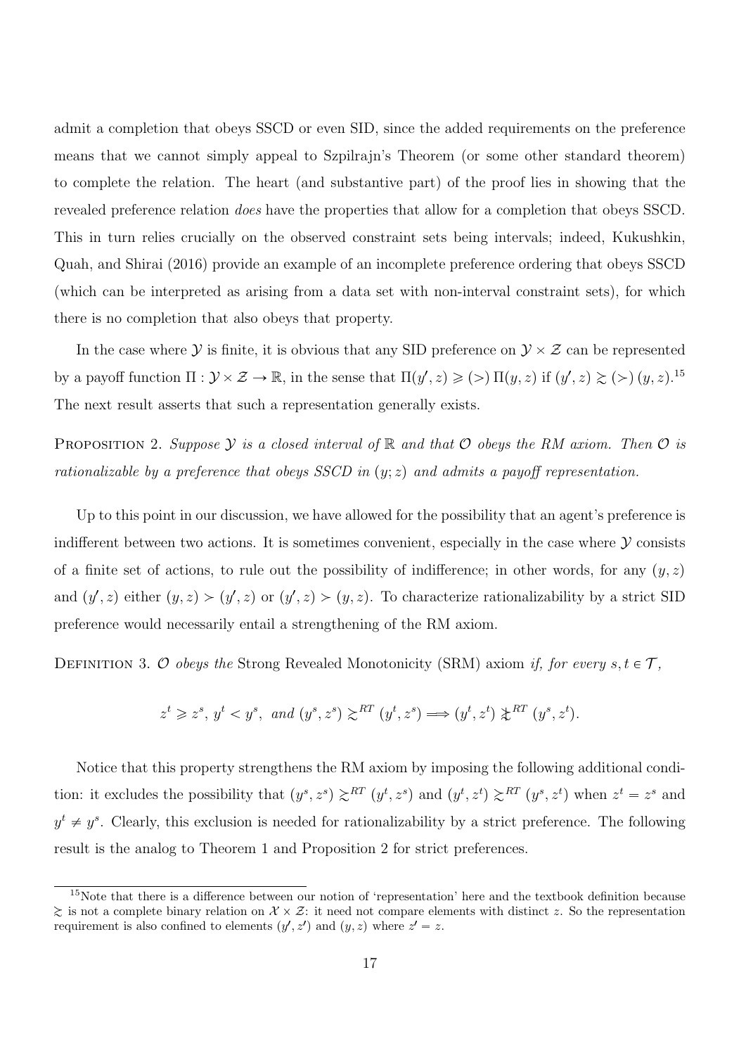admit a completion that obeys SSCD or even SID, since the added requirements on the preference means that we cannot simply appeal to Szpilrajn's Theorem (or some other standard theorem) to complete the relation. The heart (and substantive part) of the proof lies in showing that the revealed preference relation *does* have the properties that allow for a completion that obeys SSCD. This in turn relies crucially on the observed constraint sets being intervals; indeed, Kukushkin, Quah, and Shirai (2016) provide an example of an incomplete preference ordering that obeys SSCD (which can be interpreted as arising from a data set with non-interval constraint sets), for which there is no completion that also obeys that property.

In the case where $\mathcal{Y}$ is finite, it is obvious that any SID preference on $\mathcal{Y} \times \mathcal{Z}$ can be represented by a payoff function $\Pi : \mathcal{Y} \times \mathcal{Z} \to \mathbb{R}$, in the sense that $\Pi(y', z) \geqslant (>) \, \Pi(y, z)$ if $(y', z) \succsim (\succ) \, (y, z)$.[15] The next result asserts that such a representation generally exists.

Proposition 2. *Suppose $\mathcal{Y}$ is a closed interval of $\mathbb{R}$ and that $\mathcal{O}$ obeys the RM axiom. Then $\mathcal{O}$ is rationalizable by a preference that obeys SSCD in $(y; z)$ and admits a payoff representation.*

Up to this point in our discussion, we have allowed for the possibility that an agent's preference is indifferent between two actions. It is sometimes convenient, especially in the case where $\mathcal{Y}$ consists of a finite set of actions, to rule out the possibility of indifference; in other words, for any $(y, z)$ and $(y', z)$ either $(y, z) \succ (y', z)$ or $(y', z) \succ (y, z)$. To characterize rationalizability by a strict SID preference would necessarily entail a strengthening of the RM axiom.

Definition 3. *$\mathcal{O}$ obeys the* Strong Revealed Monotonicity (SRM) axiom *if, for every $s, t \in \mathcal{T}$,*

$$z^t \geqslant z^s, \; y^t < y^s, \;\; \text{and} \; (y^s, z^s) \succsim^{RT} (y^t, z^s) \Longrightarrow (y^t, z^t) \not\succsim^{RT} (y^s, z^t).$$

Notice that this property strengthens the RM axiom by imposing the following additional condition: it excludes the possibility that $(y^s, z^s) \succsim^{RT} (y^t, z^s)$ and $(y^t, z^t) \succsim^{RT} (y^s, z^t)$ when $z^t = z^s$ and $y^t \neq y^s$. Clearly, this exclusion is needed for rationalizability by a strict preference. The following result is the analog to Theorem 1 and Proposition 2 for strict preferences.

[15] Note that there is a difference between our notion of 'representation' here and the textbook definition because $\succsim$ is not a complete binary relation on $\mathcal{X} \times \mathcal{Z}$: it need not compare elements with distinct $z$. So the representation requirement is also confined to elements $(y', z')$ and $(y, z)$ where $z' = z$.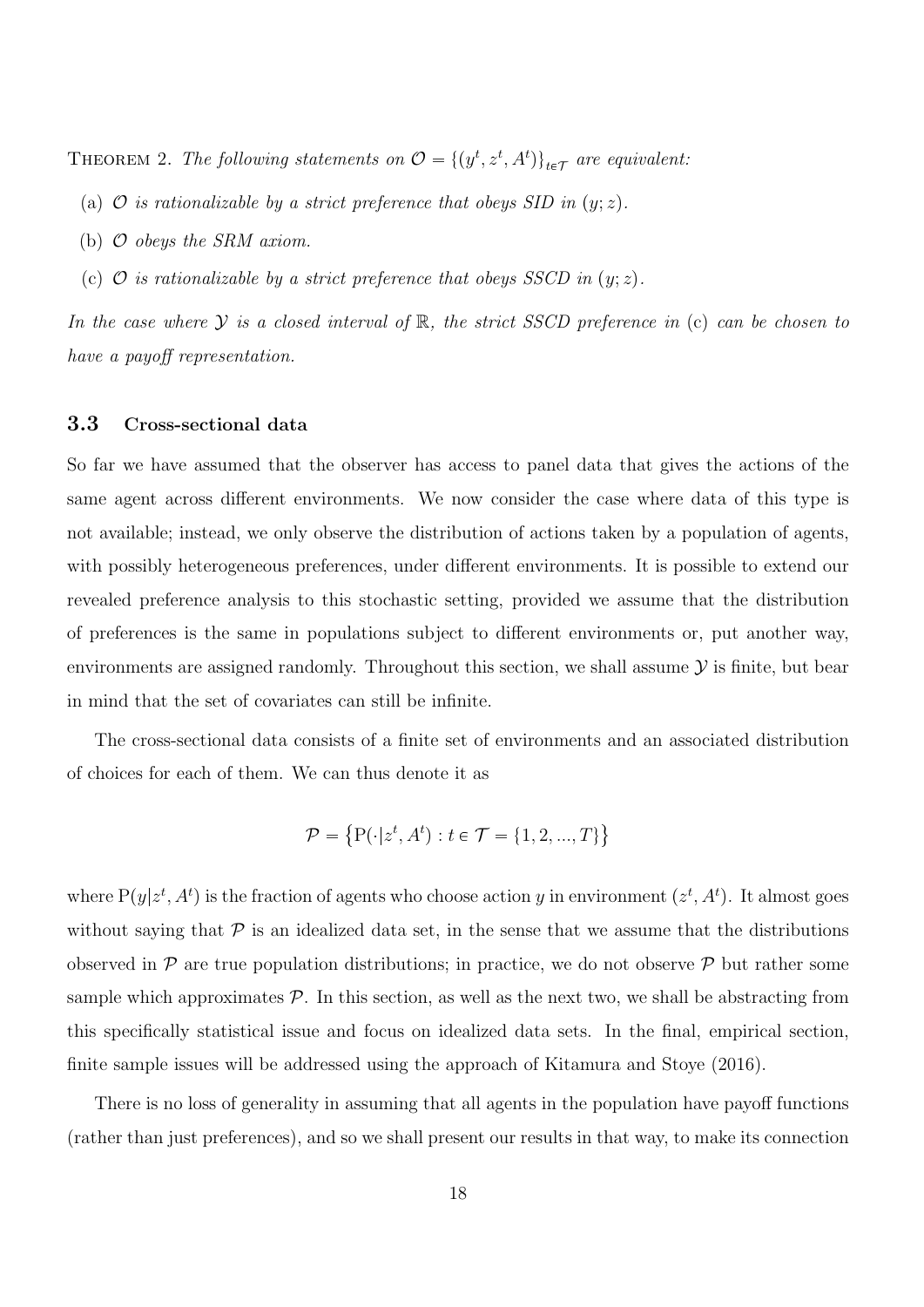THEOREM 2. *The following statements on $\mathcal{O} = \{(y^t, z^t, A^t)\}_{t \in \mathcal{T}}$ are equivalent:*

(a) *$\mathcal{O}$ is rationalizable by a strict preference that obeys SID in $(y; z)$.*

(b) *$\mathcal{O}$ obeys the SRM axiom.*

(c) *$\mathcal{O}$ is rationalizable by a strict preference that obeys SSCD in $(y; z)$.*

*In the case where $\mathcal{Y}$ is a closed interval of $\mathbb{R}$, the strict SSCD preference in* (c) *can be chosen to have a payoff representation.*

### 3.3 Cross-sectional data

So far we have assumed that the observer has access to panel data that gives the actions of the same agent across different environments. We now consider the case where data of this type is not available; instead, we only observe the distribution of actions taken by a population of agents, with possibly heterogeneous preferences, under different environments. It is possible to extend our revealed preference analysis to this stochastic setting, provided we assume that the distribution of preferences is the same in populations subject to different environments or, put another way, environments are assigned randomly. Throughout this section, we shall assume $\mathcal{Y}$ is finite, but bear in mind that the set of covariates can still be infinite.

The cross-sectional data consists of a finite set of environments and an associated distribution of choices for each of them. We can thus denote it as

$$\mathcal{P} = \left\{ \mathrm{P}(\cdot | z^t, A^t) : t \in \mathcal{T} = \{1, 2, ..., T\} \right\}$$

where $\mathrm{P}(y|z^t, A^t)$ is the fraction of agents who choose action $y$ in environment $(z^t, A^t)$. It almost goes without saying that $\mathcal{P}$ is an idealized data set, in the sense that we assume that the distributions observed in $\mathcal{P}$ are true population distributions; in practice, we do not observe $\mathcal{P}$ but rather some sample which approximates $\mathcal{P}$. In this section, as well as the next two, we shall be abstracting from this specifically statistical issue and focus on idealized data sets. In the final, empirical section, finite sample issues will be addressed using the approach of Kitamura and Stoye (2016).

There is no loss of generality in assuming that all agents in the population have payoff functions (rather than just preferences), and so we shall present our results in that way, to make its connection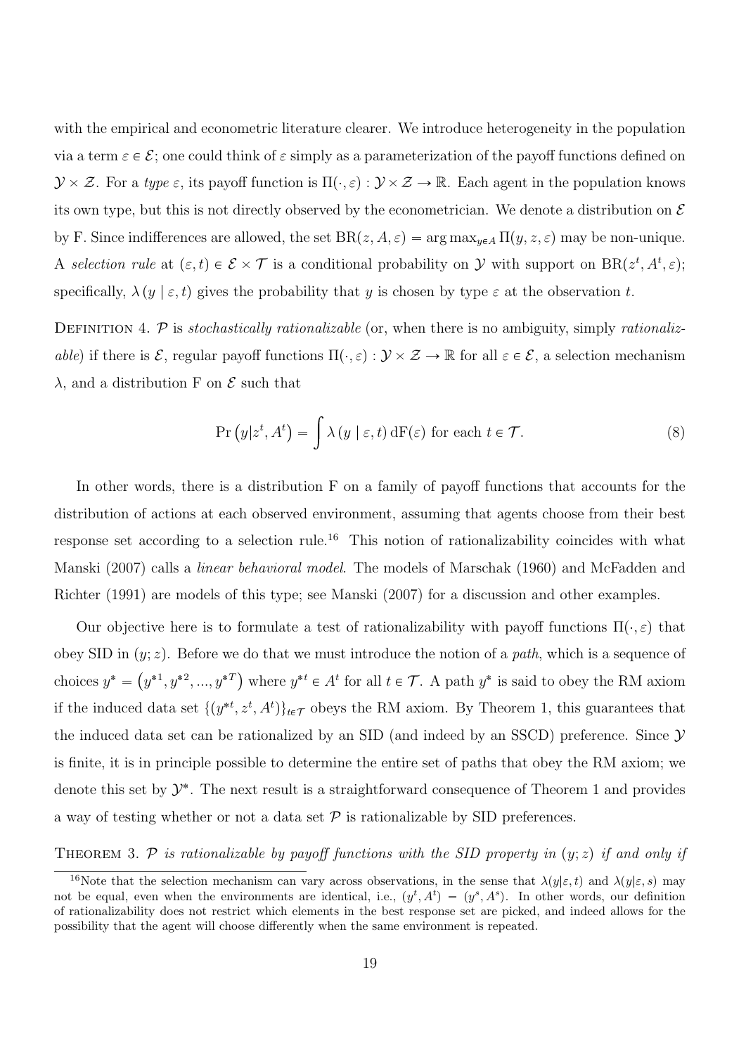with the empirical and econometric literature clearer. We introduce heterogeneity in the population via a term $\varepsilon \in \mathcal{E}$; one could think of $\varepsilon$ simply as a parameterization of the payoff functions defined on $\mathcal{Y} \times \mathcal{Z}$. For a *type* $\varepsilon$, its payoff function is $\Pi(\cdot, \varepsilon) : \mathcal{Y} \times \mathcal{Z} \to \mathbb{R}$. Each agent in the population knows its own type, but this is not directly observed by the econometrician. We denote a distribution on $\mathcal{E}$ by F. Since indifferences are allowed, the set $\text{BR}(z, A, \varepsilon) = \arg\max_{y \in A} \Pi(y, z, \varepsilon)$ may be non-unique. A *selection rule* at $(\varepsilon, t) \in \mathcal{E} \times \mathcal{T}$ is a conditional probability on $\mathcal{Y}$ with support on $\text{BR}(z^t, A^t, \varepsilon)$; specifically, $\lambda(y \mid \varepsilon, t)$ gives the probability that $y$ is chosen by type $\varepsilon$ at the observation $t$.

Definition 4. $\mathcal{P}$ is *stochastically rationalizable* (or, when there is no ambiguity, simply *rationalizable*) if there is $\mathcal{E}$, regular payoff functions $\Pi(\cdot, \varepsilon) : \mathcal{Y} \times \mathcal{Z} \to \mathbb{R}$ for all $\varepsilon \in \mathcal{E}$, a selection mechanism $\lambda$, and a distribution F on $\mathcal{E}$ such that

$$\Pr\left(y | z^t, A^t\right) = \int \lambda\left(y \mid \varepsilon, t\right) \mathrm{dF}(\varepsilon) \text{ for each } t \in \mathcal{T}. \tag{8}$$

In other words, there is a distribution F on a family of payoff functions that accounts for the distribution of actions at each observed environment, assuming that agents choose from their best response set according to a selection rule.[16] This notion of rationalizability coincides with what Manski (2007) calls a *linear behavioral model*. The models of Marschak (1960) and McFadden and Richter (1991) are models of this type; see Manski (2007) for a discussion and other examples.

Our objective here is to formulate a test of rationalizability with payoff functions $\Pi(\cdot, \varepsilon)$ that obey SID in $(y; z)$. Before we do that we must introduce the notion of a *path*, which is a sequence of choices $y^* = \left(y^{*1}, y^{*2}, ..., y^{*T}\right)$ where $y^{*t} \in A^t$ for all $t \in \mathcal{T}$. A path $y^*$ is said to obey the RM axiom if the induced data set $\{(y^{*t}, z^t, A^t)\}_{t \in \mathcal{T}}$ obeys the RM axiom. By Theorem 1, this guarantees that the induced data set can be rationalized by an SID (and indeed by an SSCD) preference. Since $\mathcal{Y}$ is finite, it is in principle possible to determine the entire set of paths that obey the RM axiom; we denote this set by $\mathcal{Y}^*$. The next result is a straightforward consequence of Theorem 1 and provides a way of testing whether or not a data set $\mathcal{P}$ is rationalizable by SID preferences.

Theorem 3. *$\mathcal{P}$ is rationalizable by payoff functions with the SID property in $(y; z)$ if and only if*

[16] Note that the selection mechanism can vary across observations, in the sense that $\lambda(y|\varepsilon, t)$ and $\lambda(y|\varepsilon, s)$ may not be equal, even when the environments are identical, i.e., $(y^t, A^t) = (y^s, A^s)$. In other words, our definition of rationalizability does not restrict which elements in the best response set are picked, and indeed allows for the possibility that the agent will choose differently when the same environment is repeated.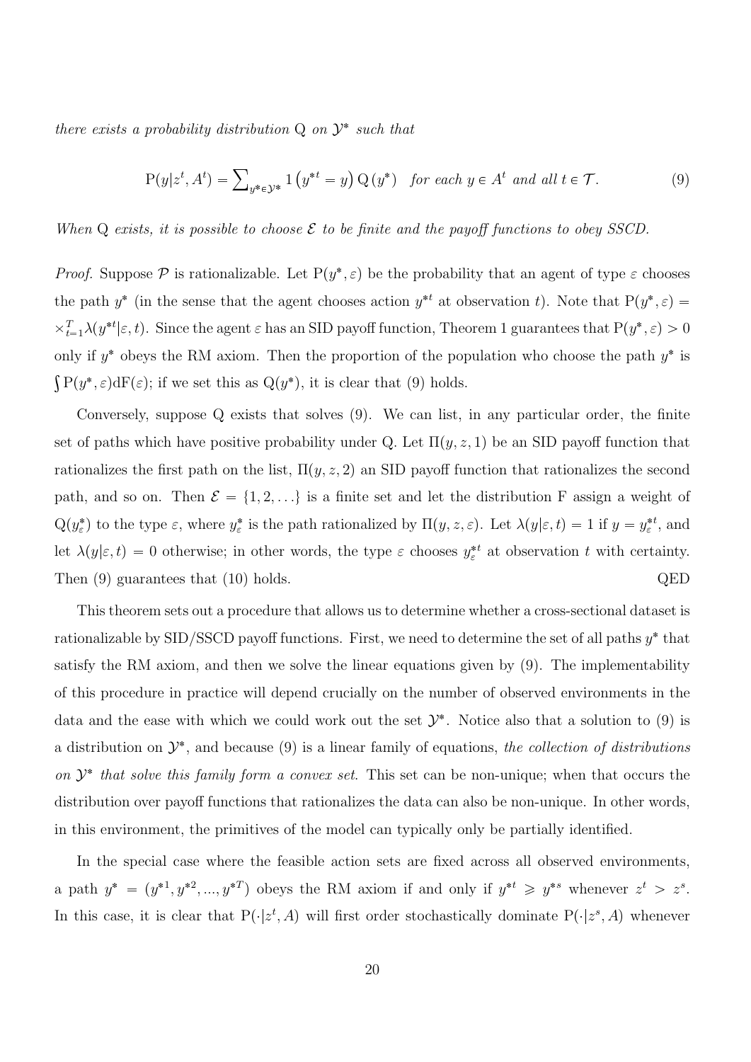*there exists a probability distribution* $\mathrm{Q}$ *on* $\mathcal{Y}^*$ *such that*

$$\mathrm{P}(y|z^t, A^t) = \sum_{y^* \in \mathcal{Y}^*} 1\left(y^{*t} = y\right) \mathrm{Q}\left(y^*\right) \quad \textit{for each } y \in A^t \textit{ and all } t \in \mathcal{T}. \tag{9}$$

*When* $\mathrm{Q}$ *exists, it is possible to choose* $\mathcal{E}$ *to be finite and the payoff functions to obey SSCD.*

*Proof.* Suppose $\mathcal{P}$ is rationalizable. Let $\mathrm{P}(y^*, \varepsilon)$ be the probability that an agent of type $\varepsilon$ chooses the path $y^*$ (in the sense that the agent chooses action $y^{*t}$ at observation $t$). Note that $\mathrm{P}(y^*, \varepsilon) = \times_{t=1}^{T} \lambda(y^{*t}|\varepsilon, t)$. Since the agent $\varepsilon$ has an SID payoff function, Theorem 1 guarantees that $\mathrm{P}(y^*, \varepsilon) > 0$ only if $y^*$ obeys the RM axiom. Then the proportion of the population who choose the path $y^*$ is $\int \mathrm{P}(y^*, \varepsilon) \mathrm{dF}(\varepsilon)$; if we set this as $\mathrm{Q}(y^*)$, it is clear that (9) holds.

Conversely, suppose $\mathrm{Q}$ exists that solves (9). We can list, in any particular order, the finite set of paths which have positive probability under $\mathrm{Q}$. Let $\Pi(y, z, 1)$ be an SID payoff function that rationalizes the first path on the list, $\Pi(y, z, 2)$ an SID payoff function that rationalizes the second path, and so on. Then $\mathcal{E} = \{1, 2, \ldots\}$ is a finite set and let the distribution $\mathrm{F}$ assign a weight of $\mathrm{Q}(y^*_\varepsilon)$ to the type $\varepsilon$, where $y^*_\varepsilon$ is the path rationalized by $\Pi(y, z, \varepsilon)$. Let $\lambda(y|\varepsilon, t) = 1$ if $y = y^{*t}_\varepsilon$, and let $\lambda(y|\varepsilon, t) = 0$ otherwise; in other words, the type $\varepsilon$ chooses $y^{*t}_\varepsilon$ at observation $t$ with certainty. Then (9) guarantees that (10) holds. QED

This theorem sets out a procedure that allows us to determine whether a cross-sectional dataset is rationalizable by SID/SSCD payoff functions. First, we need to determine the set of all paths $y^*$ that satisfy the RM axiom, and then we solve the linear equations given by (9). The implementability of this procedure in practice will depend crucially on the number of observed environments in the data and the ease with which we could work out the set $\mathcal{Y}^*$. Notice also that a solution to (9) is a distribution on $\mathcal{Y}^*$, and because (9) is a linear family of equations, *the collection of distributions on* $\mathcal{Y}^*$ *that solve this family form a convex set*. This set can be non-unique; when that occurs the distribution over payoff functions that rationalizes the data can also be non-unique. In other words, in this environment, the primitives of the model can typically only be partially identified.

In the special case where the feasible action sets are fixed across all observed environments, a path $y^* = (y^{*1}, y^{*2}, ..., y^{*T})$ obeys the RM axiom if and only if $y^{*t} \geqslant y^{*s}$ whenever $z^t > z^s$. In this case, it is clear that $\mathrm{P}(\cdot|z^t, A)$ will first order stochastically dominate $\mathrm{P}(\cdot|z^s, A)$ whenever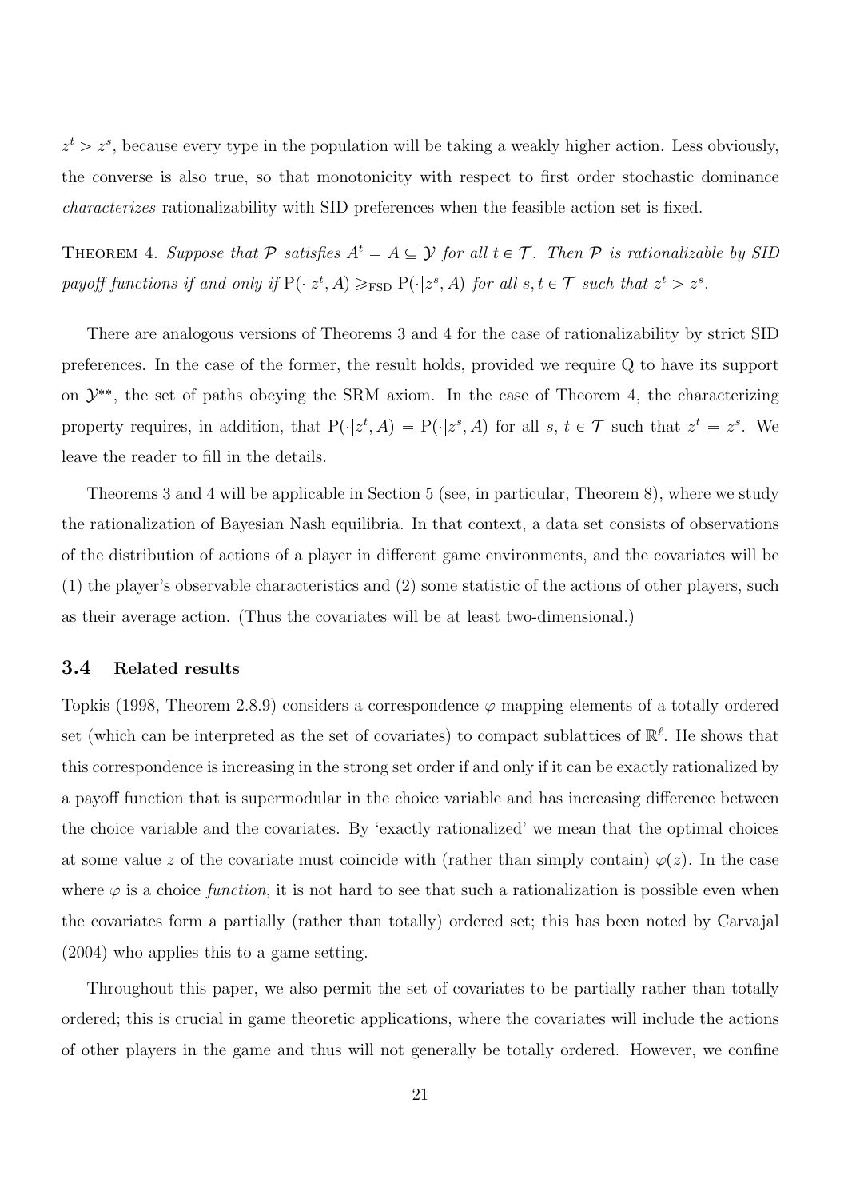$z^t > z^s$, because every type in the population will be taking a weakly higher action. Less obviously, the converse is also true, so that monotonicity with respect to first order stochastic dominance *characterizes* rationalizability with SID preferences when the feasible action set is fixed.

THEOREM 4. *Suppose that $\mathcal{P}$ satisfies $A^t = A \subseteq \mathcal{Y}$ for all $t \in \mathcal{T}$. Then $\mathcal{P}$ is rationalizable by SID payoff functions if and only if $\mathrm{P}(\cdot|z^t, A) \geqslant_{\mathrm{FSD}} \mathrm{P}(\cdot|z^s, A)$ for all $s, t \in \mathcal{T}$ such that $z^t > z^s$.*

There are analogous versions of Theorems 3 and 4 for the case of rationalizability by strict SID preferences. In the case of the former, the result holds, provided we require Q to have its support on $\mathcal{Y}^{**}$, the set of paths obeying the SRM axiom. In the case of Theorem 4, the characterizing property requires, in addition, that $\mathrm{P}(\cdot|z^t, A) = \mathrm{P}(\cdot|z^s, A)$ for all $s$, $t \in \mathcal{T}$ such that $z^t = z^s$. We leave the reader to fill in the details.

Theorems 3 and 4 will be applicable in Section 5 (see, in particular, Theorem 8), where we study the rationalization of Bayesian Nash equilibria. In that context, a data set consists of observations of the distribution of actions of a player in different game environments, and the covariates will be (1) the player's observable characteristics and (2) some statistic of the actions of other players, such as their average action. (Thus the covariates will be at least two-dimensional.)

### 3.4 Related results

Topkis (1998, Theorem 2.8.9) considers a correspondence $\varphi$ mapping elements of a totally ordered set (which can be interpreted as the set of covariates) to compact sublattices of $\mathbb{R}^\ell$. He shows that this correspondence is increasing in the strong set order if and only if it can be exactly rationalized by a payoff function that is supermodular in the choice variable and has increasing difference between the choice variable and the covariates. By 'exactly rationalized' we mean that the optimal choices at some value $z$ of the covariate must coincide with (rather than simply contain) $\varphi(z)$. In the case where $\varphi$ is a choice *function*, it is not hard to see that such a rationalization is possible even when the covariates form a partially (rather than totally) ordered set; this has been noted by Carvajal (2004) who applies this to a game setting.

Throughout this paper, we also permit the set of covariates to be partially rather than totally ordered; this is crucial in game theoretic applications, where the covariates will include the actions of other players in the game and thus will not generally be totally ordered. However, we confine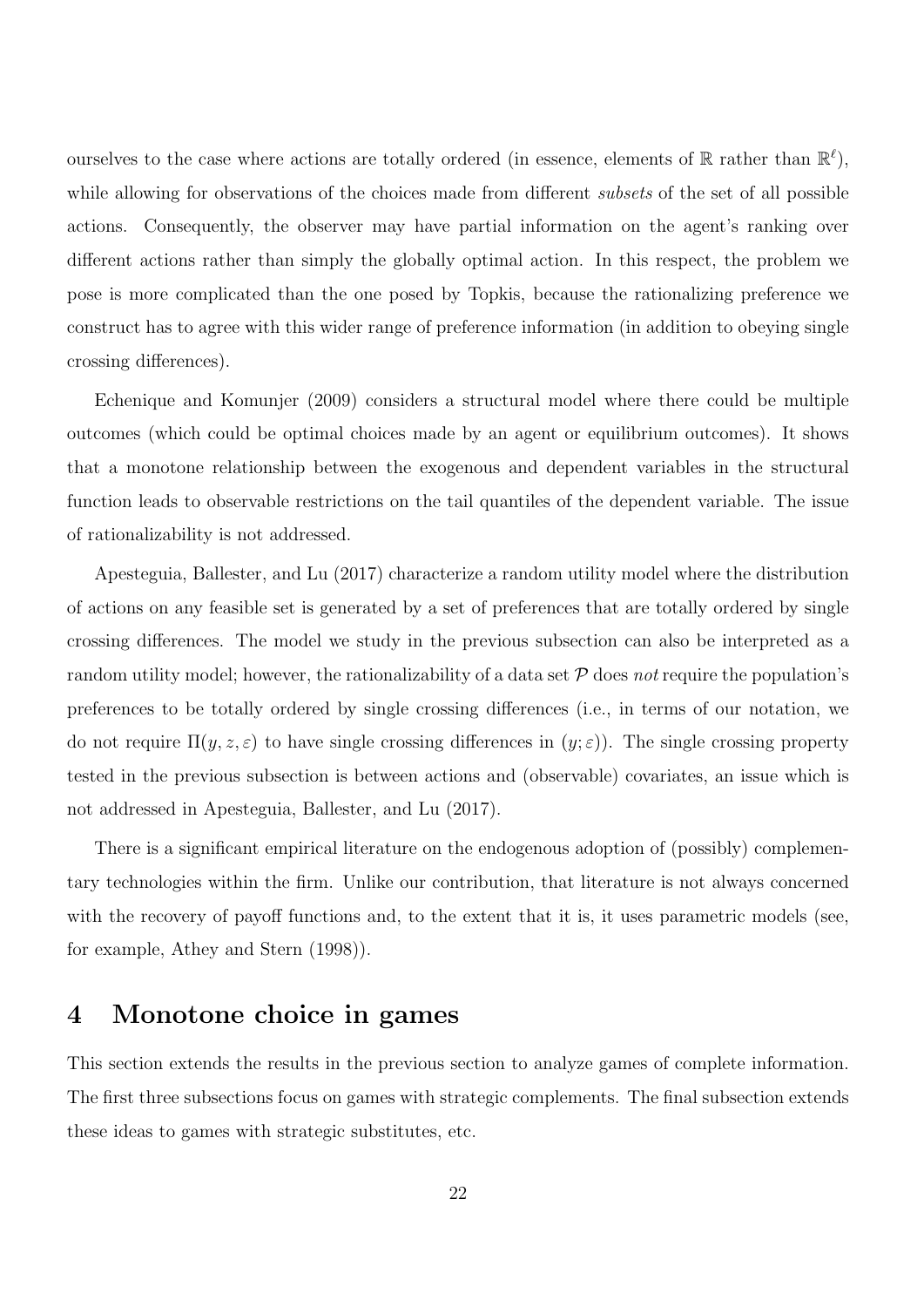ourselves to the case where actions are totally ordered (in essence, elements of $\mathbb{R}$ rather than $\mathbb{R}^\ell$), while allowing for observations of the choices made from different *subsets* of the set of all possible actions. Consequently, the observer may have partial information on the agent's ranking over different actions rather than simply the globally optimal action. In this respect, the problem we pose is more complicated than the one posed by Topkis, because the rationalizing preference we construct has to agree with this wider range of preference information (in addition to obeying single crossing differences).

Echenique and Komunjer (2009) considers a structural model where there could be multiple outcomes (which could be optimal choices made by an agent or equilibrium outcomes). It shows that a monotone relationship between the exogenous and dependent variables in the structural function leads to observable restrictions on the tail quantiles of the dependent variable. The issue of rationalizability is not addressed.

Apesteguia, Ballester, and Lu (2017) characterize a random utility model where the distribution of actions on any feasible set is generated by a set of preferences that are totally ordered by single crossing differences. The model we study in the previous subsection can also be interpreted as a random utility model; however, the rationalizability of a data set $\mathcal{P}$ does *not* require the population's preferences to be totally ordered by single crossing differences (i.e., in terms of our notation, we do not require $\Pi(y, z, \varepsilon)$ to have single crossing differences in $(y; \varepsilon)$). The single crossing property tested in the previous subsection is between actions and (observable) covariates, an issue which is not addressed in Apesteguia, Ballester, and Lu (2017).

There is a significant empirical literature on the endogenous adoption of (possibly) complementary technologies within the firm. Unlike our contribution, that literature is not always concerned with the recovery of payoff functions and, to the extent that it is, it uses parametric models (see, for example, Athey and Stern (1998)).

# 4 Monotone choice in games

This section extends the results in the previous section to analyze games of complete information. The first three subsections focus on games with strategic complements. The final subsection extends these ideas to games with strategic substitutes, etc.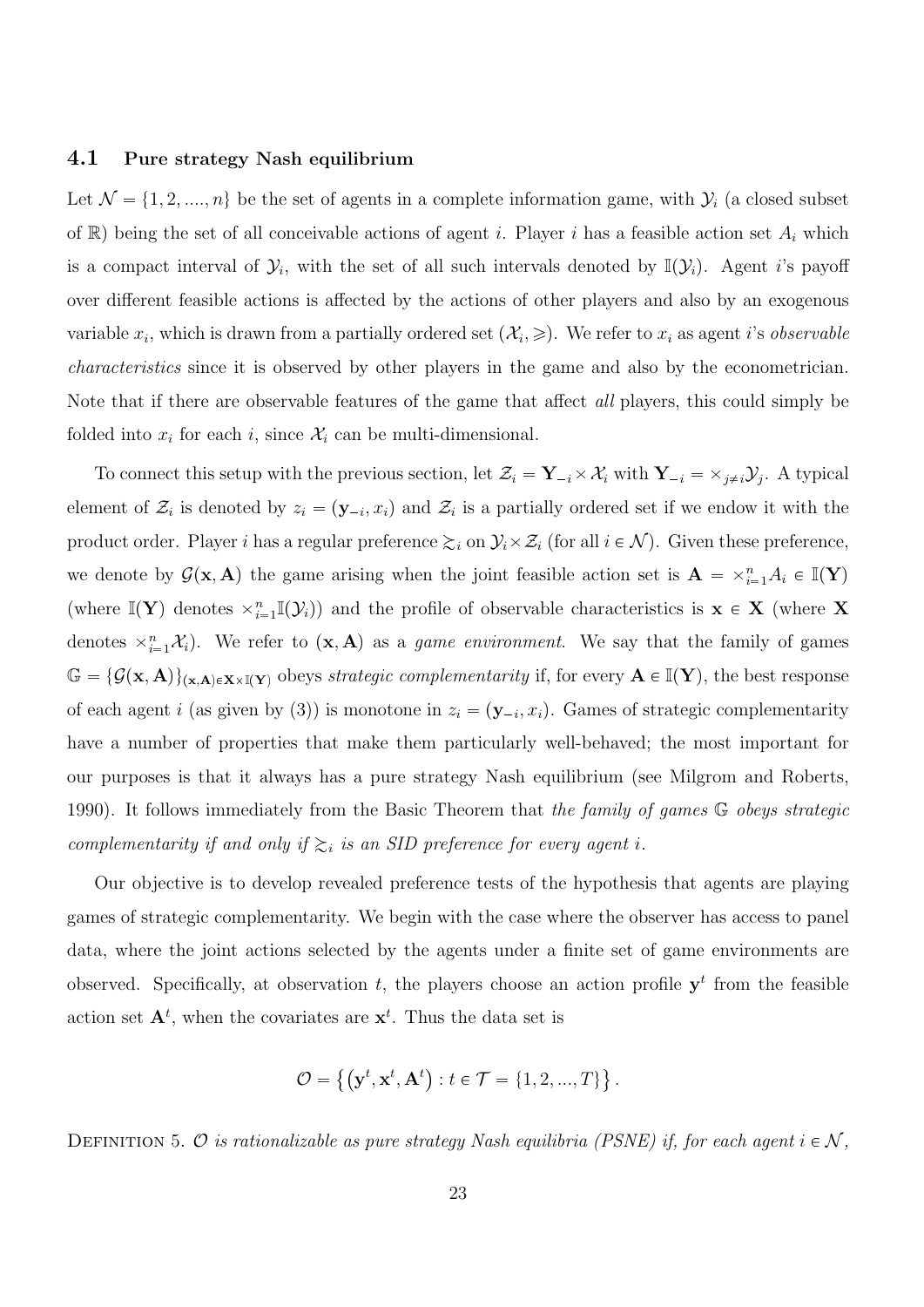### 4.1 Pure strategy Nash equilibrium

Let $\mathcal{N} = \{1, 2, ...., n\}$ be the set of agents in a complete information game, with $\mathcal{Y}_i$ (a closed subset of $\mathbb{R}$) being the set of all conceivable actions of agent $i$. Player $i$ has a feasible action set $A_i$ which is a compact interval of $\mathcal{Y}_i$, with the set of all such intervals denoted by $\mathbb{I}(\mathcal{Y}_i)$. Agent $i$'s payoff over different feasible actions is affected by the actions of other players and also by an exogenous variable $x_i$, which is drawn from a partially ordered set $(\mathcal{X}_i, \geqslant)$. We refer to $x_i$ as agent $i$'s *observable characteristics* since it is observed by other players in the game and also by the econometrician. Note that if there are observable features of the game that affect *all* players, this could simply be folded into $x_i$ for each $i$, since $\mathcal{X}_i$ can be multi-dimensional.

To connect this setup with the previous section, let $\mathcal{Z}_i = \mathbf{Y}_{-i} \times \mathcal{X}_i$ with $\mathbf{Y}_{-i} = \times_{j \neq i} \mathcal{Y}_j$. A typical element of $\mathcal{Z}_i$ is denoted by $z_i = (\mathbf{y}_{-i}, x_i)$ and $\mathcal{Z}_i$ is a partially ordered set if we endow it with the product order. Player $i$ has a regular preference $\succsim_i$ on $\mathcal{Y}_i \times \mathcal{Z}_i$ (for all $i \in \mathcal{N}$). Given these preference, we denote by $\mathcal{G}(\mathbf{x}, \mathbf{A})$ the game arising when the joint feasible action set is $\mathbf{A} = \times_{i=1}^n A_i \in \mathbb{I}(\mathbf{Y})$ (where $\mathbb{I}(\mathbf{Y})$ denotes $\times_{i=1}^n \mathbb{I}(\mathcal{Y}_i)$) and the profile of observable characteristics is $\mathbf{x} \in \mathbf{X}$ (where $\mathbf{X}$ denotes $\times_{i=1}^n \mathcal{X}_i$). We refer to $(\mathbf{x}, \mathbf{A})$ as a *game environment*. We say that the family of games $\mathbb{G} = \{\mathcal{G}(\mathbf{x}, \mathbf{A})\}_{(\mathbf{x}, \mathbf{A}) \in \mathbf{X} \times \mathbb{I}(\mathbf{Y})}$ obeys *strategic complementarity* if, for every $\mathbf{A} \in \mathbb{I}(\mathbf{Y})$, the best response of each agent $i$ (as given by (3)) is monotone in $z_i = (\mathbf{y}_{-i}, x_i)$. Games of strategic complementarity have a number of properties that make them particularly well-behaved; the most important for our purposes is that it always has a pure strategy Nash equilibrium (see Milgrom and Roberts, 1990). It follows immediately from the Basic Theorem that *the family of games* $\mathbb{G}$ *obeys strategic complementarity if and only if* $\succsim_i$ *is an SID preference for every agent* $i$.

Our objective is to develop revealed preference tests of the hypothesis that agents are playing games of strategic complementarity. We begin with the case where the observer has access to panel data, where the joint actions selected by the agents under a finite set of game environments are observed. Specifically, at observation $t$, the players choose an action profile $\mathbf{y}^t$ from the feasible action set $\mathbf{A}^t$, when the covariates are $\mathbf{x}^t$. Thus the data set is

$$\mathcal{O} = \left\{ \left(\mathbf{y}^t, \mathbf{x}^t, \mathbf{A}^t\right) : t \in \mathcal{T} = \{1, 2, ..., T\} \right\}.$$

Definition 5. *$\mathcal{O}$ is rationalizable as pure strategy Nash equilibria (PSNE) if, for each agent $i \in \mathcal{N}$,*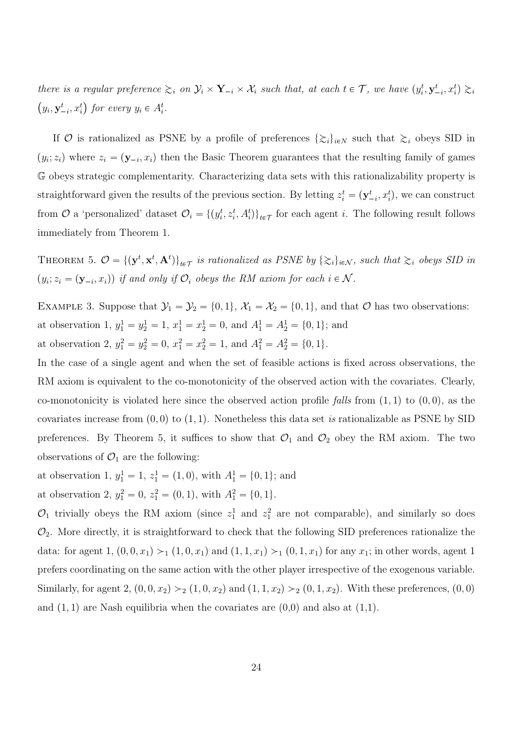*there is a regular preference $\succsim_i$ on $\mathcal{Y}_i \times \mathbf{Y}_{-i} \times \mathcal{X}_i$ such that, at each $t \in \mathcal{T}$, we have $(y_i^t, \mathbf{y}_{-i}^t, x_i^t) \succsim_i (y_i, \mathbf{y}_{-i}^t, x_i^t)$ for every $y_i \in A_i^t$.*

If $\mathcal{O}$ is rationalized as PSNE by a profile of preferences $\{\succsim_i\}_{i \in N}$ such that $\succsim_i$ obeys SID in $(y_i; z_i)$ where $z_i = (\mathbf{y}_{-i}, x_i)$ then the Basic Theorem guarantees that the resulting family of games $\mathbb{G}$ obeys strategic complementarity. Characterizing data sets with this rationalizability property is straightforward given the results of the previous section. By letting $z_i^t = (\mathbf{y}_{-i}^t, x_i^t)$, we can construct from $\mathcal{O}$ a 'personalized' dataset $\mathcal{O}_i = \{(y_i^t, z_i^t, A_i^t)\}_{t \in \mathcal{T}}$ for each agent $i$. The following result follows immediately from Theorem 1.

THEOREM 5. *$\mathcal{O} = \{(\mathbf{y}^t, \mathbf{x}^t, \mathbf{A}^t)\}_{t \in \mathcal{T}}$ is rationalized as PSNE by $\{\succsim_i\}_{i \in \mathcal{N}}$, such that $\succsim_i$ obeys SID in $(y_i; z_i = (\mathbf{y}_{-i}, x_i))$ if and only if $\mathcal{O}_i$ obeys the RM axiom for each $i \in \mathcal{N}$.*

EXAMPLE 3. Suppose that $\mathcal{Y}_1 = \mathcal{Y}_2 = \{0, 1\}$, $\mathcal{X}_1 = \mathcal{X}_2 = \{0, 1\}$, and that $\mathcal{O}$ has two observations:
at observation 1, $y_1^1 = y_2^1 = 1$, $x_1^1 = x_2^1 = 0$, and $A_1^1 = A_2^1 = \{0, 1\}$; and
at observation 2, $y_1^2 = y_2^2 = 0$, $x_1^2 = x_2^2 = 1$, and $A_1^2 = A_2^2 = \{0, 1\}$.
In the case of a single agent and when the set of feasible actions is fixed across observations, the RM axiom is equivalent to the co-monotonicity of the observed action with the covariates. Clearly, co-monotonicity is violated here since the observed action profile *falls* from $(1, 1)$ to $(0, 0)$, as the covariates increase from $(0, 0)$ to $(1, 1)$. Nonetheless this data set *is* rationalizable as PSNE by SID preferences. By Theorem 5, it suffices to show that $\mathcal{O}_1$ and $\mathcal{O}_2$ obey the RM axiom. The two observations of $\mathcal{O}_1$ are the following:
at observation 1, $y_1^1 = 1$, $z_1^1 = (1, 0)$, with $A_1^1 = \{0, 1\}$; and
at observation 2, $y_1^2 = 0$, $z_1^2 = (0, 1)$, with $A_1^2 = \{0, 1\}$.
$\mathcal{O}_1$ trivially obeys the RM axiom (since $z_1^1$ and $z_1^2$ are not comparable), and similarly so does $\mathcal{O}_2$. More directly, it is straightforward to check that the following SID preferences rationalize the data: for agent 1, $(0, 0, x_1) \succ_1 (1, 0, x_1)$ and $(1, 1, x_1) \succ_1 (0, 1, x_1)$ for any $x_1$; in other words, agent 1 prefers coordinating on the same action with the other player irrespective of the exogenous variable. Similarly, for agent 2, $(0, 0, x_2) \succ_2 (1, 0, x_2)$ and $(1, 1, x_2) \succ_2 (0, 1, x_2)$. With these preferences, $(0, 0)$ and $(1, 1)$ are Nash equilibria when the covariates are (0,0) and also at (1,1).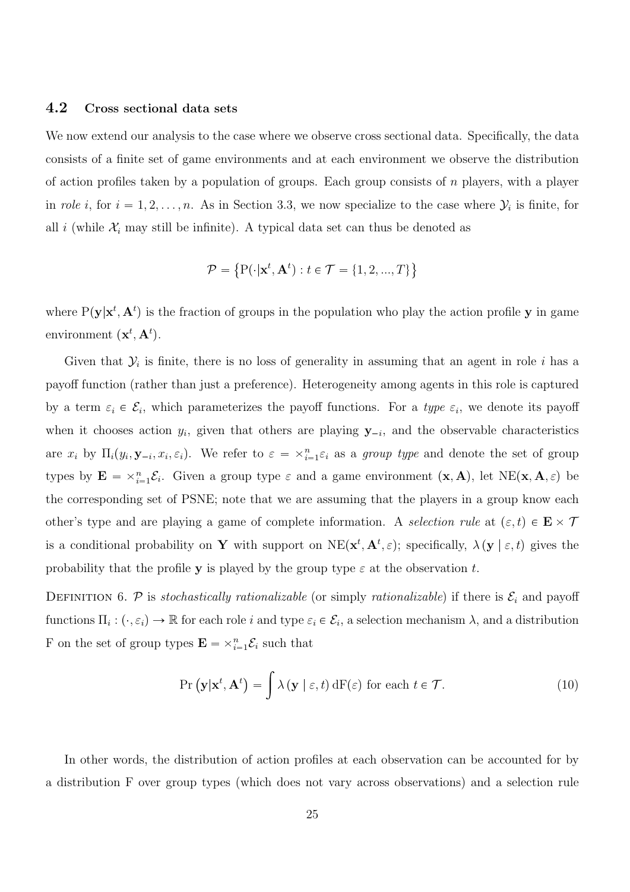### 4.2 Cross sectional data sets

We now extend our analysis to the case where we observe cross sectional data. Specifically, the data consists of a finite set of game environments and at each environment we observe the distribution of action profiles taken by a population of groups. Each group consists of $n$ players, with a player in *role* $i$, for $i = 1, 2, \ldots, n$. As in Section 3.3, we now specialize to the case where $\mathcal{Y}_i$ is finite, for all $i$ (while $\mathcal{X}_i$ may still be infinite). A typical data set can thus be denoted as

$$\mathcal{P} = \left\{ \mathrm{P}(\cdot|\mathbf{x}^t, \mathbf{A}^t) : t \in \mathcal{T} = \{1, 2, ..., T\} \right\}$$

where $\mathrm{P}(\mathbf{y}|\mathbf{x}^t, \mathbf{A}^t)$ is the fraction of groups in the population who play the action profile $\mathbf{y}$ in game environment $(\mathbf{x}^t, \mathbf{A}^t)$.

Given that $\mathcal{Y}_i$ is finite, there is no loss of generality in assuming that an agent in role $i$ has a payoff function (rather than just a preference). Heterogeneity among agents in this role is captured by a term $\varepsilon_i \in \mathcal{E}_i$, which parameterizes the payoff functions. For a *type* $\varepsilon_i$, we denote its payoff when it chooses action $y_i$, given that others are playing $\mathbf{y}_{-i}$, and the observable characteristics are $x_i$ by $\Pi_i(y_i, \mathbf{y}_{-i}, x_i, \varepsilon_i)$. We refer to $\varepsilon = \times_{i=1}^n \varepsilon_i$ as a *group type* and denote the set of group types by $\mathbf{E} = \times_{i=1}^n \mathcal{E}_i$. Given a group type $\varepsilon$ and a game environment $(\mathbf{x}, \mathbf{A})$, let $\mathrm{NE}(\mathbf{x}, \mathbf{A}, \varepsilon)$ be the corresponding set of PSNE; note that we are assuming that the players in a group know each other's type and are playing a game of complete information. A *selection rule* at $(\varepsilon, t) \in \mathbf{E} \times \mathcal{T}$ is a conditional probability on $\mathbf{Y}$ with support on $\mathrm{NE}(\mathbf{x}^t, \mathbf{A}^t, \varepsilon)$; specifically, $\lambda(\mathbf{y} \mid \varepsilon, t)$ gives the probability that the profile $\mathbf{y}$ is played by the group type $\varepsilon$ at the observation $t$.

Definition 6. $\mathcal{P}$ is *stochastically rationalizable* (or simply *rationalizable*) if there is $\mathcal{E}_i$ and payoff functions $\Pi_i : (\cdot, \varepsilon_i) \to \mathbb{R}$ for each role $i$ and type $\varepsilon_i \in \mathcal{E}_i$, a selection mechanism $\lambda$, and a distribution F on the set of group types $\mathbf{E} = \times_{i=1}^n \mathcal{E}_i$ such that

$$\Pr\left(\mathbf{y}|\mathbf{x}^t, \mathbf{A}^t\right) = \int \lambda\left(\mathbf{y} \mid \varepsilon, t\right) \mathrm{dF}(\varepsilon) \text{ for each } t \in \mathcal{T}. \tag{10}$$

In other words, the distribution of action profiles at each observation can be accounted for by a distribution F over group types (which does not vary across observations) and a selection rule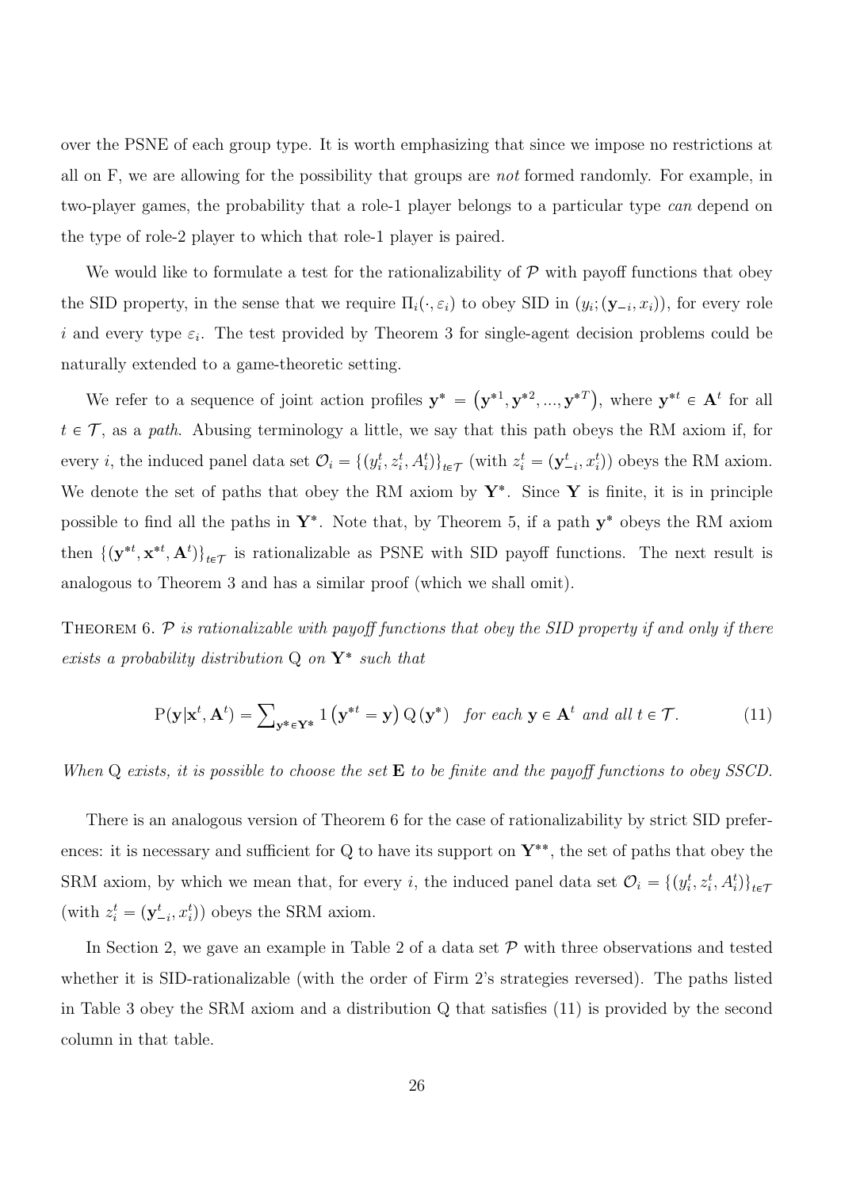over the PSNE of each group type. It is worth emphasizing that since we impose no restrictions at all on F, we are allowing for the possibility that groups are *not* formed randomly. For example, in two-player games, the probability that a role-1 player belongs to a particular type *can* depend on the type of role-2 player to which that role-1 player is paired.

We would like to formulate a test for the rationalizability of $\mathcal{P}$ with payoff functions that obey the SID property, in the sense that we require $\Pi_i(\cdot, \varepsilon_i)$ to obey SID in $(y_i; (\mathbf{y}_{-i}, x_i))$, for every role $i$ and every type $\varepsilon_i$. The test provided by Theorem 3 for single-agent decision problems could be naturally extended to a game-theoretic setting.

We refer to a sequence of joint action profiles $\mathbf{y}^* = (\mathbf{y}^{*1}, \mathbf{y}^{*2}, ..., \mathbf{y}^{*T})$, where $\mathbf{y}^{*t} \in \mathbf{A}^t$ for all $t \in \mathcal{T}$, as a *path*. Abusing terminology a little, we say that this path obeys the RM axiom if, for every $i$, the induced panel data set $\mathcal{O}_i = \{(y_i^t, z_i^t, A_i^t)\}_{t\in\mathcal{T}}$ (with $z_i^t = (\mathbf{y}_{-i}^t, x_i^t)$) obeys the RM axiom. We denote the set of paths that obey the RM axiom by $\mathbf{Y}^*$. Since $\mathbf{Y}$ is finite, it is in principle possible to find all the paths in $\mathbf{Y}^*$. Note that, by Theorem 5, if a path $\mathbf{y}^*$ obeys the RM axiom then $\{(\mathbf{y}^{*t}, \mathbf{x}^{*t}, \mathbf{A}^t)\}_{t\in\mathcal{T}}$ is rationalizable as PSNE with SID payoff functions. The next result is analogous to Theorem 3 and has a similar proof (which we shall omit).

Theorem 6. *$\mathcal{P}$ is rationalizable with payoff functions that obey the SID property if and only if there exists a probability distribution* Q *on $\mathbf{Y}^*$ such that*

$$\mathrm{P}(\mathbf{y}|\mathbf{x}^t, \mathbf{A}^t) = \sum\nolimits_{\mathbf{y}^*\in\mathbf{Y}^*} 1\left(\mathbf{y}^{*t} = \mathbf{y}\right) \mathrm{Q}\left(\mathbf{y}^*\right) \quad \textit{for each } \mathbf{y} \in \mathbf{A}^t \textit{ and all } t \in \mathcal{T}. \tag{11}$$

*When* Q *exists, it is possible to choose the set* $\mathbf{E}$ *to be finite and the payoff functions to obey SSCD.*

There is an analogous version of Theorem 6 for the case of rationalizability by strict SID preferences: it is necessary and sufficient for Q to have its support on $\mathbf{Y}^{**}$, the set of paths that obey the SRM axiom, by which we mean that, for every $i$, the induced panel data set $\mathcal{O}_i = \{(y_i^t, z_i^t, A_i^t)\}_{t\in\mathcal{T}}$ (with $z_i^t = (\mathbf{y}_{-i}^t, x_i^t)$) obeys the SRM axiom.

In Section 2, we gave an example in Table 2 of a data set $\mathcal{P}$ with three observations and tested whether it is SID-rationalizable (with the order of Firm 2's strategies reversed). The paths listed in Table 3 obey the SRM axiom and a distribution Q that satisfies (11) is provided by the second column in that table.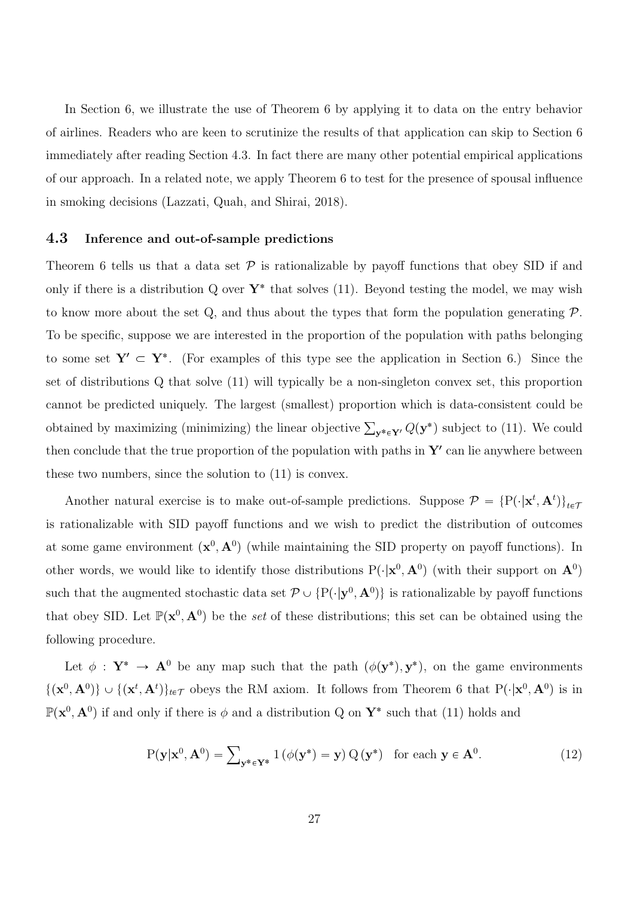In Section 6, we illustrate the use of Theorem 6 by applying it to data on the entry behavior of airlines. Readers who are keen to scrutinize the results of that application can skip to Section 6 immediately after reading Section 4.3. In fact there are many other potential empirical applications of our approach. In a related note, we apply Theorem 6 to test for the presence of spousal influence in smoking decisions (Lazzati, Quah, and Shirai, 2018).

### 4.3 Inference and out-of-sample predictions

Theorem 6 tells us that a data set $\mathcal{P}$ is rationalizable by payoff functions that obey SID if and only if there is a distribution Q over $\mathbf{Y}^*$ that solves (11). Beyond testing the model, we may wish to know more about the set Q, and thus about the types that form the population generating $\mathcal{P}$. To be specific, suppose we are interested in the proportion of the population with paths belonging to some set $\mathbf{Y'} \subset \mathbf{Y}^*$. (For examples of this type see the application in Section 6.) Since the set of distributions Q that solve (11) will typically be a non-singleton convex set, this proportion cannot be predicted uniquely. The largest (smallest) proportion which is data-consistent could be obtained by maximizing (minimizing) the linear objective $\sum_{\mathbf{y}^* \in \mathbf{Y'}} Q(\mathbf{y}^*)$ subject to (11). We could then conclude that the true proportion of the population with paths in $\mathbf{Y'}$ can lie anywhere between these two numbers, since the solution to (11) is convex.

Another natural exercise is to make out-of-sample predictions. Suppose $\mathcal{P} = \{\mathrm{P}(\cdot|\mathbf{x}^t, \mathbf{A}^t)\}_{t \in \mathcal{T}}$ is rationalizable with SID payoff functions and we wish to predict the distribution of outcomes at some game environment $(\mathbf{x}^0, \mathbf{A}^0)$ (while maintaining the SID property on payoff functions). In other words, we would like to identify those distributions $\mathrm{P}(\cdot|\mathbf{x}^0, \mathbf{A}^0)$ (with their support on $\mathbf{A}^0$) such that the augmented stochastic data set $\mathcal{P} \cup \{\mathrm{P}(\cdot|\mathbf{y}^0, \mathbf{A}^0)\}$ is rationalizable by payoff functions that obey SID. Let $\mathbb{P}(\mathbf{x}^0, \mathbf{A}^0)$ be the *set* of these distributions; this set can be obtained using the following procedure.

Let $\phi : \mathbf{Y}^* \to \mathbf{A}^0$ be any map such that the path $(\phi(\mathbf{y}^*), \mathbf{y}^*)$, on the game environments $\{(\mathbf{x}^0, \mathbf{A}^0)\} \cup \{(\mathbf{x}^t, \mathbf{A}^t)\}_{t \in \mathcal{T}}$ obeys the RM axiom. It follows from Theorem 6 that $\mathrm{P}(\cdot|\mathbf{x}^0, \mathbf{A}^0)$ is in $\mathbb{P}(\mathbf{x}^0, \mathbf{A}^0)$ if and only if there is $\phi$ and a distribution Q on $\mathbf{Y}^*$ such that (11) holds and

$$\mathrm{P}(\mathbf{y}|\mathbf{x}^0, \mathbf{A}^0) = \sum\nolimits_{\mathbf{y}^* \in \mathbf{Y}^*} 1\left(\phi(\mathbf{y}^*) = \mathbf{y}\right) \mathrm{Q}\left(\mathbf{y}^*\right) \quad \text{for each } \mathbf{y} \in \mathbf{A}^0. \tag{12}$$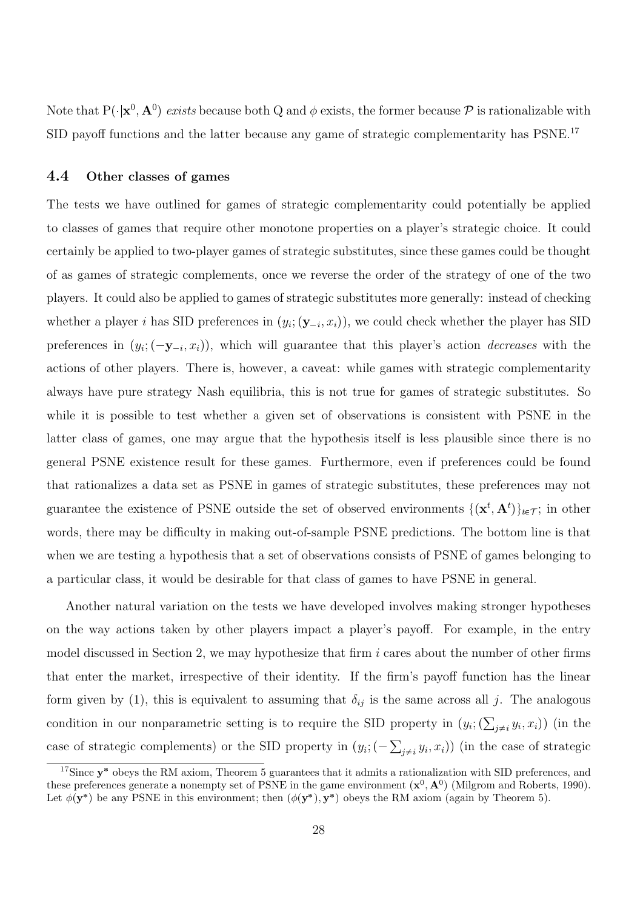Note that $\mathrm{P}(\cdot|\mathbf{x}^0, \mathbf{A}^0)$ *exists* because both Q and $\phi$ exists, the former because $\mathcal{P}$ is rationalizable with SID payoff functions and the latter because any game of strategic complementarity has PSNE.[17]

### 4.4 Other classes of games

The tests we have outlined for games of strategic complementarity could potentially be applied to classes of games that require other monotone properties on a player's strategic choice. It could certainly be applied to two-player games of strategic substitutes, since these games could be thought of as games of strategic complements, once we reverse the order of the strategy of one of the two players. It could also be applied to games of strategic substitutes more generally: instead of checking whether a player $i$ has SID preferences in $(y_i; (\mathbf{y}_{-i}, x_i))$, we could check whether the player has SID preferences in $(y_i; (-\mathbf{y}_{-i}, x_i))$, which will guarantee that this player's action *decreases* with the actions of other players. There is, however, a caveat: while games with strategic complementarity always have pure strategy Nash equilibria, this is not true for games of strategic substitutes. So while it is possible to test whether a given set of observations is consistent with PSNE in the latter class of games, one may argue that the hypothesis itself is less plausible since there is no general PSNE existence result for these games. Furthermore, even if preferences could be found that rationalizes a data set as PSNE in games of strategic substitutes, these preferences may not guarantee the existence of PSNE outside the set of observed environments $\{(\mathbf{x}^t, \mathbf{A}^t)\}_{t\in\mathcal{T}}$; in other words, there may be difficulty in making out-of-sample PSNE predictions. The bottom line is that when we are testing a hypothesis that a set of observations consists of PSNE of games belonging to a particular class, it would be desirable for that class of games to have PSNE in general.

Another natural variation on the tests we have developed involves making stronger hypotheses on the way actions taken by other players impact a player's payoff. For example, in the entry model discussed in Section 2, we may hypothesize that firm $i$ cares about the number of other firms that enter the market, irrespective of their identity. If the firm's payoff function has the linear form given by (1), this is equivalent to assuming that $\delta_{ij}$ is the same across all $j$. The analogous condition in our nonparametric setting is to require the SID property in $(y_i; (\sum_{j\neq i} y_i, x_i))$ (in the case of strategic complements) or the SID property in $(y_i; (-\sum_{j\neq i} y_i, x_i))$ (in the case of strategic

[17] Since $\mathbf{y}^*$ obeys the RM axiom, Theorem 5 guarantees that it admits a rationalization with SID preferences, and these preferences generate a nonempty set of PSNE in the game environment $(\mathbf{x}^0, \mathbf{A}^0)$ (Milgrom and Roberts, 1990). Let $\phi(\mathbf{y}^*)$ be any PSNE in this environment; then $(\phi(\mathbf{y}^*), \mathbf{y}^*)$ obeys the RM axiom (again by Theorem 5).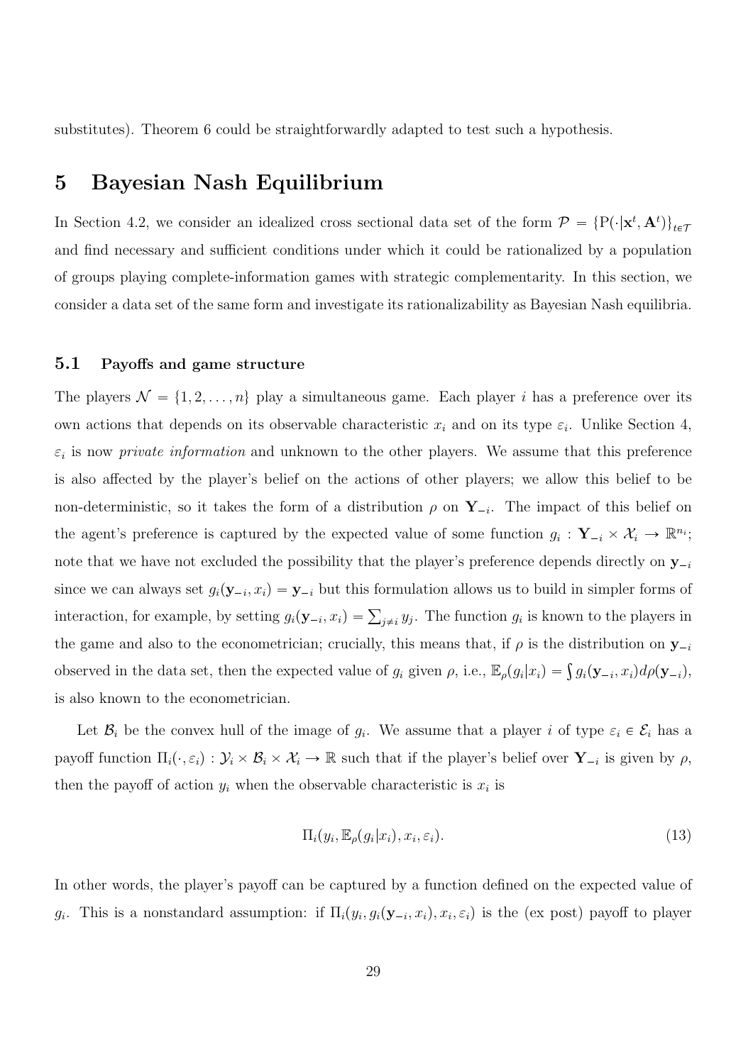substitutes). Theorem 6 could be straightforwardly adapted to test such a hypothesis.

# 5 Bayesian Nash Equilibrium

In Section 4.2, we consider an idealized cross sectional data set of the form $\mathcal{P} = \{\mathrm{P}(\cdot|\mathbf{x}^t, \mathbf{A}^t)\}_{t \in \mathcal{T}}$ and find necessary and sufficient conditions under which it could be rationalized by a population of groups playing complete-information games with strategic complementarity. In this section, we consider a data set of the same form and investigate its rationalizability as Bayesian Nash equilibria.

## 5.1 Payoffs and game structure

The players $\mathcal{N} = \{1, 2, \ldots, n\}$ play a simultaneous game. Each player $i$ has a preference over its own actions that depends on its observable characteristic $x_i$ and on its type $\varepsilon_i$. Unlike Section 4, $\varepsilon_i$ is now *private information* and unknown to the other players. We assume that this preference is also affected by the player's belief on the actions of other players; we allow this belief to be non-deterministic, so it takes the form of a distribution $\rho$ on $\mathbf{Y}_{-i}$. The impact of this belief on the agent's preference is captured by the expected value of some function $g_i : \mathbf{Y}_{-i} \times \mathcal{X}_i \to \mathbb{R}^{n_i}$; note that we have not excluded the possibility that the player's preference depends directly on $\mathbf{y}_{-i}$ since we can always set $g_i(\mathbf{y}_{-i}, x_i) = \mathbf{y}_{-i}$ but this formulation allows us to build in simpler forms of interaction, for example, by setting $g_i(\mathbf{y}_{-i}, x_i) = \sum_{j \neq i} y_j$. The function $g_i$ is known to the players in the game and also to the econometrician; crucially, this means that, if $\rho$ is the distribution on $\mathbf{y}_{-i}$ observed in the data set, then the expected value of $g_i$ given $\rho$, i.e., $\mathbb{E}_\rho(g_i|x_i) = \int g_i(\mathbf{y}_{-i}, x_i) d\rho(\mathbf{y}_{-i})$, is also known to the econometrician.

Let $\mathcal{B}_i$ be the convex hull of the image of $g_i$. We assume that a player $i$ of type $\varepsilon_i \in \mathcal{E}_i$ has a payoff function $\Pi_i(\cdot, \varepsilon_i) : \mathcal{Y}_i \times \mathcal{B}_i \times \mathcal{X}_i \to \mathbb{R}$ such that if the player's belief over $\mathbf{Y}_{-i}$ is given by $\rho$, then the payoff of action $y_i$ when the observable characteristic is $x_i$ is

$$\Pi_i(y_i, \mathbb{E}_\rho(g_i|x_i), x_i, \varepsilon_i). \tag{13}$$

In other words, the player's payoff can be captured by a function defined on the expected value of $g_i$. This is a nonstandard assumption: if $\Pi_i(y_i, g_i(\mathbf{y}_{-i}, x_i), x_i, \varepsilon_i)$ is the (ex post) payoff to player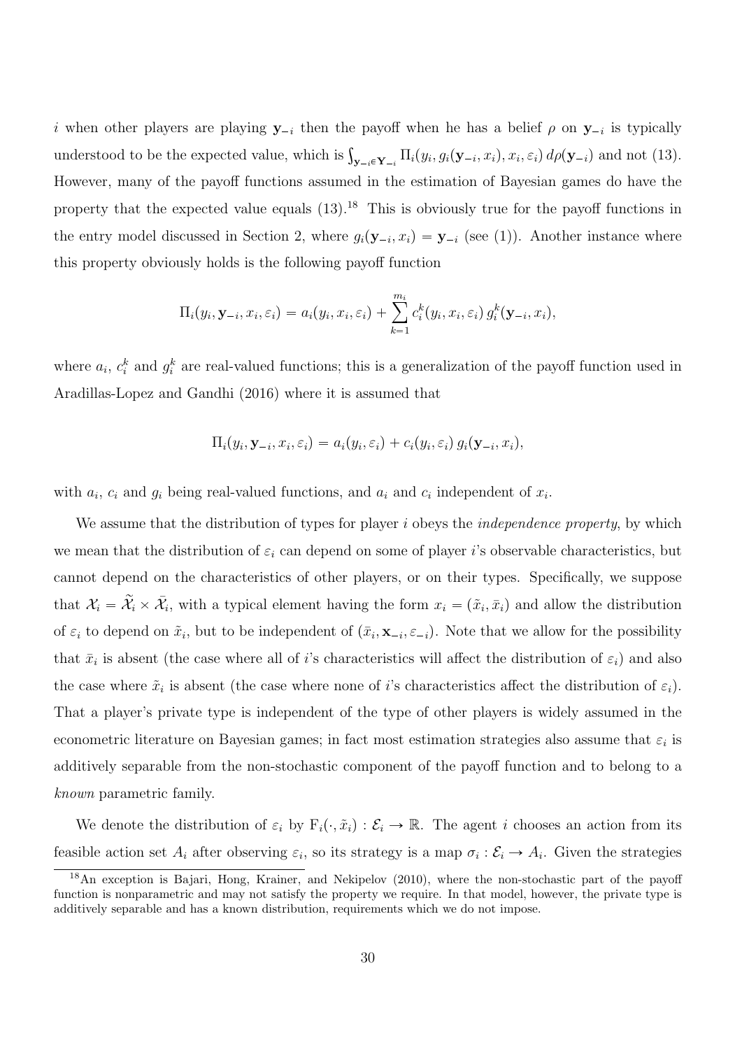$i$ when other players are playing $\mathbf{y}_{-i}$ then the payoff when he has a belief $\rho$ on $\mathbf{y}_{-i}$ is typically understood to be the expected value, which is $\int_{\mathbf{y}_{-i}\in\mathbf{Y}_{-i}} \Pi_i(y_i, g_i(\mathbf{y}_{-i}, x_i), x_i, \varepsilon_i)\, d\rho(\mathbf{y}_{-i})$ and not (13). However, many of the payoff functions assumed in the estimation of Bayesian games do have the property that the expected value equals (13).[18] This is obviously true for the payoff functions in the entry model discussed in Section 2, where $g_i(\mathbf{y}_{-i}, x_i) = \mathbf{y}_{-i}$ (see (1)). Another instance where this property obviously holds is the following payoff function

$$\Pi_i(y_i, \mathbf{y}_{-i}, x_i, \varepsilon_i) = a_i(y_i, x_i, \varepsilon_i) + \sum_{k=1}^{m_i} c_i^k(y_i, x_i, \varepsilon_i)\, g_i^k(\mathbf{y}_{-i}, x_i),$$

where $a_i$, $c_i^k$ and $g_i^k$ are real-valued functions; this is a generalization of the payoff function used in Aradillas-Lopez and Gandhi (2016) where it is assumed that

$$\Pi_i(y_i, \mathbf{y}_{-i}, x_i, \varepsilon_i) = a_i(y_i, \varepsilon_i) + c_i(y_i, \varepsilon_i)\, g_i(\mathbf{y}_{-i}, x_i),$$

with $a_i$, $c_i$ and $g_i$ being real-valued functions, and $a_i$ and $c_i$ independent of $x_i$.

We assume that the distribution of types for player $i$ obeys the *independence property*, by which we mean that the distribution of $\varepsilon_i$ can depend on some of player $i$'s observable characteristics, but cannot depend on the characteristics of other players, or on their types. Specifically, we suppose that $\mathcal{X}_i = \widetilde{\mathcal{X}}_i \times \bar{\mathcal{X}}_i$, with a typical element having the form $x_i = (\tilde{x}_i, \bar{x}_i)$ and allow the distribution of $\varepsilon_i$ to depend on $\tilde{x}_i$, but to be independent of $(\bar{x}_i, \mathbf{x}_{-i}, \varepsilon_{-i})$. Note that we allow for the possibility that $\bar{x}_i$ is absent (the case where all of $i$'s characteristics will affect the distribution of $\varepsilon_i$) and also the case where $\tilde{x}_i$ is absent (the case where none of $i$'s characteristics affect the distribution of $\varepsilon_i$). That a player's private type is independent of the type of other players is widely assumed in the econometric literature on Bayesian games; in fact most estimation strategies also assume that $\varepsilon_i$ is additively separable from the non-stochastic component of the payoff function and to belong to a *known* parametric family.

We denote the distribution of $\varepsilon_i$ by $\mathrm{F}_i(\cdot, \tilde{x}_i) : \mathcal{E}_i \to \mathbb{R}$. The agent $i$ chooses an action from its feasible action set $A_i$ after observing $\varepsilon_i$, so its strategy is a map $\sigma_i : \mathcal{E}_i \to A_i$. Given the strategies

[18] An exception is Bajari, Hong, Krainer, and Nekipelov (2010), where the non-stochastic part of the payoff function is nonparametric and may not satisfy the property we require. In that model, however, the private type is additively separable and has a known distribution, requirements which we do not impose.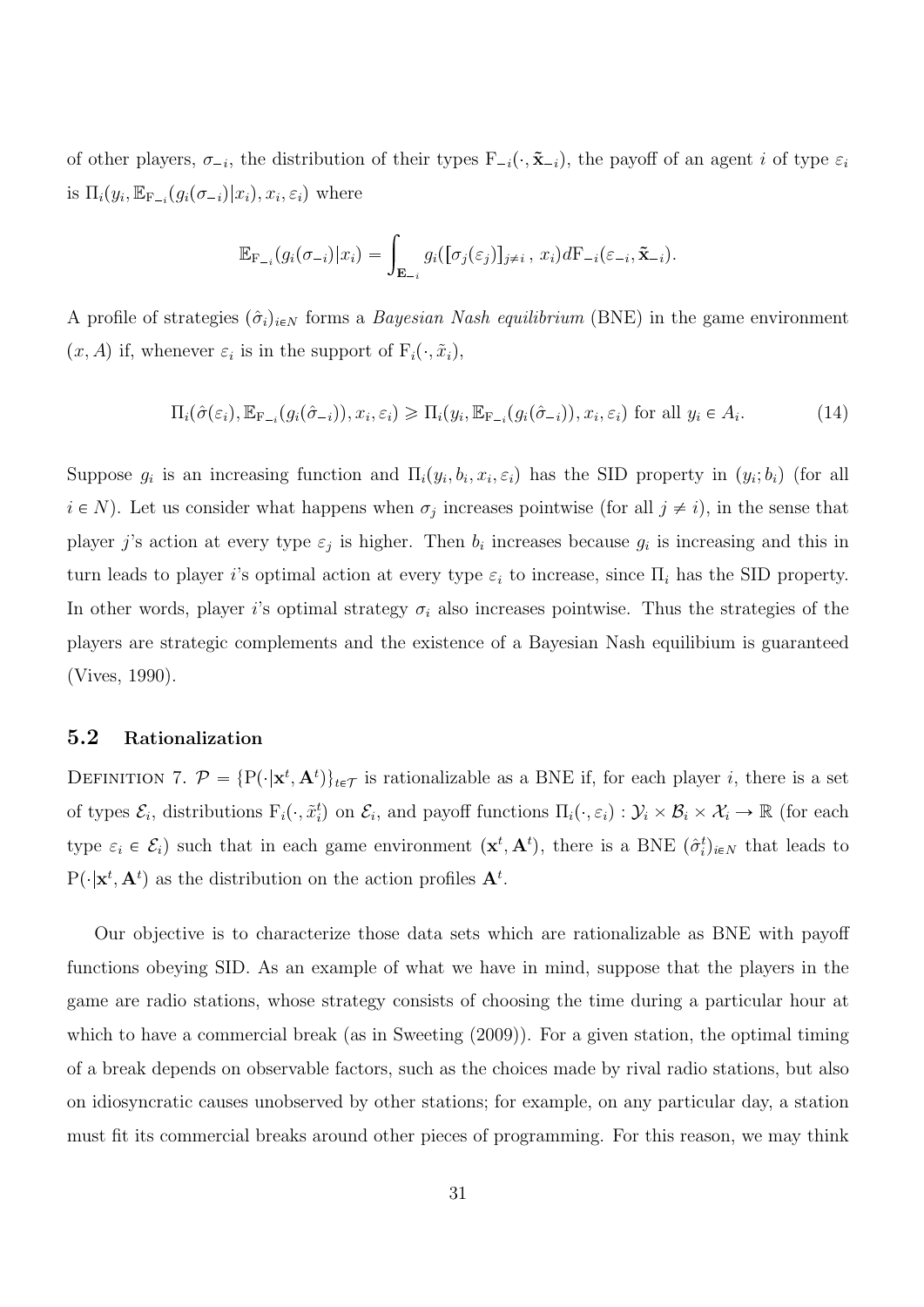of other players, $\sigma_{-i}$, the distribution of their types $\mathrm{F}_{-i}(\cdot, \tilde{\mathbf{x}}_{-i})$, the payoff of an agent $i$ of type $\varepsilon_i$ is $\Pi_i(y_i, \mathbb{E}_{\mathrm{F}_{-i}}(g_i(\sigma_{-i})|x_i), x_i, \varepsilon_i)$ where

$$\mathbb{E}_{\mathrm{F}_{-i}}(g_i(\sigma_{-i})|x_i) = \int_{\mathbf{E}_{-i}} g_i([\sigma_j(\varepsilon_j)]_{j \neq i}\,,\, x_i) d\mathrm{F}_{-i}(\varepsilon_{-i}, \tilde{\mathbf{x}}_{-i}).$$

A profile of strategies $(\hat{\sigma}_i)_{i \in N}$ forms a *Bayesian Nash equilibrium* (BNE) in the game environment $(x, A)$ if, whenever $\varepsilon_i$ is in the support of $\mathrm{F}_i(\cdot, \tilde{x}_i)$,

$$\Pi_i(\hat{\sigma}(\varepsilon_i), \mathbb{E}_{\mathrm{F}_{-i}}(g_i(\hat{\sigma}_{-i})), x_i, \varepsilon_i) \geqslant \Pi_i(y_i, \mathbb{E}_{\mathrm{F}_{-i}}(g_i(\hat{\sigma}_{-i})), x_i, \varepsilon_i) \text{ for all } y_i \in A_i. \tag{14}$$

Suppose $g_i$ is an increasing function and $\Pi_i(y_i, b_i, x_i, \varepsilon_i)$ has the SID property in $(y_i; b_i)$ (for all $i \in N$). Let us consider what happens when $\sigma_j$ increases pointwise (for all $j \neq i$), in the sense that player $j$'s action at every type $\varepsilon_j$ is higher. Then $b_i$ increases because $g_i$ is increasing and this in turn leads to player $i$'s optimal action at every type $\varepsilon_i$ to increase, since $\Pi_i$ has the SID property. In other words, player $i$'s optimal strategy $\sigma_i$ also increases pointwise. Thus the strategies of the players are strategic complements and the existence of a Bayesian Nash equilibium is guaranteed (Vives, 1990).

## 5.2 Rationalization

Definition 7. $\mathcal{P} = \{\mathrm{P}(\cdot|\mathbf{x}^t, \mathbf{A}^t)\}_{t \in \mathcal{T}}$ is rationalizable as a BNE if, for each player $i$, there is a set of types $\mathcal{E}_i$, distributions $\mathrm{F}_i(\cdot, \tilde{x}_i^t)$ on $\mathcal{E}_i$, and payoff functions $\Pi_i(\cdot, \varepsilon_i) : \mathcal{Y}_i \times \mathcal{B}_i \times \mathcal{X}_i \to \mathbb{R}$ (for each type $\varepsilon_i \in \mathcal{E}_i$) such that in each game environment $(\mathbf{x}^t, \mathbf{A}^t)$, there is a BNE $(\hat{\sigma}_i^t)_{i \in N}$ that leads to $\mathrm{P}(\cdot|\mathbf{x}^t, \mathbf{A}^t)$ as the distribution on the action profiles $\mathbf{A}^t$.

Our objective is to characterize those data sets which are rationalizable as BNE with payoff functions obeying SID. As an example of what we have in mind, suppose that the players in the game are radio stations, whose strategy consists of choosing the time during a particular hour at which to have a commercial break (as in Sweeting (2009)). For a given station, the optimal timing of a break depends on observable factors, such as the choices made by rival radio stations, but also on idiosyncratic causes unobserved by other stations; for example, on any particular day, a station must fit its commercial breaks around other pieces of programming. For this reason, we may think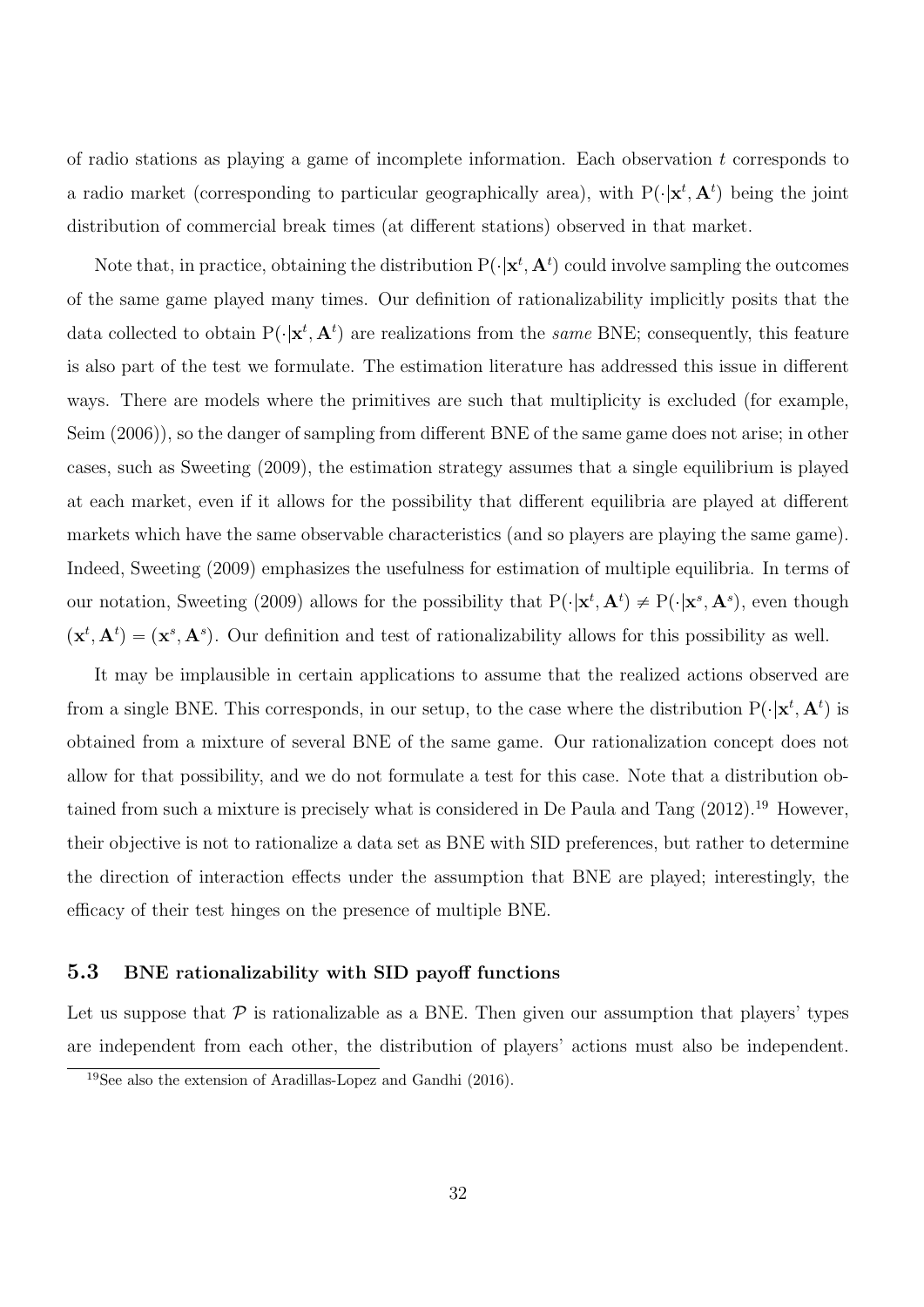of radio stations as playing a game of incomplete information. Each observation $t$ corresponds to a radio market (corresponding to particular geographically area), with $\mathrm{P}(\cdot|\mathbf{x}^t, \mathbf{A}^t)$ being the joint distribution of commercial break times (at different stations) observed in that market.

Note that, in practice, obtaining the distribution $\mathrm{P}(\cdot|\mathbf{x}^t, \mathbf{A}^t)$ could involve sampling the outcomes of the same game played many times. Our definition of rationalizability implicitly posits that the data collected to obtain $\mathrm{P}(\cdot|\mathbf{x}^t, \mathbf{A}^t)$ are realizations from the *same* BNE; consequently, this feature is also part of the test we formulate. The estimation literature has addressed this issue in different ways. There are models where the primitives are such that multiplicity is excluded (for example, Seim (2006)), so the danger of sampling from different BNE of the same game does not arise; in other cases, such as Sweeting (2009), the estimation strategy assumes that a single equilibrium is played at each market, even if it allows for the possibility that different equilibria are played at different markets which have the same observable characteristics (and so players are playing the same game). Indeed, Sweeting (2009) emphasizes the usefulness for estimation of multiple equilibria. In terms of our notation, Sweeting (2009) allows for the possibility that $\mathrm{P}(\cdot|\mathbf{x}^t, \mathbf{A}^t) \neq \mathrm{P}(\cdot|\mathbf{x}^s, \mathbf{A}^s)$, even though $(\mathbf{x}^t, \mathbf{A}^t) = (\mathbf{x}^s, \mathbf{A}^s)$. Our definition and test of rationalizability allows for this possibility as well.

It may be implausible in certain applications to assume that the realized actions observed are from a single BNE. This corresponds, in our setup, to the case where the distribution $\mathrm{P}(\cdot|\mathbf{x}^t, \mathbf{A}^t)$ is obtained from a mixture of several BNE of the same game. Our rationalization concept does not allow for that possibility, and we do not formulate a test for this case. Note that a distribution obtained from such a mixture is precisely what is considered in De Paula and Tang (2012).[19] However, their objective is not to rationalize a data set as BNE with SID preferences, but rather to determine the direction of interaction effects under the assumption that BNE are played; interestingly, the efficacy of their test hinges on the presence of multiple BNE.

### 5.3 BNE rationalizability with SID payoff functions

Let us suppose that $\mathcal{P}$ is rationalizable as a BNE. Then given our assumption that players' types are independent from each other, the distribution of players' actions must also be independent.

[19] See also the extension of Aradillas-Lopez and Gandhi (2016).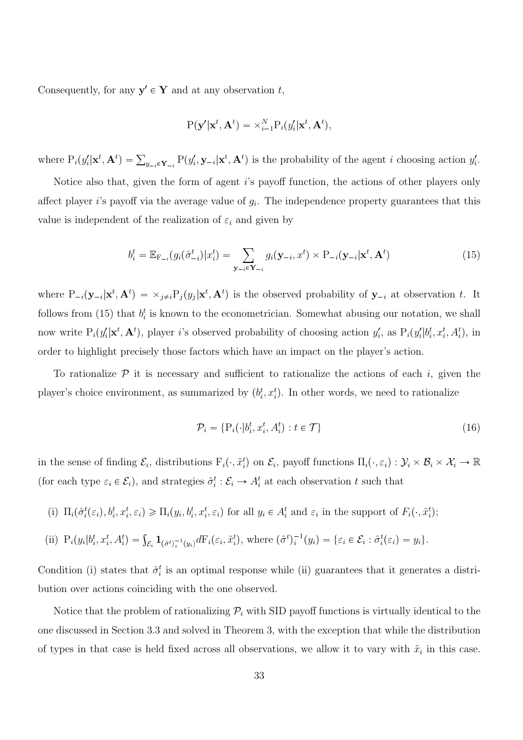Consequently, for any $\mathbf{y}' \in \mathbf{Y}$ and at any observation $t$,

$$\mathrm{P}(\mathbf{y}'|\mathbf{x}^t, \mathbf{A}^t) = \times_{i=1}^N \mathrm{P}_i(y_i'|\mathbf{x}^t, \mathbf{A}^t),$$

where $\mathrm{P}_i(y_i'|\mathbf{x}^t, \mathbf{A}^t) = \sum_{y_{-i} \in \mathbf{Y}_{-i}} \mathrm{P}(y_i', \mathbf{y}_{-i}|\mathbf{x}^t, \mathbf{A}^t)$ is the probability of the agent $i$ choosing action $y_i'$.

Notice also that, given the form of agent $i$'s payoff function, the actions of other players only affect player $i$'s payoff via the average value of $g_i$. The independence property guarantees that this value is independent of the realization of $\varepsilon_i$ and given by

$$b_i^t = \mathbb{E}_{\mathrm{F}_{-i}}(g_i(\hat{\sigma}_{-i}^t)|x_i^t) = \sum_{\mathbf{y}_{-i} \in \mathbf{Y}_{-i}} g_i(\mathbf{y}_{-i}, x^t) \times \mathrm{P}_{-i}(\mathbf{y}_{-i}|\mathbf{x}^t, \mathbf{A}^t) \tag{15}$$

where $\mathrm{P}_{-i}(\mathbf{y}_{-i}|\mathbf{x}^t, \mathbf{A}^t) = \times_{j \neq i} \mathrm{P}_j(y_j|\mathbf{x}^t, \mathbf{A}^t)$ is the observed probability of $\mathbf{y}_{-i}$ at observation $t$. It follows from (15) that $b_i^t$ is known to the econometrician. Somewhat abusing our notation, we shall now write $\mathrm{P}_i(y_i'|\mathbf{x}^t, \mathbf{A}^t)$, player $i$'s observed probability of choosing action $y_i'$, as $\mathrm{P}_i(y_i'|b_i^t, x_i^t, A_i^t)$, in order to highlight precisely those factors which have an impact on the player's action.

To rationalize $\mathcal{P}$ it is necessary and sufficient to rationalize the actions of each $i$, given the player's choice environment, as summarized by $(b_i^t, x_i^t)$. In other words, we need to rationalize

$$\mathcal{P}_i = \{\mathrm{P}_i(\cdot|b_i^t, x_i^t, A_i^t) : t \in \mathcal{T}\} \tag{16}$$

in the sense of finding $\mathcal{E}_i$, distributions $\mathrm{F}_i(\cdot, \tilde{x}_i^t)$ on $\mathcal{E}_i$, payoff functions $\Pi_i(\cdot, \varepsilon_i) : \mathcal{Y}_i \times \mathcal{B}_i \times \mathcal{X}_i \to \mathbb{R}$ (for each type $\varepsilon_i \in \mathcal{E}_i$), and strategies $\hat{\sigma}_i^t : \mathcal{E}_i \to A_i^t$ at each observation $t$ such that

(i) $\Pi_i(\hat{\sigma}_i^t(\varepsilon_i), b_i^t, x_i^t, \varepsilon_i) \geqslant \Pi_i(y_i, b_i^t, x_i^t, \varepsilon_i)$ for all $y_i \in A_i^t$ and $\varepsilon_i$ in the support of $F_i(\cdot, \tilde{x}_i^t)$;

(ii) $\mathrm{P}_i(y_i|b_i^t, x_i^t, A_i^t) = \int_{\mathcal{E}_i} \mathbf{1}_{(\hat{\sigma}^t)_i^{-1}(y_i)} d\mathrm{F}_i(\varepsilon_i, \tilde{x}_i^t)$, where $(\hat{\sigma}^t)_i^{-1}(y_i) = \{\varepsilon_i \in \mathcal{E}_i : \hat{\sigma}_i^t(\varepsilon_i) = y_i\}$.

Condition (i) states that $\hat{\sigma}_i^t$ is an optimal response while (ii) guarantees that it generates a distribution over actions coinciding with the one observed.

Notice that the problem of rationalizing $\mathcal{P}_i$ with SID payoff functions is virtually identical to the one discussed in Section 3.3 and solved in Theorem 3, with the exception that while the distribution of types in that case is held fixed across all observations, we allow it to vary with $\tilde{x}_i$ in this case.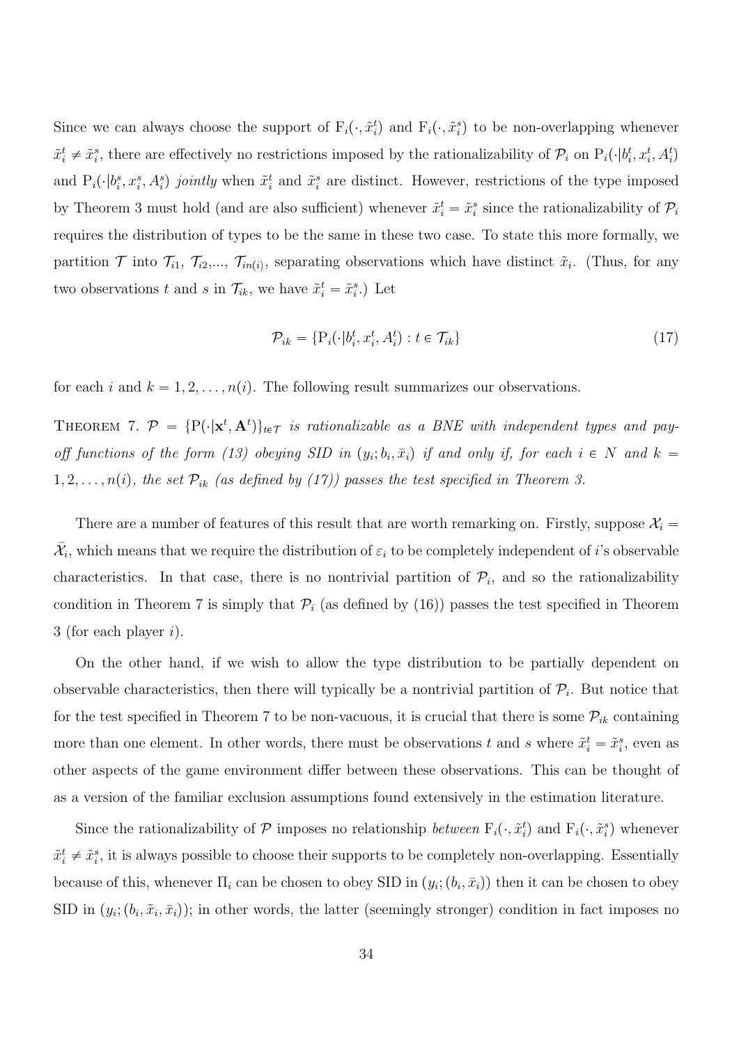Since we can always choose the support of $\mathrm{F}_i(\cdot, \tilde{x}_i^t)$ and $\mathrm{F}_i(\cdot, \tilde{x}_i^s)$ to be non-overlapping whenever $\tilde{x}_i^t \neq \tilde{x}_i^s$, there are effectively no restrictions imposed by the rationalizability of $\mathcal{P}_i$ on $\mathrm{P}_i(\cdot|b_i^t, x_i^t, A_i^t)$ and $\mathrm{P}_i(\cdot|b_i^s, x_i^s, A_i^s)$ *jointly* when $\tilde{x}_i^t$ and $\tilde{x}_i^s$ are distinct. However, restrictions of the type imposed by Theorem 3 must hold (and are also sufficient) whenever $\tilde{x}_i^t = \tilde{x}_i^s$ since the rationalizability of $\mathcal{P}_i$ requires the distribution of types to be the same in these two case. To state this more formally, we partition $\mathcal{T}$ into $\mathcal{T}_{i1}$, $\mathcal{T}_{i2}$,..., $\mathcal{T}_{in(i)}$, separating observations which have distinct $\tilde{x}_i$. (Thus, for any two observations $t$ and $s$ in $\mathcal{T}_{ik}$, we have $\tilde{x}_i^t = \tilde{x}_i^s$.) Let

$$\mathcal{P}_{ik} = \{\mathrm{P}_i(\cdot|b_i^t, x_i^t, A_i^t) : t \in \mathcal{T}_{ik}\} \tag{17}$$

for each $i$ and $k = 1, 2, \ldots, n(i)$. The following result summarizes our observations.

THEOREM 7. *$\mathcal{P} = \{\mathrm{P}(\cdot|\mathbf{x}^t, \mathbf{A}^t)\}_{t \in \mathcal{T}}$ is rationalizable as a BNE with independent types and payoff functions of the form (13) obeying SID in $(y_i; b_i, \bar{x}_i)$ if and only if, for each $i \in N$ and $k = 1, 2, \ldots, n(i)$, the set $\mathcal{P}_{ik}$ (as defined by (17)) passes the test specified in Theorem 3.*

There are a number of features of this result that are worth remarking on. Firstly, suppose $\mathcal{X}_i = \bar{\mathcal{X}}_i$, which means that we require the distribution of $\varepsilon_i$ to be completely independent of $i$'s observable characteristics. In that case, there is no nontrivial partition of $\mathcal{P}_i$, and so the rationalizability condition in Theorem 7 is simply that $\mathcal{P}_i$ (as defined by (16)) passes the test specified in Theorem 3 (for each player $i$).

On the other hand, if we wish to allow the type distribution to be partially dependent on observable characteristics, then there will typically be a nontrivial partition of $\mathcal{P}_i$. But notice that for the test specified in Theorem 7 to be non-vacuous, it is crucial that there is some $\mathcal{P}_{ik}$ containing more than one element. In other words, there must be observations $t$ and $s$ where $\tilde{x}_i^t = \tilde{x}_i^s$, even as other aspects of the game environment differ between these observations. This can be thought of as a version of the familiar exclusion assumptions found extensively in the estimation literature.

Since the rationalizability of $\mathcal{P}$ imposes no relationship *between* $\mathrm{F}_i(\cdot, \tilde{x}_i^t)$ and $\mathrm{F}_i(\cdot, \tilde{x}_i^s)$ whenever $\tilde{x}_i^t \neq \tilde{x}_i^s$, it is always possible to choose their supports to be completely non-overlapping. Essentially because of this, whenever $\Pi_i$ can be chosen to obey SID in $(y_i; (b_i, \bar{x}_i))$ then it can be chosen to obey SID in $(y_i; (b_i, \tilde{x}_i, \bar{x}_i))$; in other words, the latter (seemingly stronger) condition in fact imposes no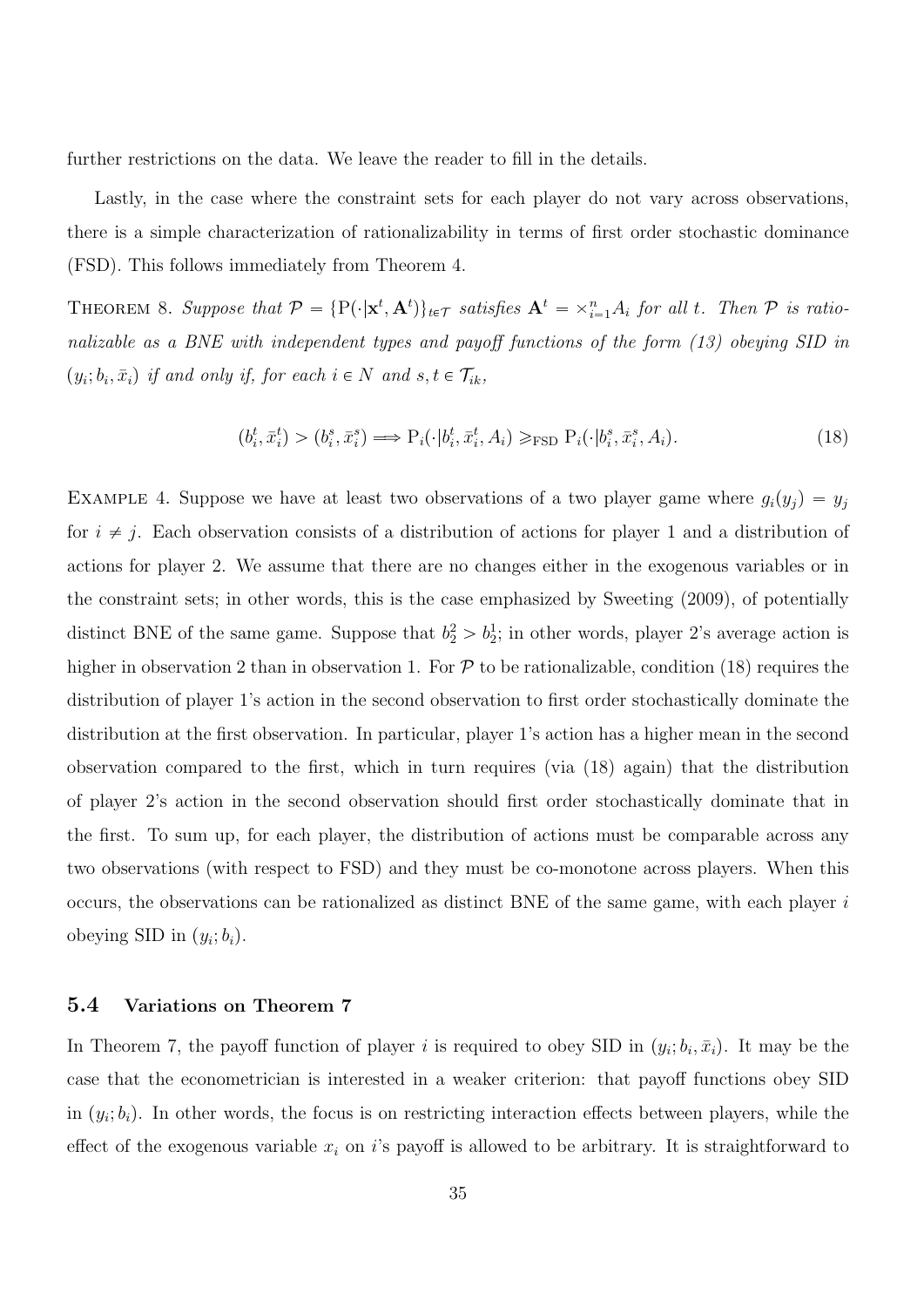further restrictions on the data. We leave the reader to fill in the details.

Lastly, in the case where the constraint sets for each player do not vary across observations, there is a simple characterization of rationalizability in terms of first order stochastic dominance (FSD). This follows immediately from Theorem 4.

THEOREM 8. *Suppose that $\mathcal{P} = \{\mathrm{P}(\cdot|\mathbf{x}^t, \mathbf{A}^t)\}_{t \in \mathcal{T}}$ satisfies $\mathbf{A}^t = \times_{i=1}^n A_i$ for all $t$. Then $\mathcal{P}$ is rationalizable as a BNE with independent types and payoff functions of the form (13) obeying SID in $(y_i; b_i, \bar{x}_i)$ if and only if, for each $i \in N$ and $s, t \in \mathcal{T}_{ik}$,*

$$(b_i^t, \bar{x}_i^t) > (b_i^s, \bar{x}_i^s) \Longrightarrow \mathrm{P}_i(\cdot|b_i^t, \bar{x}_i^t, A_i) \geqslant_{\mathrm{FSD}} \mathrm{P}_i(\cdot|b_i^s, \bar{x}_i^s, A_i). \tag{18}$$

EXAMPLE 4. Suppose we have at least two observations of a two player game where $g_i(y_j) = y_j$ for $i \neq j$. Each observation consists of a distribution of actions for player 1 and a distribution of actions for player 2. We assume that there are no changes either in the exogenous variables or in the constraint sets; in other words, this is the case emphasized by Sweeting (2009), of potentially distinct BNE of the same game. Suppose that $b_2^2 > b_2^1$; in other words, player 2's average action is higher in observation 2 than in observation 1. For $\mathcal{P}$ to be rationalizable, condition (18) requires the distribution of player 1's action in the second observation to first order stochastically dominate the distribution at the first observation. In particular, player 1's action has a higher mean in the second observation compared to the first, which in turn requires (via (18) again) that the distribution of player 2's action in the second observation should first order stochastically dominate that in the first. To sum up, for each player, the distribution of actions must be comparable across any two observations (with respect to FSD) and they must be co-monotone across players. When this occurs, the observations can be rationalized as distinct BNE of the same game, with each player $i$ obeying SID in $(y_i; b_i)$.

### 5.4 Variations on Theorem 7

In Theorem 7, the payoff function of player $i$ is required to obey SID in $(y_i; b_i, \bar{x}_i)$. It may be the case that the econometrician is interested in a weaker criterion: that payoff functions obey SID in $(y_i; b_i)$. In other words, the focus is on restricting interaction effects between players, while the effect of the exogenous variable $x_i$ on $i$'s payoff is allowed to be arbitrary. It is straightforward to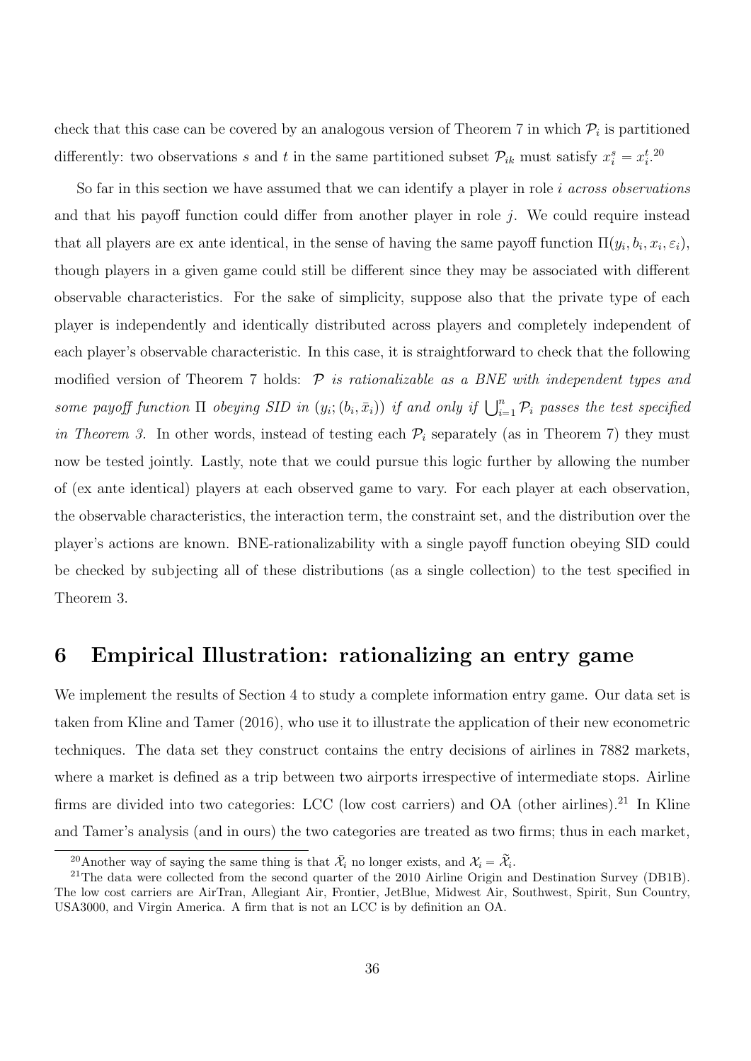check that this case can be covered by an analogous version of Theorem 7 in which $\mathcal{P}_i$ is partitioned differently: two observations $s$ and $t$ in the same partitioned subset $\mathcal{P}_{ik}$ must satisfy $x_i^s = x_i^t$.[20]

So far in this section we have assumed that we can identify a player in role $i$ *across observations* and that his payoff function could differ from another player in role $j$. We could require instead that all players are ex ante identical, in the sense of having the same payoff function $\Pi(y_i, b_i, x_i, \varepsilon_i)$, though players in a given game could still be different since they may be associated with different observable characteristics. For the sake of simplicity, suppose also that the private type of each player is independently and identically distributed across players and completely independent of each player's observable characteristic. In this case, it is straightforward to check that the following modified version of Theorem 7 holds: *$\mathcal{P}$ is rationalizable as a BNE with independent types and some payoff function $\Pi$ obeying SID in $(y_i; (b_i, \bar{x}_i))$ if and only if $\bigcup_{i=1}^n \mathcal{P}_i$ passes the test specified in Theorem 3.* In other words, instead of testing each $\mathcal{P}_i$ separately (as in Theorem 7) they must now be tested jointly. Lastly, note that we could pursue this logic further by allowing the number of (ex ante identical) players at each observed game to vary. For each player at each observation, the observable characteristics, the interaction term, the constraint set, and the distribution over the player's actions are known. BNE-rationalizability with a single payoff function obeying SID could be checked by subjecting all of these distributions (as a single collection) to the test specified in Theorem 3.

# 6 Empirical Illustration: rationalizing an entry game

We implement the results of Section 4 to study a complete information entry game. Our data set is taken from Kline and Tamer (2016), who use it to illustrate the application of their new econometric techniques. The data set they construct contains the entry decisions of airlines in 7882 markets, where a market is defined as a trip between two airports irrespective of intermediate stops. Airline firms are divided into two categories: LCC (low cost carriers) and OA (other airlines).[21] In Kline and Tamer's analysis (and in ours) the two categories are treated as two firms; thus in each market,

[20] Another way of saying the same thing is that $\bar{\mathcal{X}}_i$ no longer exists, and $\mathcal{X}_i = \tilde{\mathcal{X}}_i$.

[21] The data were collected from the second quarter of the 2010 Airline Origin and Destination Survey (DB1B). The low cost carriers are AirTran, Allegiant Air, Frontier, JetBlue, Midwest Air, Southwest, Spirit, Sun Country, USA3000, and Virgin America. A firm that is not an LCC is by definition an OA.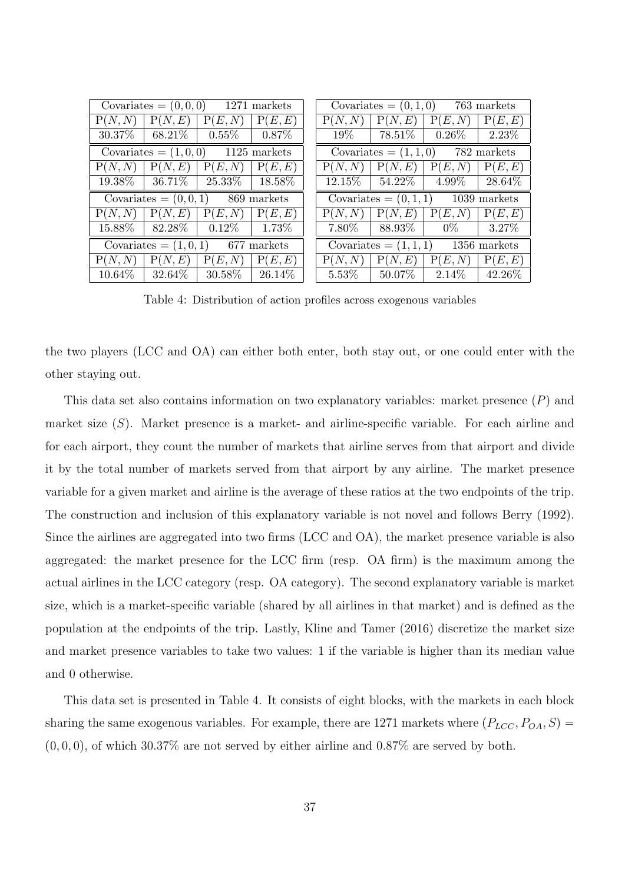| Covariates $= (0,0,0)$ | | 1271 markets | |
|---|---|---|---|
| $\text{P}(N,N)$ | $\text{P}(N,E)$ | $\text{P}(E,N)$ | $\text{P}(E,E)$ |
| 30.37% | 68.21% | 0.55% | 0.87% |
| Covariates $= (1,0,0)$ | | 1125 markets | |
| $\text{P}(N,N)$ | $\text{P}(N,E)$ | $\text{P}(E,N)$ | $\text{P}(E,E)$ |
| 19.38% | 36.71% | 25.33% | 18.58% |
| Covariates $= (0,0,1)$ | | 869 markets | |
| $\text{P}(N,N)$ | $\text{P}(N,E)$ | $\text{P}(E,N)$ | $\text{P}(E,E)$ |
| 15.88% | 82.28% | 0.12% | 1.73% |
| Covariates $= (1,0,1)$ | | 677 markets | |
| $\text{P}(N,N)$ | $\text{P}(N,E)$ | $\text{P}(E,N)$ | $\text{P}(E,E)$ |
| 10.64% | 32.64% | 30.58% | 26.14% |

| Covariates $= (0,1,0)$ | | 763 markets | |
|---|---|---|---|
| $\text{P}(N,N)$ | $\text{P}(N,E)$ | $\text{P}(E,N)$ | $\text{P}(E,E)$ |
| 19% | 78.51% | 0.26% | 2.23% |
| Covariates $= (1,1,0)$ | | 782 markets | |
| $\text{P}(N,N)$ | $\text{P}(N,E)$ | $\text{P}(E,N)$ | $\text{P}(E,E)$ |
| 12.15% | 54.22% | 4.99% | 28.64% |
| Covariates $= (0,1,1)$ | | 1039 markets | |
| $\text{P}(N,N)$ | $\text{P}(N,E)$ | $\text{P}(E,N)$ | $\text{P}(E,E)$ |
| 7.80% | 88.93% | 0% | 3.27% |
| Covariates $= (1,1,1)$ | | 1356 markets | |
| $\text{P}(N,N)$ | $\text{P}(N,E)$ | $\text{P}(E,N)$ | $\text{P}(E,E)$ |
| 5.53% | 50.07% | 2.14% | 42.26% |

Table 4: Distribution of action profiles across exogenous variables

the two players (LCC and OA) can either both enter, both stay out, or one could enter with the other staying out.

This data set also contains information on two explanatory variables: market presence ($P$) and market size ($S$). Market presence is a market- and airline-specific variable. For each airline and for each airport, they count the number of markets that airline serves from that airport and divide it by the total number of markets served from that airport by any airline. The market presence variable for a given market and airline is the average of these ratios at the two endpoints of the trip. The construction and inclusion of this explanatory variable is not novel and follows Berry (1992). Since the airlines are aggregated into two firms (LCC and OA), the market presence variable is also aggregated: the market presence for the LCC firm (resp. OA firm) is the maximum among the actual airlines in the LCC category (resp. OA category). The second explanatory variable is market size, which is a market-specific variable (shared by all airlines in that market) and is defined as the population at the endpoints of the trip. Lastly, Kline and Tamer (2016) discretize the market size and market presence variables to take two values: 1 if the variable is higher than its median value and 0 otherwise.

This data set is presented in Table 4. It consists of eight blocks, with the markets in each block sharing the same exogenous variables. For example, there are 1271 markets where $(P_{LCC}, P_{OA}, S) = (0,0,0)$, of which 30.37% are not served by either airline and 0.87% are served by both.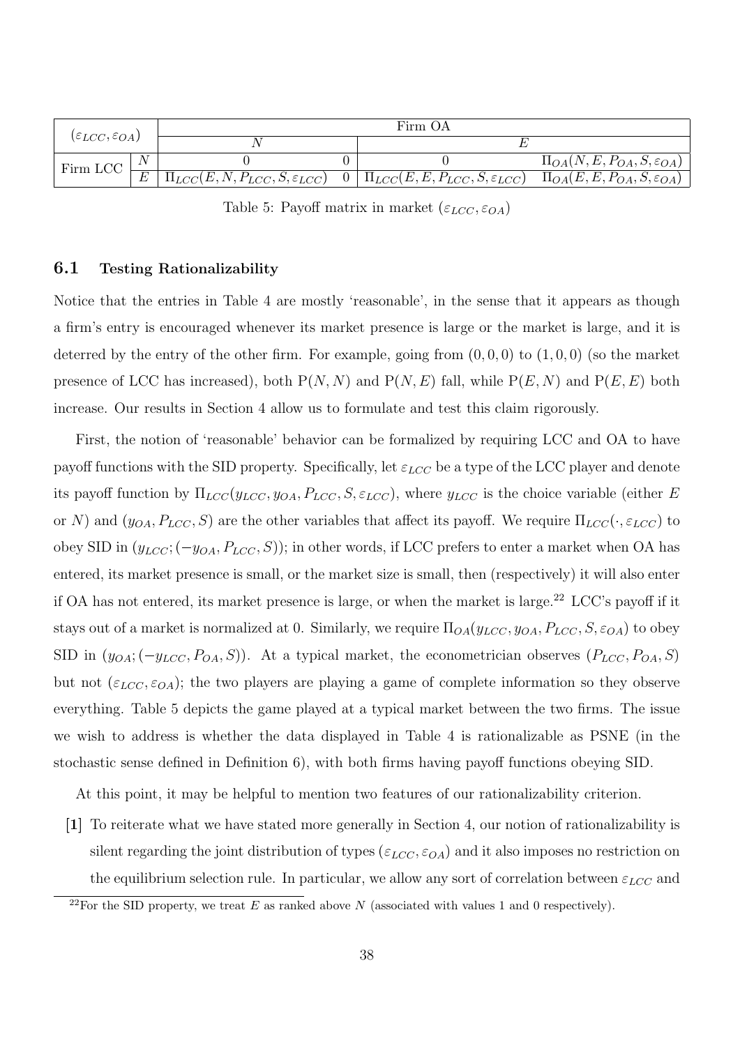| $(\varepsilon_{LCC}, \varepsilon_{OA})$ | | Firm OA | | | |
|---|---|---|---|---|---|
| | | $N$ | | $E$ | |
| Firm LCC | $N$ | $0$ | $0$ | $0$ | $\Pi_{OA}(N, E, P_{OA}, S, \varepsilon_{OA})$ |
| | $E$ | $\Pi_{LCC}(E, N, P_{LCC}, S, \varepsilon_{LCC})$ | $0$ | $\Pi_{LCC}(E, E, P_{LCC}, S, \varepsilon_{LCC})$ | $\Pi_{OA}(E, E, P_{OA}, S, \varepsilon_{OA})$ |

Table 5: Payoff matrix in market $(\varepsilon_{LCC}, \varepsilon_{OA})$

### 6.1 Testing Rationalizability

Notice that the entries in Table 4 are mostly 'reasonable', in the sense that it appears as though a firm's entry is encouraged whenever its market presence is large or the market is large, and it is deterred by the entry of the other firm. For example, going from $(0, 0, 0)$ to $(1, 0, 0)$ (so the market presence of LCC has increased), both $\mathrm{P}(N, N)$ and $\mathrm{P}(N, E)$ fall, while $\mathrm{P}(E, N)$ and $\mathrm{P}(E, E)$ both increase. Our results in Section 4 allow us to formulate and test this claim rigorously.

First, the notion of 'reasonable' behavior can be formalized by requiring LCC and OA to have payoff functions with the SID property. Specifically, let $\varepsilon_{LCC}$ be a type of the LCC player and denote its payoff function by $\Pi_{LCC}(y_{LCC}, y_{OA}, P_{LCC}, S, \varepsilon_{LCC})$, where $y_{LCC}$ is the choice variable (either $E$ or $N$) and $(y_{OA}, P_{LCC}, S)$ are the other variables that affect its payoff. We require $\Pi_{LCC}(\cdot, \varepsilon_{LCC})$ to obey SID in $(y_{LCC}; (-y_{OA}, P_{LCC}, S))$; in other words, if LCC prefers to enter a market when OA has entered, its market presence is small, or the market size is small, then (respectively) it will also enter if OA has not entered, its market presence is large, or when the market is large.[22] LCC's payoff if it stays out of a market is normalized at 0. Similarly, we require $\Pi_{OA}(y_{LCC}, y_{OA}, P_{LCC}, S, \varepsilon_{OA})$ to obey SID in $(y_{OA}; (-y_{LCC}, P_{OA}, S))$. At a typical market, the econometrician observes $(P_{LCC}, P_{OA}, S)$ but not $(\varepsilon_{LCC}, \varepsilon_{OA})$; the two players are playing a game of complete information so they observe everything. Table 5 depicts the game played at a typical market between the two firms. The issue we wish to address is whether the data displayed in Table 4 is rationalizable as PSNE (in the stochastic sense defined in Definition 6), with both firms having payoff functions obeying SID.

At this point, it may be helpful to mention two features of our rationalizability criterion.

**[1]** To reiterate what we have stated more generally in Section 4, our notion of rationalizability is silent regarding the joint distribution of types $(\varepsilon_{LCC}, \varepsilon_{OA})$ and it also imposes no restriction on the equilibrium selection rule. In particular, we allow any sort of correlation between $\varepsilon_{LCC}$ and

[22] For the SID property, we treat $E$ as ranked above $N$ (associated with values 1 and 0 respectively).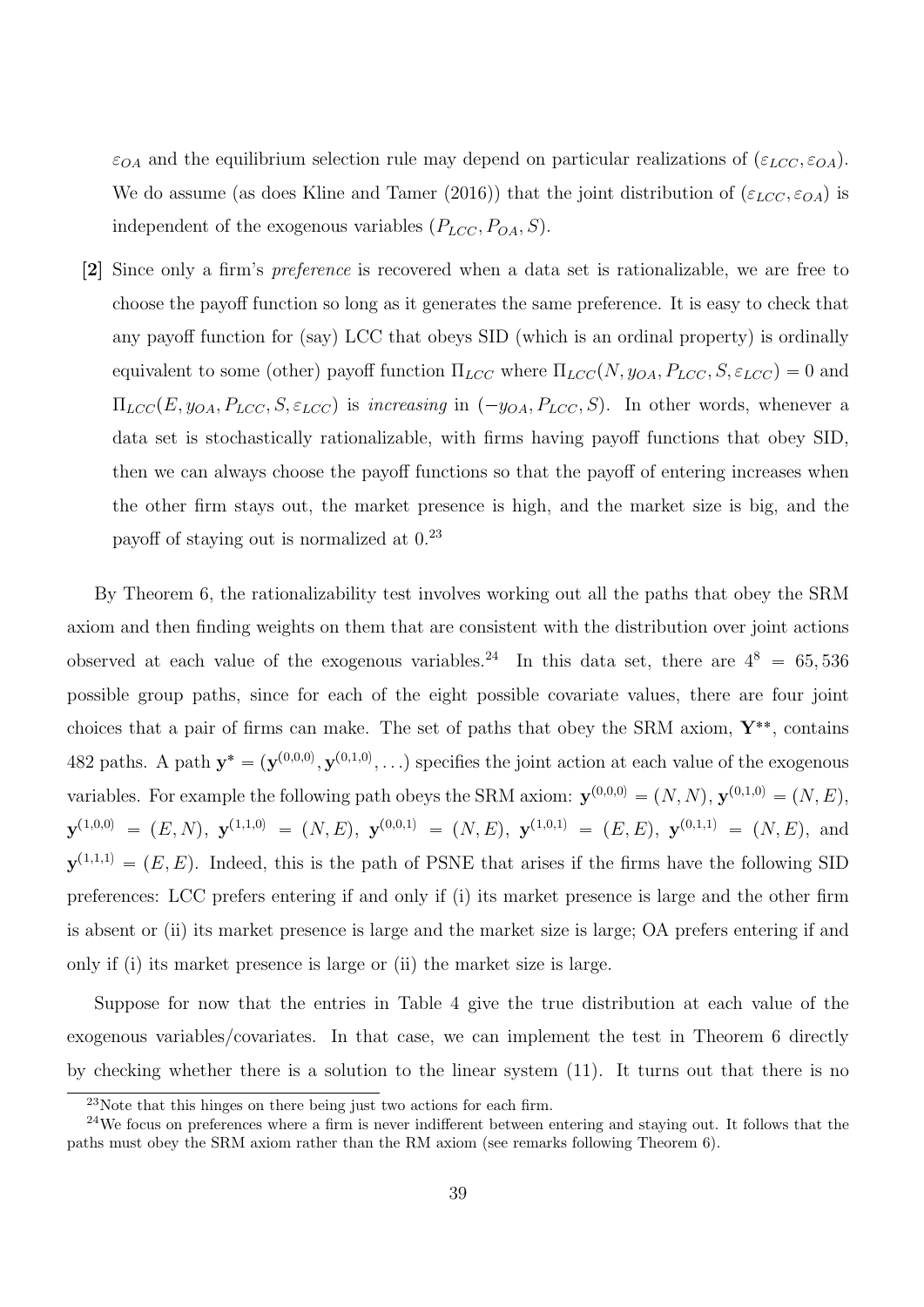$\varepsilon_{OA}$ and the equilibrium selection rule may depend on particular realizations of $(\varepsilon_{LCC}, \varepsilon_{OA})$. We do assume (as does Kline and Tamer (2016)) that the joint distribution of $(\varepsilon_{LCC}, \varepsilon_{OA})$ is independent of the exogenous variables $(P_{LCC}, P_{OA}, S)$.

**[2]** Since only a firm's *preference* is recovered when a data set is rationalizable, we are free to choose the payoff function so long as it generates the same preference. It is easy to check that any payoff function for (say) LCC that obeys SID (which is an ordinal property) is ordinally equivalent to some (other) payoff function $\Pi_{LCC}$ where $\Pi_{LCC}(N, y_{OA}, P_{LCC}, S, \varepsilon_{LCC}) = 0$ and $\Pi_{LCC}(E, y_{OA}, P_{LCC}, S, \varepsilon_{LCC})$ is *increasing* in $(-y_{OA}, P_{LCC}, S)$. In other words, whenever a data set is stochastically rationalizable, with firms having payoff functions that obey SID, then we can always choose the payoff functions so that the payoff of entering increases when the other firm stays out, the market presence is high, and the market size is big, and the payoff of staying out is normalized at 0.[23]

By Theorem 6, the rationalizability test involves working out all the paths that obey the SRM axiom and then finding weights on them that are consistent with the distribution over joint actions observed at each value of the exogenous variables.[24] In this data set, there are $4^8 = 65,536$ possible group paths, since for each of the eight possible covariate values, there are four joint choices that a pair of firms can make. The set of paths that obey the SRM axiom, $\mathbf{Y}^{**}$, contains 482 paths. A path $\mathbf{y}^* = (\mathbf{y}^{(0,0,0)}, \mathbf{y}^{(0,1,0)}, \ldots)$ specifies the joint action at each value of the exogenous variables. For example the following path obeys the SRM axiom: $\mathbf{y}^{(0,0,0)} = (N, N)$, $\mathbf{y}^{(0,1,0)} = (N, E)$, $\mathbf{y}^{(1,0,0)} = (E, N)$, $\mathbf{y}^{(1,1,0)} = (N, E)$, $\mathbf{y}^{(0,0,1)} = (N, E)$, $\mathbf{y}^{(1,0,1)} = (E, E)$, $\mathbf{y}^{(0,1,1)} = (N, E)$, and $\mathbf{y}^{(1,1,1)} = (E, E)$. Indeed, this is the path of PSNE that arises if the firms have the following SID preferences: LCC prefers entering if and only if (i) its market presence is large and the other firm is absent or (ii) its market presence is large and the market size is large; OA prefers entering if and only if (i) its market presence is large or (ii) the market size is large.

Suppose for now that the entries in Table 4 give the true distribution at each value of the exogenous variables/covariates. In that case, we can implement the test in Theorem 6 directly by checking whether there is a solution to the linear system (11). It turns out that there is no

[23] Note that this hinges on there being just two actions for each firm.

[24] We focus on preferences where a firm is never indifferent between entering and staying out. It follows that the paths must obey the SRM axiom rather than the RM axiom (see remarks following Theorem 6).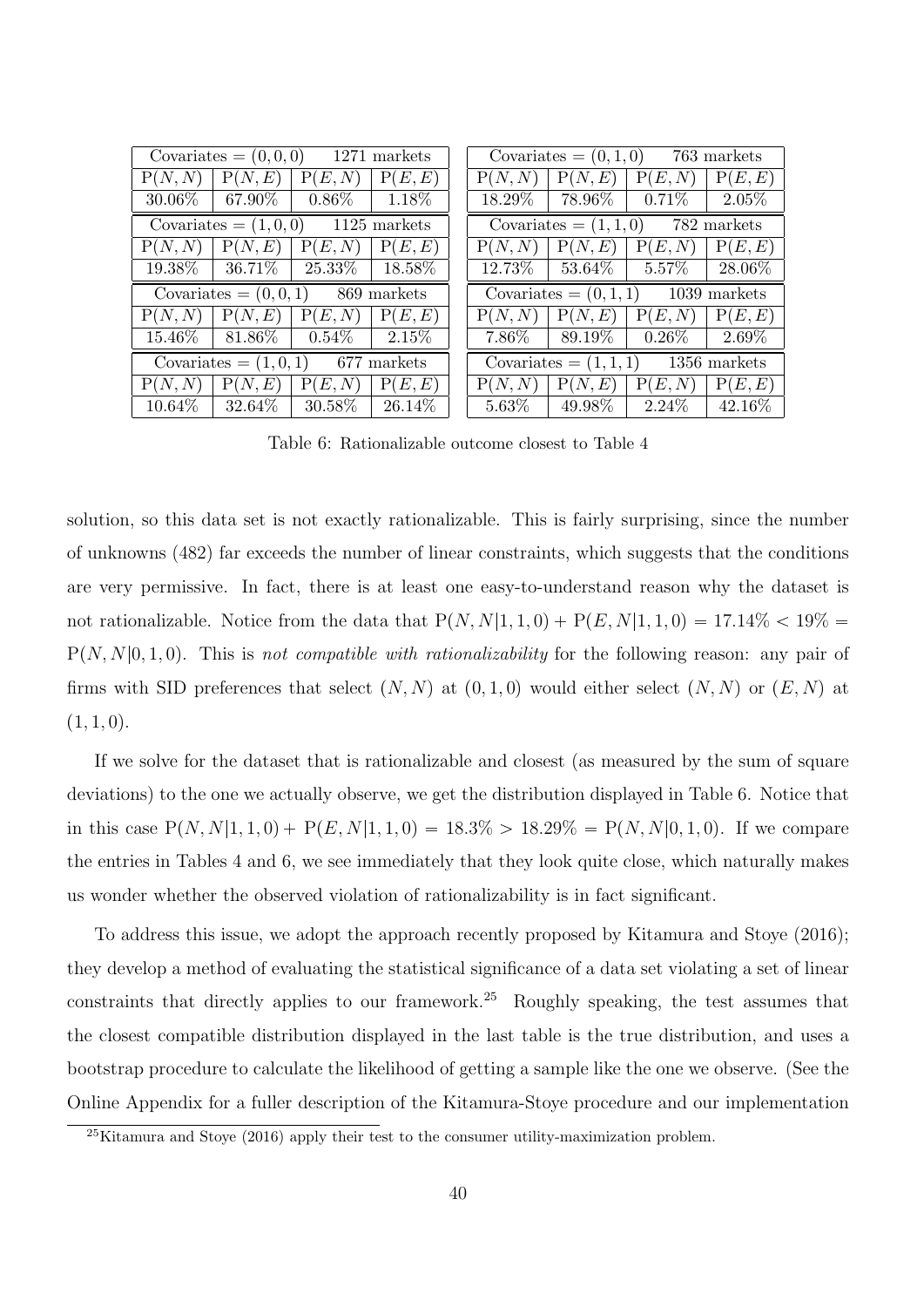| Covariates = $(0,0,0)$ | | 1271 markets | |
|---|---|---|---|
| P$(N,N)$ | P$(N,E)$ | P$(E,N)$ | P$(E,E)$ |
| 30.06% | 67.90% | 0.86% | 1.18% |
| Covariates = $(1,0,0)$ | | 1125 markets | |
| P$(N,N)$ | P$(N,E)$ | P$(E,N)$ | P$(E,E)$ |
| 19.38% | 36.71% | 25.33% | 18.58% |
| Covariates = $(0,0,1)$ | | 869 markets | |
| P$(N,N)$ | P$(N,E)$ | P$(E,N)$ | P$(E,E)$ |
| 15.46% | 81.86% | 0.54% | 2.15% |
| Covariates = $(1,0,1)$ | | 677 markets | |
| P$(N,N)$ | P$(N,E)$ | P$(E,N)$ | P$(E,E)$ |
| 10.64% | 32.64% | 30.58% | 26.14% |

| Covariates = $(0,1,0)$ | | 763 markets | |
|---|---|---|---|
| P$(N,N)$ | P$(N,E)$ | P$(E,N)$ | P$(E,E)$ |
| 18.29% | 78.96% | 0.71% | 2.05% |
| Covariates = $(1,1,0)$ | | 782 markets | |
| P$(N,N)$ | P$(N,E)$ | P$(E,N)$ | P$(E,E)$ |
| 12.73% | 53.64% | 5.57% | 28.06% |
| Covariates = $(0,1,1)$ | | 1039 markets | |
| P$(N,N)$ | P$(N,E)$ | P$(E,N)$ | P$(E,E)$ |
| 7.86% | 89.19% | 0.26% | 2.69% |
| Covariates = $(1,1,1)$ | | 1356 markets | |
| P$(N,N)$ | P$(N,E)$ | P$(E,N)$ | P$(E,E)$ |
| 5.63% | 49.98% | 2.24% | 42.16% |

Table 6: Rationalizable outcome closest to Table 4

solution, so this data set is not exactly rationalizable. This is fairly surprising, since the number of unknowns (482) far exceeds the number of linear constraints, which suggests that the conditions are very permissive. In fact, there is at least one easy-to-understand reason why the dataset is not rationalizable. Notice from the data that $\mathrm{P}(N,N|1,1,0) + \mathrm{P}(E,N|1,1,0) = 17.14\% < 19\% = \mathrm{P}(N,N|0,1,0)$. This is *not compatible with rationalizability* for the following reason: any pair of firms with SID preferences that select $(N,N)$ at $(0,1,0)$ would either select $(N,N)$ or $(E,N)$ at $(1,1,0)$.

If we solve for the dataset that is rationalizable and closest (as measured by the sum of square deviations) to the one we actually observe, we get the distribution displayed in Table 6. Notice that in this case $\mathrm{P}(N,N|1,1,0) + \mathrm{P}(E,N|1,1,0) = 18.3\% > 18.29\% = \mathrm{P}(N,N|0,1,0)$. If we compare the entries in Tables 4 and 6, we see immediately that they look quite close, which naturally makes us wonder whether the observed violation of rationalizability is in fact significant.

To address this issue, we adopt the approach recently proposed by Kitamura and Stoye (2016); they develop a method of evaluating the statistical significance of a data set violating a set of linear constraints that directly applies to our framework.[25] Roughly speaking, the test assumes that the closest compatible distribution displayed in the last table is the true distribution, and uses a bootstrap procedure to calculate the likelihood of getting a sample like the one we observe. (See the Online Appendix for a fuller description of the Kitamura-Stoye procedure and our implementation

[25] Kitamura and Stoye (2016) apply their test to the consumer utility-maximization problem.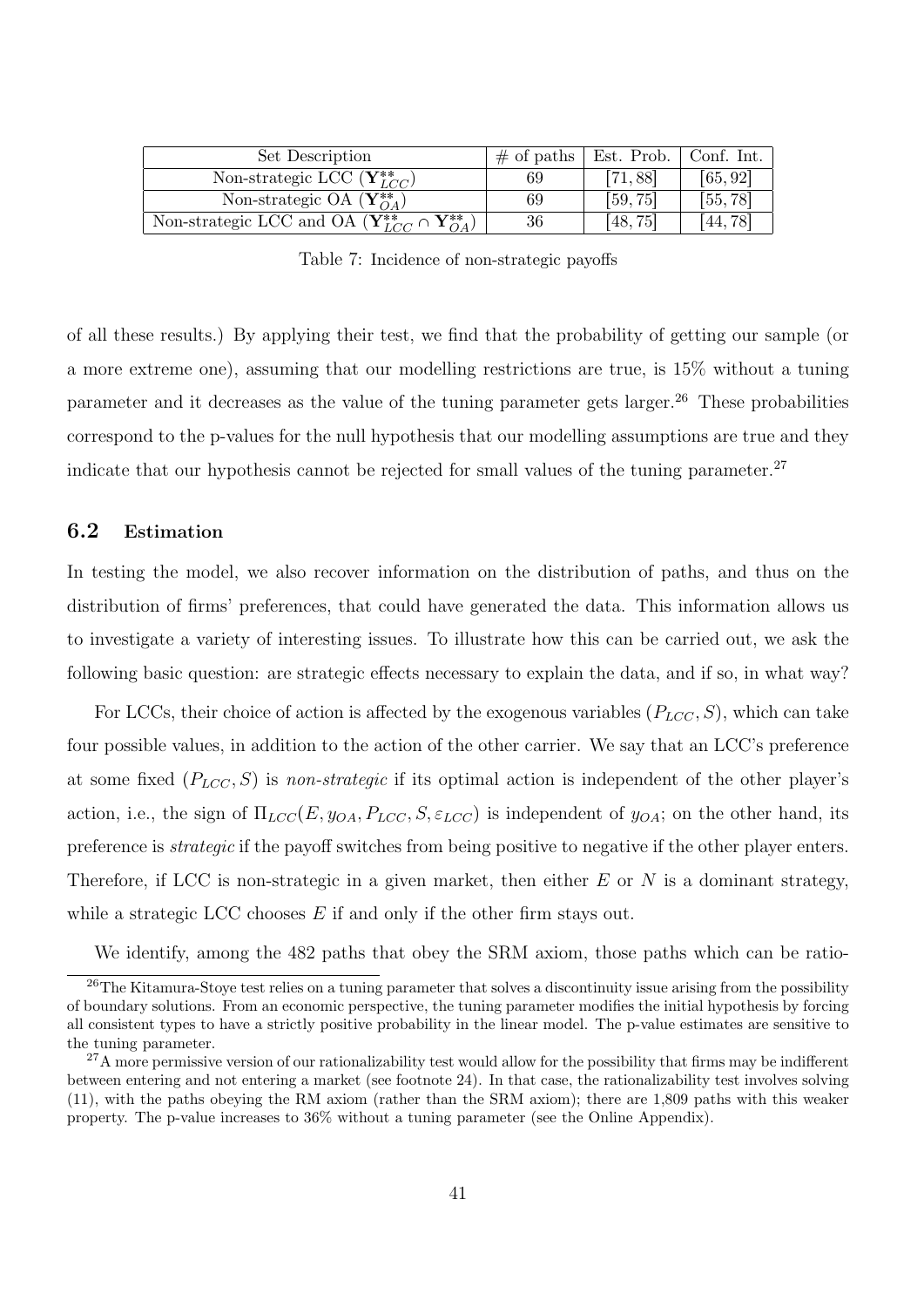| Set Description | # of paths | Est. Prob. | Conf. Int. |
|---|---|---|---|
| Non-strategic LCC ($\mathbf{Y}^{**}_{LCC}$) | 69 | $[71, 88]$ | $[65, 92]$ |
| Non-strategic OA ($\mathbf{Y}^{**}_{OA}$) | 69 | $[59, 75]$ | $[55, 78]$ |
| Non-strategic LCC and OA ($\mathbf{Y}^{**}_{LCC} \cap \mathbf{Y}^{**}_{OA}$) | 36 | $[48, 75]$ | $[44, 78]$ |

Table 7: Incidence of non-strategic payoffs

of all these results.) By applying their test, we find that the probability of getting our sample (or a more extreme one), assuming that our modelling restrictions are true, is 15% without a tuning parameter and it decreases as the value of the tuning parameter gets larger.[26] These probabilities correspond to the p-values for the null hypothesis that our modelling assumptions are true and they indicate that our hypothesis cannot be rejected for small values of the tuning parameter.[27]

### 6.2 Estimation

In testing the model, we also recover information on the distribution of paths, and thus on the distribution of firms' preferences, that could have generated the data. This information allows us to investigate a variety of interesting issues. To illustrate how this can be carried out, we ask the following basic question: are strategic effects necessary to explain the data, and if so, in what way?

For LCCs, their choice of action is affected by the exogenous variables $(P_{LCC}, S)$, which can take four possible values, in addition to the action of the other carrier. We say that an LCC's preference at some fixed $(P_{LCC}, S)$ is *non-strategic* if its optimal action is independent of the other player's action, i.e., the sign of $\Pi_{LCC}(E, y_{OA}, P_{LCC}, S, \varepsilon_{LCC})$ is independent of $y_{OA}$; on the other hand, its preference is *strategic* if the payoff switches from being positive to negative if the other player enters. Therefore, if LCC is non-strategic in a given market, then either $E$ or $N$ is a dominant strategy, while a strategic LCC chooses $E$ if and only if the other firm stays out.

We identify, among the 482 paths that obey the SRM axiom, those paths which can be ratio-

[26] The Kitamura-Stoye test relies on a tuning parameter that solves a discontinuity issue arising from the possibility of boundary solutions. From an economic perspective, the tuning parameter modifies the initial hypothesis by forcing all consistent types to have a strictly positive probability in the linear model. The p-value estimates are sensitive to the tuning parameter.

[27] A more permissive version of our rationalizability test would allow for the possibility that firms may be indifferent between entering and not entering a market (see footnote 24). In that case, the rationalizability test involves solving (11), with the paths obeying the RM axiom (rather than the SRM axiom); there are 1,809 paths with this weaker property. The p-value increases to 36% without a tuning parameter (see the Online Appendix).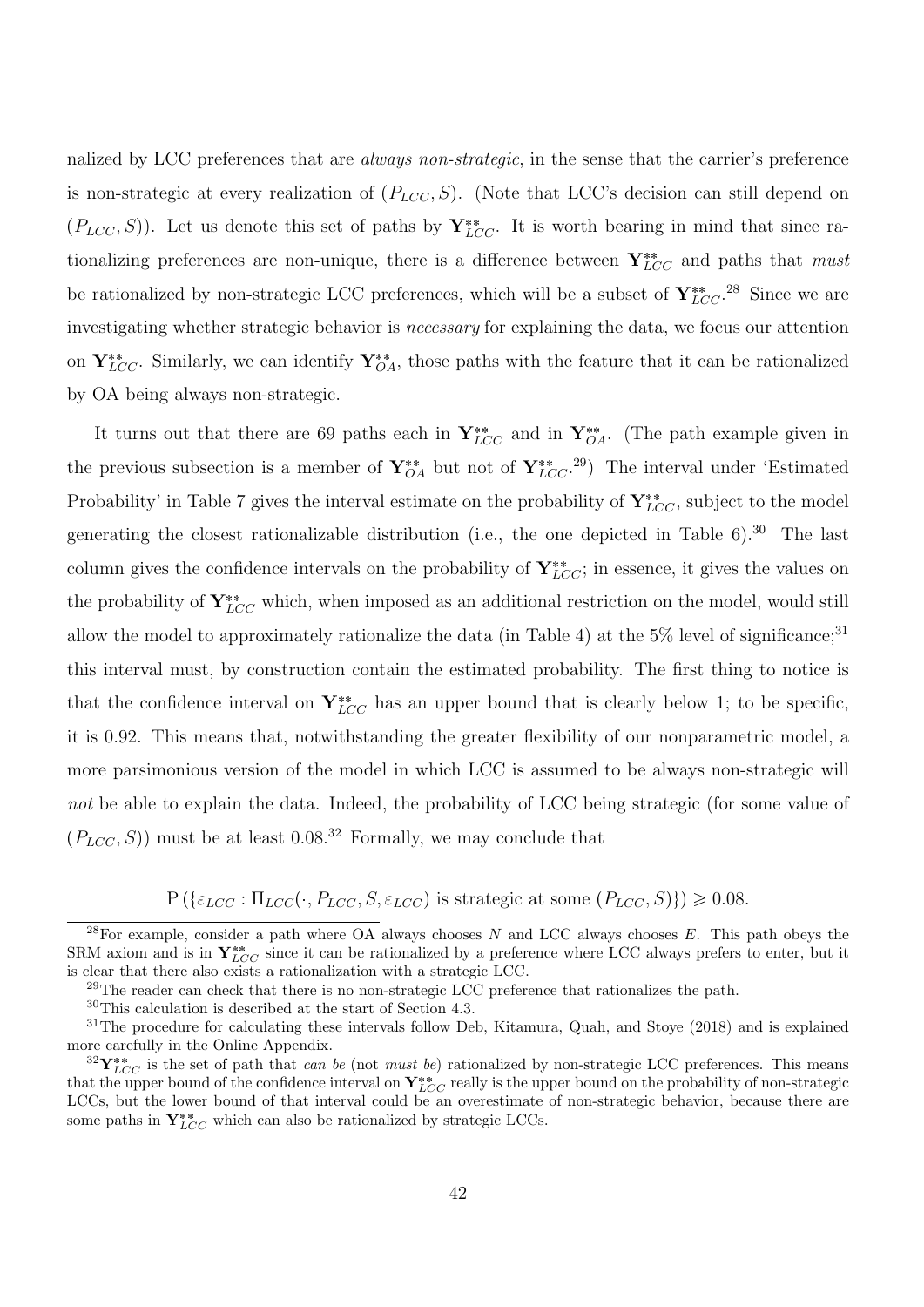nalized by LCC preferences that are *always non-strategic*, in the sense that the carrier's preference is non-strategic at every realization of $(P_{LCC}, S)$. (Note that LCC's decision can still depend on $(P_{LCC}, S)$). Let us denote this set of paths by $\mathbf{Y}^{**}_{LCC}$. It is worth bearing in mind that since rationalizing preferences are non-unique, there is a difference between $\mathbf{Y}^{**}_{LCC}$ and paths that *must* be rationalized by non-strategic LCC preferences, which will be a subset of $\mathbf{Y}^{**}_{LCC}$.[28] Since we are investigating whether strategic behavior is *necessary* for explaining the data, we focus our attention on $\mathbf{Y}^{**}_{LCC}$. Similarly, we can identify $\mathbf{Y}^{**}_{OA}$, those paths with the feature that it can be rationalized by OA being always non-strategic.

It turns out that there are 69 paths each in $\mathbf{Y}^{**}_{LCC}$ and in $\mathbf{Y}^{**}_{OA}$. (The path example given in the previous subsection is a member of $\mathbf{Y}^{**}_{OA}$ but not of $\mathbf{Y}^{**}_{LCC}$.[29]) The interval under 'Estimated Probability' in Table 7 gives the interval estimate on the probability of $\mathbf{Y}^{**}_{LCC}$, subject to the model generating the closest rationalizable distribution (i.e., the one depicted in Table 6).[30] The last column gives the confidence intervals on the probability of $\mathbf{Y}^{**}_{LCC}$; in essence, it gives the values on the probability of $\mathbf{Y}^{**}_{LCC}$ which, when imposed as an additional restriction on the model, would still allow the model to approximately rationalize the data (in Table 4) at the 5% level of significance;[31] this interval must, by construction contain the estimated probability. The first thing to notice is that the confidence interval on $\mathbf{Y}^{**}_{LCC}$ has an upper bound that is clearly below 1; to be specific, it is 0.92. This means that, notwithstanding the greater flexibility of our nonparametric model, a more parsimonious version of the model in which LCC is assumed to be always non-strategic will *not* be able to explain the data. Indeed, the probability of LCC being strategic (for some value of $(P_{LCC}, S)$) must be at least 0.08.[32] Formally, we may conclude that

$$\mathrm{P}\left(\{\varepsilon_{LCC} : \Pi_{LCC}(\cdot, P_{LCC}, S, \varepsilon_{LCC}) \text{ is strategic at some } (P_{LCC}, S)\}\right) \geqslant 0.08.$$

---

[28] For example, consider a path where OA always chooses $N$ and LCC always chooses $E$. This path obeys the SRM axiom and is in $\mathbf{Y}^{**}_{LCC}$ since it can be rationalized by a preference where LCC always prefers to enter, but it is clear that there also exists a rationalization with a strategic LCC.

[29] The reader can check that there is no non-strategic LCC preference that rationalizes the path.

[30] This calculation is described at the start of Section 4.3.

[31] The procedure for calculating these intervals follow Deb, Kitamura, Quah, and Stoye (2018) and is explained more carefully in the Online Appendix.

[32] $\mathbf{Y}^{**}_{LCC}$ is the set of path that *can be* (not *must be*) rationalized by non-strategic LCC preferences. This means that the upper bound of the confidence interval on $\mathbf{Y}^{**}_{LCC}$ really is the upper bound on the probability of non-strategic LCCs, but the lower bound of that interval could be an overestimate of non-strategic behavior, because there are some paths in $\mathbf{Y}^{**}_{LCC}$ which can also be rationalized by strategic LCCs.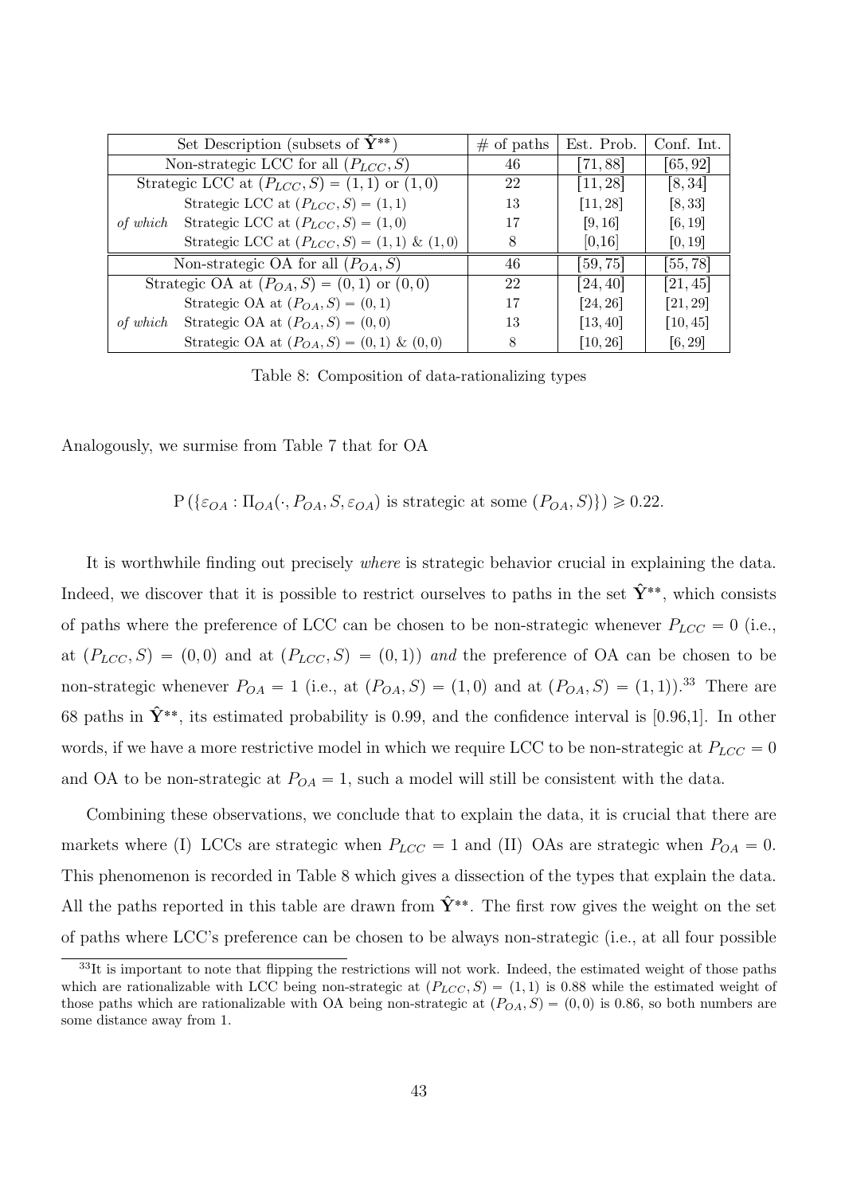| Set Description (subsets of $\hat{\mathbf{Y}}^{**}$) | | # of paths | Est. Prob. | Conf. Int. |
|---|---|---|---|---|
| Non-strategic LCC for all $(P_{LCC}, S)$ | | 46 | $[71, 88]$ | $[65, 92]$ |
| Strategic LCC at $(P_{LCC}, S) = (1,1)$ or $(1,0)$ | | 22 | $[11, 28]$ | $[8, 34]$ |
| *of which* | Strategic LCC at $(P_{LCC}, S) = (1,1)$ | 13 | $[11, 28]$ | $[8, 33]$ |
| | Strategic LCC at $(P_{LCC}, S) = (1,0)$ | 17 | $[9, 16]$ | $[6, 19]$ |
| | Strategic LCC at $(P_{LCC}, S) = (1,1)$ & $(1,0)$ | 8 | [0,16] | [0, 19] |
| Non-strategic OA for all $(P_{OA}, S)$ | | 46 | $[59, 75]$ | $[55, 78]$ |
| Strategic OA at $(P_{OA}, S) = (0,1)$ or $(0,0)$ | | 22 | $[24, 40]$ | $[21, 45]$ |
| *of which* | Strategic OA at $(P_{OA}, S) = (0,1)$ | 17 | $[24, 26]$ | $[21, 29]$ |
| | Strategic OA at $(P_{OA}, S) = (0,0)$ | 13 | $[13, 40]$ | $[10, 45]$ |
| | Strategic OA at $(P_{OA}, S) = (0,1)$ & $(0,0)$ | 8 | $[10, 26]$ | $[6, 29]$ |

Table 8: Composition of data-rationalizing types

Analogously, we surmise from Table 7 that for OA

$$\mathrm{P}\left(\{\varepsilon_{OA} : \Pi_{OA}(\cdot, P_{OA}, S, \varepsilon_{OA}) \text{ is strategic at some } (P_{OA}, S)\}\right) \geqslant 0.22.$$

It is worthwhile finding out precisely *where* is strategic behavior crucial in explaining the data. Indeed, we discover that it is possible to restrict ourselves to paths in the set $\hat{\mathbf{Y}}^{**}$, which consists of paths where the preference of LCC can be chosen to be non-strategic whenever $P_{LCC} = 0$ (i.e., at $(P_{LCC}, S) = (0,0)$ and at $(P_{LCC}, S) = (0,1)$) *and* the preference of OA can be chosen to be non-strategic whenever $P_{OA} = 1$ (i.e., at $(P_{OA}, S) = (1,0)$ and at $(P_{OA}, S) = (1,1)$).[33] There are 68 paths in $\hat{\mathbf{Y}}^{**}$, its estimated probability is 0.99, and the confidence interval is [0.96,1]. In other words, if we have a more restrictive model in which we require LCC to be non-strategic at $P_{LCC} = 0$ and OA to be non-strategic at $P_{OA} = 1$, such a model will still be consistent with the data.

Combining these observations, we conclude that to explain the data, it is crucial that there are markets where (I) LCCs are strategic when $P_{LCC} = 1$ and (II) OAs are strategic when $P_{OA} = 0$. This phenomenon is recorded in Table 8 which gives a dissection of the types that explain the data. All the paths reported in this table are drawn from $\hat{\mathbf{Y}}^{**}$. The first row gives the weight on the set of paths where LCC's preference can be chosen to be always non-strategic (i.e., at all four possible

[33] It is important to note that flipping the restrictions will not work. Indeed, the estimated weight of those paths which are rationalizable with LCC being non-strategic at $(P_{LCC}, S) = (1,1)$ is 0.88 while the estimated weight of those paths which are rationalizable with OA being non-strategic at $(P_{OA}, S) = (0,0)$ is 0.86, so both numbers are some distance away from 1.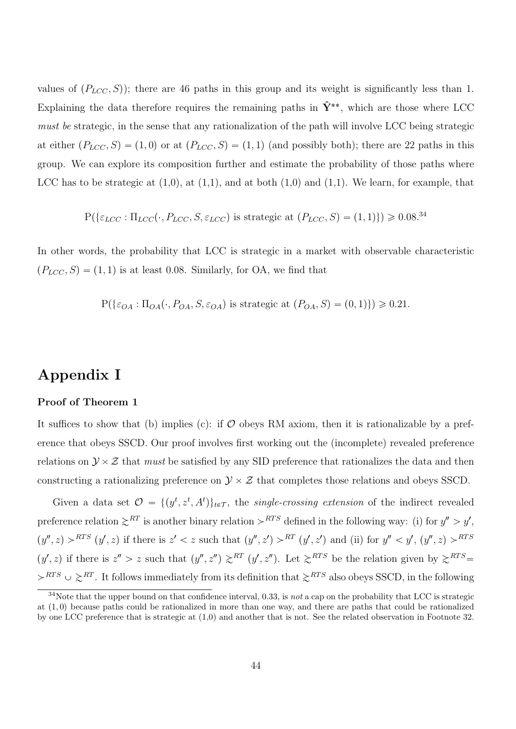values of $(P_{LCC}, S)$); there are 46 paths in this group and its weight is significantly less than 1. Explaining the data therefore requires the remaining paths in $\hat{\mathbf{Y}}^{**}$, which are those where LCC *must be* strategic, in the sense that any rationalization of the path will involve LCC being strategic at either $(P_{LCC}, S) = (1, 0)$ or at $(P_{LCC}, S) = (1, 1)$ (and possibly both); there are 22 paths in this group. We can explore its composition further and estimate the probability of those paths where LCC has to be strategic at (1,0), at (1,1), and at both (1,0) and (1,1). We learn, for example, that

$$\mathrm{P}(\{\varepsilon_{LCC} : \Pi_{LCC}(\cdot, P_{LCC}, S, \varepsilon_{LCC}) \text{ is strategic at } (P_{LCC}, S) = (1,1)\}) \geqslant 0.08.$$ [34]

In other words, the probability that LCC is strategic in a market with observable characteristic $(P_{LCC}, S) = (1, 1)$ is at least 0.08. Similarly, for OA, we find that

$$\mathrm{P}(\{\varepsilon_{OA} : \Pi_{OA}(\cdot, P_{OA}, S, \varepsilon_{OA}) \text{ is strategic at } (P_{OA}, S) = (0,1)\}) \geqslant 0.21.$$

# Appendix I

### Proof of Theorem 1

It suffices to show that (b) implies (c): if $\mathcal{O}$ obeys RM axiom, then it is rationalizable by a preference that obeys SSCD. Our proof involves first working out the (incomplete) revealed preference relations on $\mathcal{Y} \times \mathcal{Z}$ that *must* be satisfied by any SID preference that rationalizes the data and then constructing a rationalizing preference on $\mathcal{Y} \times \mathcal{Z}$ that completes those relations and obeys SSCD.

Given a data set $\mathcal{O} = \{(y^t, z^t, A^t)\}_{t \in \mathcal{T}}$, the *single-crossing extension* of the indirect revealed preference relation $\succsim^{RT}$ is another binary relation $\succ^{RTS}$ defined in the following way: (i) for $y'' > y'$, $(y'', z) \succ^{RTS} (y', z)$ if there is $z' < z$ such that $(y'', z') \succ^{RT} (y', z')$ and (ii) for $y'' < y'$, $(y'', z) \succ^{RTS} (y', z)$ if there is $z'' > z$ such that $(y'', z'') \succsim^{RT} (y', z'')$. Let $\succsim^{RTS}$ be the relation given by $\succsim^{RTS} = \succ^{RTS} \cup \succsim^{RT}$. It follows immediately from its definition that $\succsim^{RTS}$ also obeys SSCD, in the following

---

[34] Note that the upper bound on that confidence interval, 0.33, is *not* a cap on the probability that LCC is strategic at (1,0) because paths could be rationalized in more than one way, and there are paths that could be rationalized by one LCC preference that is strategic at (1,0) and another that is not. See the related observation in Footnote 32.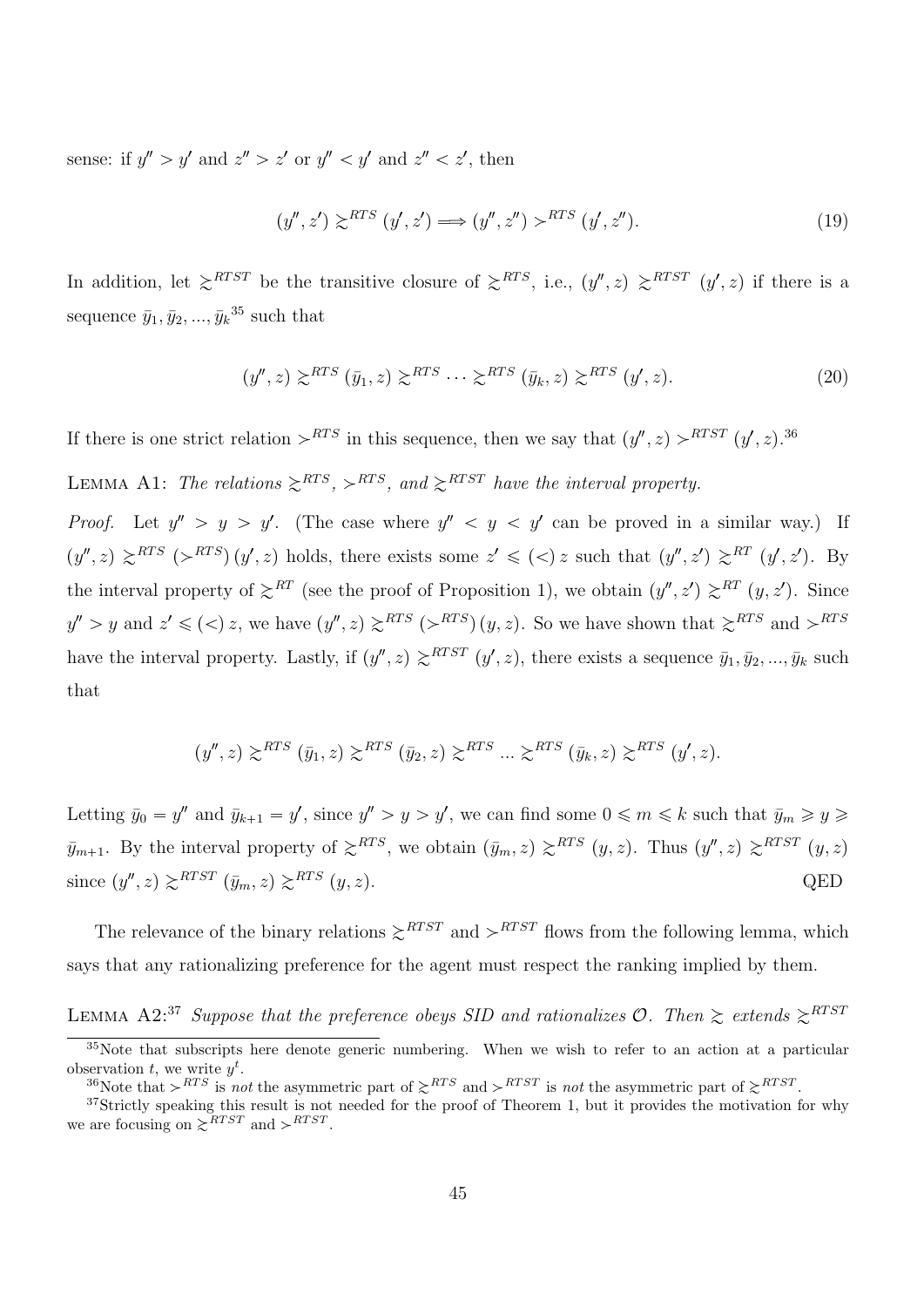sense: if $y'' > y'$ and $z'' > z'$ or $y'' < y'$ and $z'' < z'$, then

$$(y'', z') \succsim^{RTS} (y', z') \Longrightarrow (y'', z'') \succ^{RTS} (y', z''). \tag{19}$$

In addition, let $\succsim^{RTST}$ be the transitive closure of $\succsim^{RTS}$, i.e., $(y'', z) \succsim^{RTST} (y', z)$ if there is a sequence $\bar{y}_1, \bar{y}_2, ..., \bar{y}_k$[35] such that

$$(y'', z) \succsim^{RTS} (\bar{y}_1, z) \succsim^{RTS} \cdots \succsim^{RTS} (\bar{y}_k, z) \succsim^{RTS} (y', z). \tag{20}$$

If there is one strict relation $\succ^{RTS}$ in this sequence, then we say that $(y'', z) \succ^{RTST} (y', z)$.[36]

LEMMA A1: *The relations $\succsim^{RTS}$, $\succ^{RTS}$, and $\succsim^{RTST}$ have the interval property.*

*Proof.* Let $y'' > y > y'$. (The case where $y'' < y < y'$ can be proved in a similar way.) If $(y'', z) \succsim^{RTS} (\succ^{RTS}) (y', z)$ holds, there exists some $z' \leqslant (<) z$ such that $(y'', z') \succsim^{RT} (y', z')$. By the interval property of $\succsim^{RT}$ (see the proof of Proposition 1), we obtain $(y'', z') \succsim^{RT} (y, z')$. Since $y'' > y$ and $z' \leqslant (<) z$, we have $(y'', z) \succsim^{RTS} (\succ^{RTS}) (y, z)$. So we have shown that $\succsim^{RTS}$ and $\succ^{RTS}$ have the interval property. Lastly, if $(y'', z) \succsim^{RTST} (y', z)$, there exists a sequence $\bar{y}_1, \bar{y}_2, ..., \bar{y}_k$ such that

$$(y'', z) \succsim^{RTS} (\bar{y}_1, z) \succsim^{RTS} (\bar{y}_2, z) \succsim^{RTS} ... \succsim^{RTS} (\bar{y}_k, z) \succsim^{RTS} (y', z).$$

Letting $\bar{y}_0 = y''$ and $\bar{y}_{k+1} = y'$, since $y'' > y > y'$, we can find some $0 \leqslant m \leqslant k$ such that $\bar{y}_m \geqslant y \geqslant \bar{y}_{m+1}$. By the interval property of $\succsim^{RTS}$, we obtain $(\bar{y}_m, z) \succsim^{RTS} (y, z)$. Thus $(y'', z) \succsim^{RTST} (y, z)$ since $(y'', z) \succsim^{RTST} (\bar{y}_m, z) \succsim^{RTS} (y, z)$. QED

The relevance of the binary relations $\succsim^{RTST}$ and $\succ^{RTST}$ flows from the following lemma, which says that any rationalizing preference for the agent must respect the ranking implied by them.

LEMMA A2:[37] *Suppose that the preference obeys SID and rationalizes $\mathcal{O}$. Then $\succsim$ extends $\succsim^{RTST}$*

---

[35] Note that subscripts here denote generic numbering. When we wish to refer to an action at a particular observation $t$, we write $y^t$.

[36] Note that $\succ^{RTS}$ is *not* the asymmetric part of $\succsim^{RTS}$ and $\succ^{RTST}$ is *not* the asymmetric part of $\succsim^{RTST}$.

[37] Strictly speaking this result is not needed for the proof of Theorem 1, but it provides the motivation for why we are focusing on $\succsim^{RTST}$ and $\succ^{RTST}$.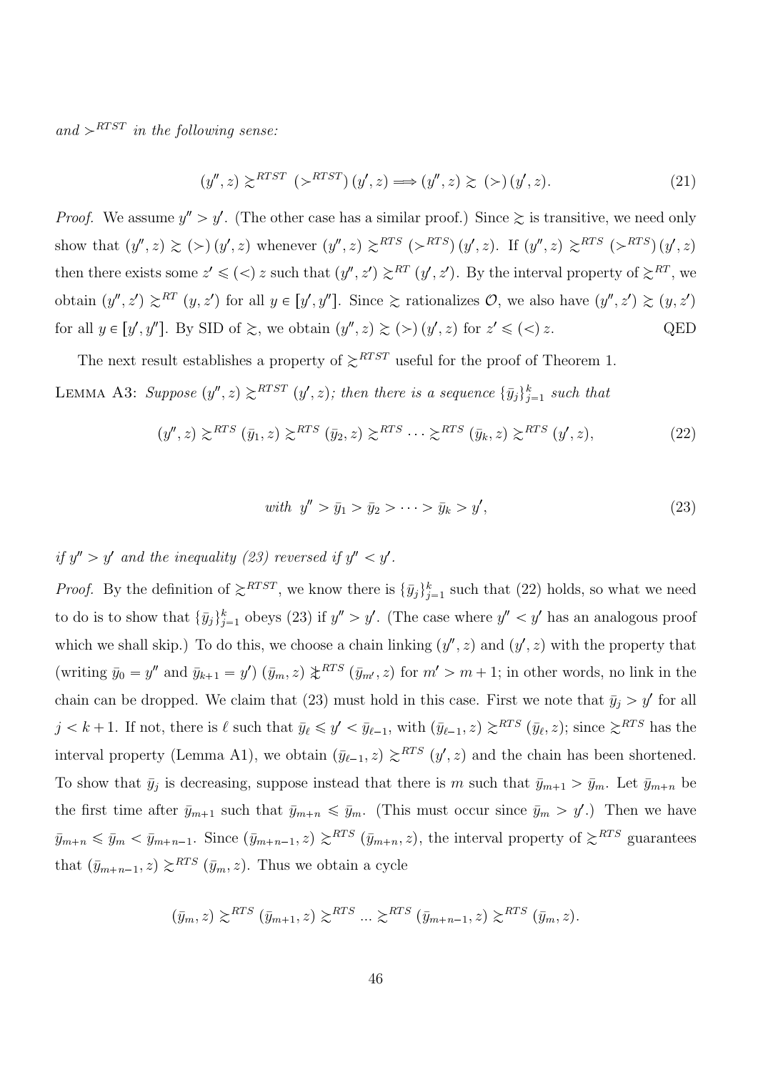*and* $\succ^{RTST}$ *in the following sense:*

$$(y'', z) \succsim^{RTST} (\succ^{RTST}) (y', z) \Longrightarrow (y'', z) \succsim (\succ) (y', z). \tag{21}$$

*Proof.* We assume $y'' > y'$. (The other case has a similar proof.) Since $\succsim$ is transitive, we need only show that $(y'', z) \succsim (\succ) (y', z)$ whenever $(y'', z) \succsim^{RTS} (\succ^{RTS}) (y', z)$. If $(y'', z) \succsim^{RTS} (\succ^{RTS}) (y', z)$ then there exists some $z' \leqslant (<) z$ such that $(y'', z') \succsim^{RT} (y', z')$. By the interval property of $\succsim^{RT}$, we obtain $(y'', z') \succsim^{RT} (y, z')$ for all $y \in [y', y'']$. Since $\succsim$ rationalizes $\mathcal{O}$, we also have $(y'', z') \succsim (y, z')$ for all $y \in [y', y'']$. By SID of $\succsim$, we obtain $(y'', z) \succsim (\succ) (y', z)$ for $z' \leqslant (<) z$. QED

The next result establishes a property of $\succsim^{RTST}$ useful for the proof of Theorem 1.

LEMMA A3: *Suppose* $(y'', z) \succsim^{RTST} (y', z)$*; then there is a sequence* $\{\bar{y}_j\}_{j=1}^{k}$ *such that*

$$(y'', z) \succsim^{RTS} (\bar{y}_1, z) \succsim^{RTS} (\bar{y}_2, z) \succsim^{RTS} \cdots \succsim^{RTS} (\bar{y}_k, z) \succsim^{RTS} (y', z), \tag{22}$$

$$\text{with } y'' > \bar{y}_1 > \bar{y}_2 > \cdots > \bar{y}_k > y', \tag{23}$$

*if* $y'' > y'$ *and the inequality (23) reversed if* $y'' < y'$.

*Proof.* By the definition of $\succsim^{RTST}$, we know there is $\{\bar{y}_j\}_{j=1}^{k}$ such that (22) holds, so what we need to do is to show that $\{\bar{y}_j\}_{j=1}^{k}$ obeys (23) if $y'' > y'$. (The case where $y'' < y'$ has an analogous proof which we shall skip.) To do this, we choose a chain linking $(y'', z)$ and $(y', z)$ with the property that (writing $\bar{y}_0 = y''$ and $\bar{y}_{k+1} = y'$) $(\bar{y}_m, z) \not\succsim^{RTS} (\bar{y}_{m'}, z)$ for $m' > m + 1$; in other words, no link in the chain can be dropped. We claim that (23) must hold in this case. First we note that $\bar{y}_j > y'$ for all $j < k + 1$. If not, there is $\ell$ such that $\bar{y}_\ell \leqslant y' < \bar{y}_{\ell-1}$, with $(\bar{y}_{\ell-1}, z) \succsim^{RTS} (\bar{y}_\ell, z)$; since $\succsim^{RTS}$ has the interval property (Lemma A1), we obtain $(\bar{y}_{\ell-1}, z) \succsim^{RTS} (y', z)$ and the chain has been shortened. To show that $\bar{y}_j$ is decreasing, suppose instead that there is $m$ such that $\bar{y}_{m+1} > \bar{y}_m$. Let $\bar{y}_{m+n}$ be the first time after $\bar{y}_{m+1}$ such that $\bar{y}_{m+n} \leqslant \bar{y}_m$. (This must occur since $\bar{y}_m > y'$.) Then we have $\bar{y}_{m+n} \leqslant \bar{y}_m < \bar{y}_{m+n-1}$. Since $(\bar{y}_{m+n-1}, z) \succsim^{RTS} (\bar{y}_{m+n}, z)$, the interval property of $\succsim^{RTS}$ guarantees that $(\bar{y}_{m+n-1}, z) \succsim^{RTS} (\bar{y}_m, z)$. Thus we obtain a cycle

$$(\bar{y}_m, z) \succsim^{RTS} (\bar{y}_{m+1}, z) \succsim^{RTS} \dots \succsim^{RTS} (\bar{y}_{m+n-1}, z) \succsim^{RTS} (\bar{y}_m, z).$$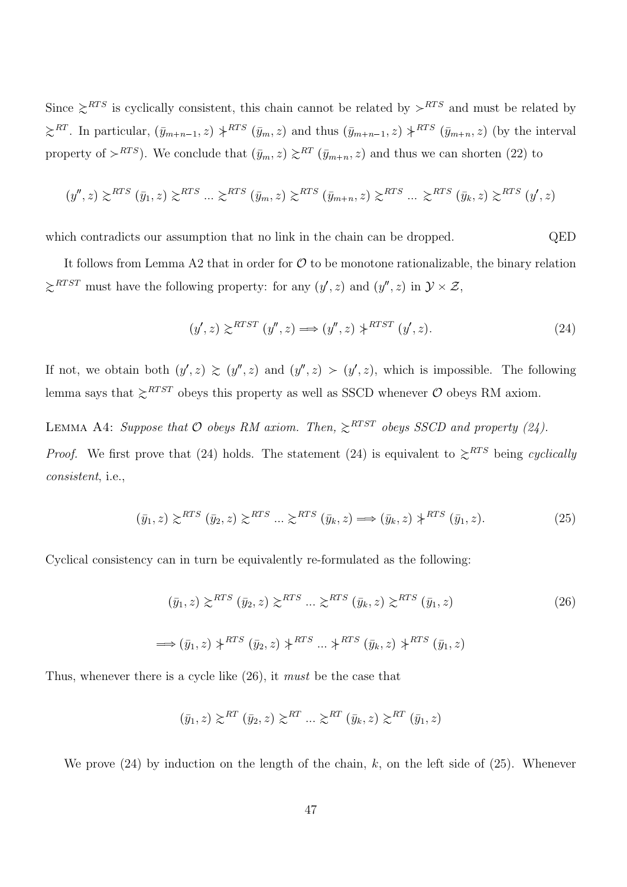Since $\succsim^{RTS}$ is cyclically consistent, this chain cannot be related by $\succ^{RTS}$ and must be related by $\succsim^{RT}$. In particular, $(\bar{y}_{m+n-1}, z) \nsucc^{RTS} (\bar{y}_m, z)$ and thus $(\bar{y}_{m+n-1}, z) \nsucc^{RTS} (\bar{y}_{m+n}, z)$ (by the interval property of $\succ^{RTS}$). We conclude that $(\bar{y}_m, z) \succsim^{RT} (\bar{y}_{m+n}, z)$ and thus we can shorten (22) to

$$(y'', z) \succsim^{RTS} (\bar{y}_1, z) \succsim^{RTS} \ldots \succsim^{RTS} (\bar{y}_m, z) \succsim^{RTS} (\bar{y}_{m+n}, z) \succsim^{RTS} \ldots \succsim^{RTS} (\bar{y}_k, z) \succsim^{RTS} (y', z)$$

which contradicts our assumption that no link in the chain can be dropped. QED

It follows from Lemma A2 that in order for $\mathcal{O}$ to be monotone rationalizable, the binary relation $\succsim^{RTST}$ must have the following property: for any $(y', z)$ and $(y'', z)$ in $\mathcal{Y} \times \mathcal{Z}$,

$$(y', z) \succsim^{RTST} (y'', z) \Longrightarrow (y'', z) \nsucc^{RTST} (y', z). \tag{24}$$

If not, we obtain both $(y', z) \succsim (y'', z)$ and $(y'', z) \succ (y', z)$, which is impossible. The following lemma says that $\succsim^{RTST}$ obeys this property as well as SSCD whenever $\mathcal{O}$ obeys RM axiom.

Lemma A4: *Suppose that $\mathcal{O}$ obeys RM axiom. Then, $\succsim^{RTST}$ obeys SSCD and property (24).*

*Proof.* We first prove that (24) holds. The statement (24) is equivalent to $\succsim^{RTS}$ being *cyclically consistent*, i.e.,

$$(\bar{y}_1, z) \succsim^{RTS} (\bar{y}_2, z) \succsim^{RTS} \ldots \succsim^{RTS} (\bar{y}_k, z) \Longrightarrow (\bar{y}_k, z) \nsucc^{RTS} (\bar{y}_1, z). \tag{25}$$

Cyclical consistency can in turn be equivalently re-formulated as the following:

$$\begin{aligned} &(\bar{y}_1, z) \succsim^{RTS} (\bar{y}_2, z) \succsim^{RTS} \ldots \succsim^{RTS} (\bar{y}_k, z) \succsim^{RTS} (\bar{y}_1, z) \\ &\Longrightarrow (\bar{y}_1, z) \nsucc^{RTS} (\bar{y}_2, z) \nsucc^{RTS} \ldots \nsucc^{RTS} (\bar{y}_k, z) \nsucc^{RTS} (\bar{y}_1, z) \end{aligned} \tag{26}$$

Thus, whenever there is a cycle like (26), it *must* be the case that

$$(\bar{y}_1, z) \succsim^{RT} (\bar{y}_2, z) \succsim^{RT} \ldots \succsim^{RT} (\bar{y}_k, z) \succsim^{RT} (\bar{y}_1, z)$$

We prove (24) by induction on the length of the chain, $k$, on the left side of (25). Whenever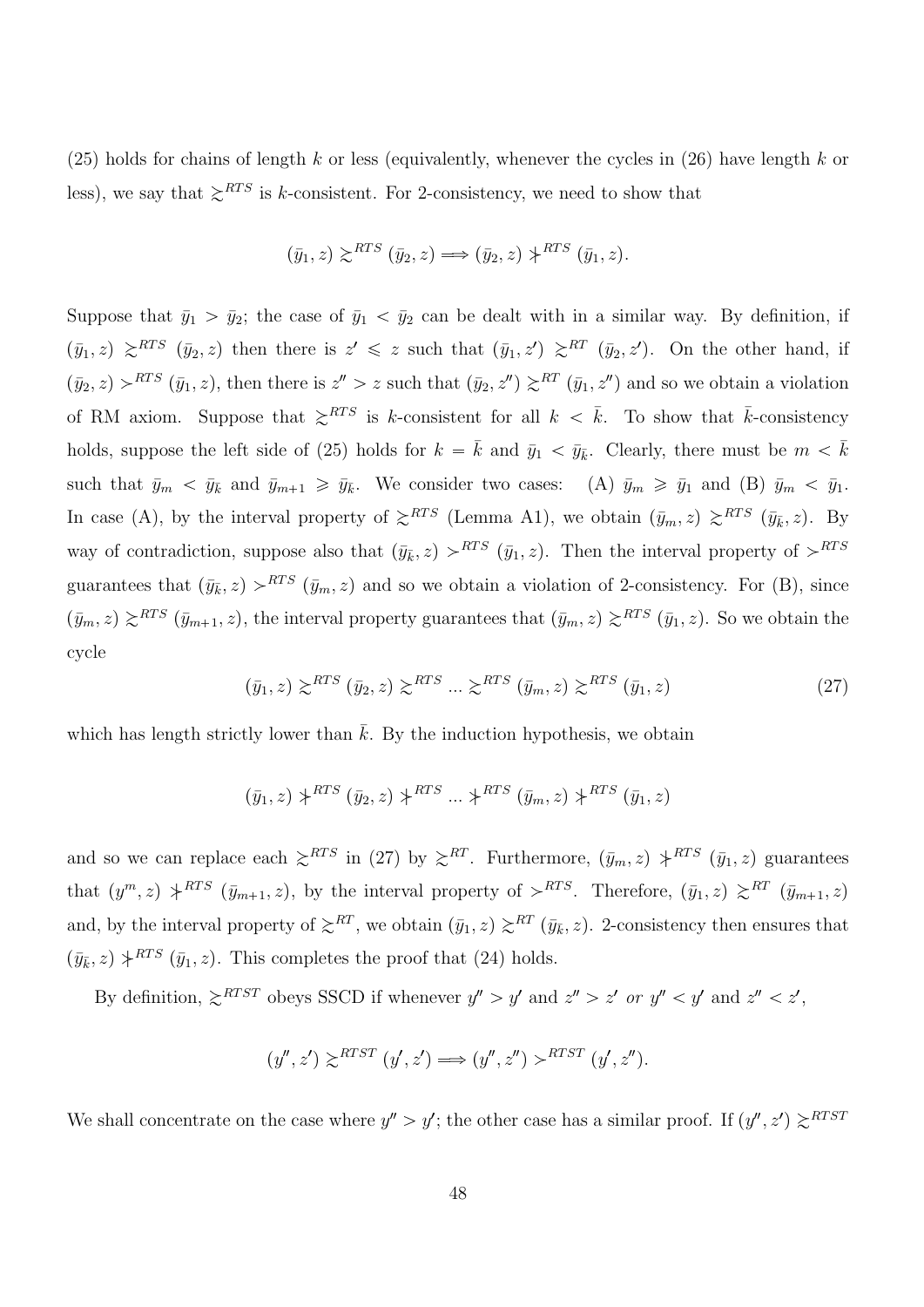(25) holds for chains of length $k$ or less (equivalently, whenever the cycles in (26) have length $k$ or less), we say that $\succsim^{RTS}$ is $k$-consistent. For 2-consistency, we need to show that

$$(\bar{y}_1, z) \succsim^{RTS} (\bar{y}_2, z) \Longrightarrow (\bar{y}_2, z) \not\succ^{RTS} (\bar{y}_1, z).$$

Suppose that $\bar{y}_1 > \bar{y}_2$; the case of $\bar{y}_1 < \bar{y}_2$ can be dealt with in a similar way. By definition, if $(\bar{y}_1, z) \succsim^{RTS} (\bar{y}_2, z)$ then there is $z' \leqslant z$ such that $(\bar{y}_1, z') \succsim^{RT} (\bar{y}_2, z')$. On the other hand, if $(\bar{y}_2, z) \succ^{RTS} (\bar{y}_1, z)$, then there is $z'' > z$ such that $(\bar{y}_2, z'') \succsim^{RT} (\bar{y}_1, z'')$ and so we obtain a violation of RM axiom. Suppose that $\succsim^{RTS}$ is $k$-consistent for all $k < \bar{k}$. To show that $\bar{k}$-consistency holds, suppose the left side of (25) holds for $k = \bar{k}$ and $\bar{y}_1 < \bar{y}_{\bar{k}}$. Clearly, there must be $m < \bar{k}$ such that $\bar{y}_m < \bar{y}_{\bar{k}}$ and $\bar{y}_{m+1} \geqslant \bar{y}_{\bar{k}}$. We consider two cases: (A) $\bar{y}_m \geqslant \bar{y}_1$ and (B) $\bar{y}_m < \bar{y}_1$. In case (A), by the interval property of $\succsim^{RTS}$ (Lemma A1), we obtain $(\bar{y}_m, z) \succsim^{RTS} (\bar{y}_{\bar{k}}, z)$. By way of contradiction, suppose also that $(\bar{y}_{\bar{k}}, z) \succ^{RTS} (\bar{y}_1, z)$. Then the interval property of $\succ^{RTS}$ guarantees that $(\bar{y}_{\bar{k}}, z) \succ^{RTS} (\bar{y}_m, z)$ and so we obtain a violation of 2-consistency. For (B), since $(\bar{y}_m, z) \succsim^{RTS} (\bar{y}_{m+1}, z)$, the interval property guarantees that $(\bar{y}_m, z) \succsim^{RTS} (\bar{y}_1, z)$. So we obtain the cycle

$$(\bar{y}_1, z) \succsim^{RTS} (\bar{y}_2, z) \succsim^{RTS} ... \succsim^{RTS} (\bar{y}_m, z) \succsim^{RTS} (\bar{y}_1, z) \tag{27}$$

which has length strictly lower than $\bar{k}$. By the induction hypothesis, we obtain

$$(\bar{y}_1, z) \not\succ^{RTS} (\bar{y}_2, z) \not\succ^{RTS} ... \not\succ^{RTS} (\bar{y}_m, z) \not\succ^{RTS} (\bar{y}_1, z)$$

and so we can replace each $\succsim^{RTS}$ in (27) by $\succsim^{RT}$. Furthermore, $(\bar{y}_m, z) \not\succ^{RTS} (\bar{y}_1, z)$ guarantees that $(y^m, z) \not\succ^{RTS} (\bar{y}_{m+1}, z)$, by the interval property of $\succ^{RTS}$. Therefore, $(\bar{y}_1, z) \succsim^{RT} (\bar{y}_{m+1}, z)$ and, by the interval property of $\succsim^{RT}$, we obtain $(\bar{y}_1, z) \succsim^{RT} (\bar{y}_{\bar{k}}, z)$. 2-consistency then ensures that $(\bar{y}_{\bar{k}}, z) \not\succ^{RTS} (\bar{y}_1, z)$. This completes the proof that (24) holds.

By definition, $\succsim^{RTST}$ obeys SSCD if whenever $y'' > y'$ and $z'' > z'$ *or* $y'' < y'$ and $z'' < z'$,

$$(y'', z') \succsim^{RTST} (y', z') \Longrightarrow (y'', z'') \succ^{RTST} (y', z'').$$

We shall concentrate on the case where $y'' > y'$; the other case has a similar proof. If $(y'', z') \succsim^{RTST}$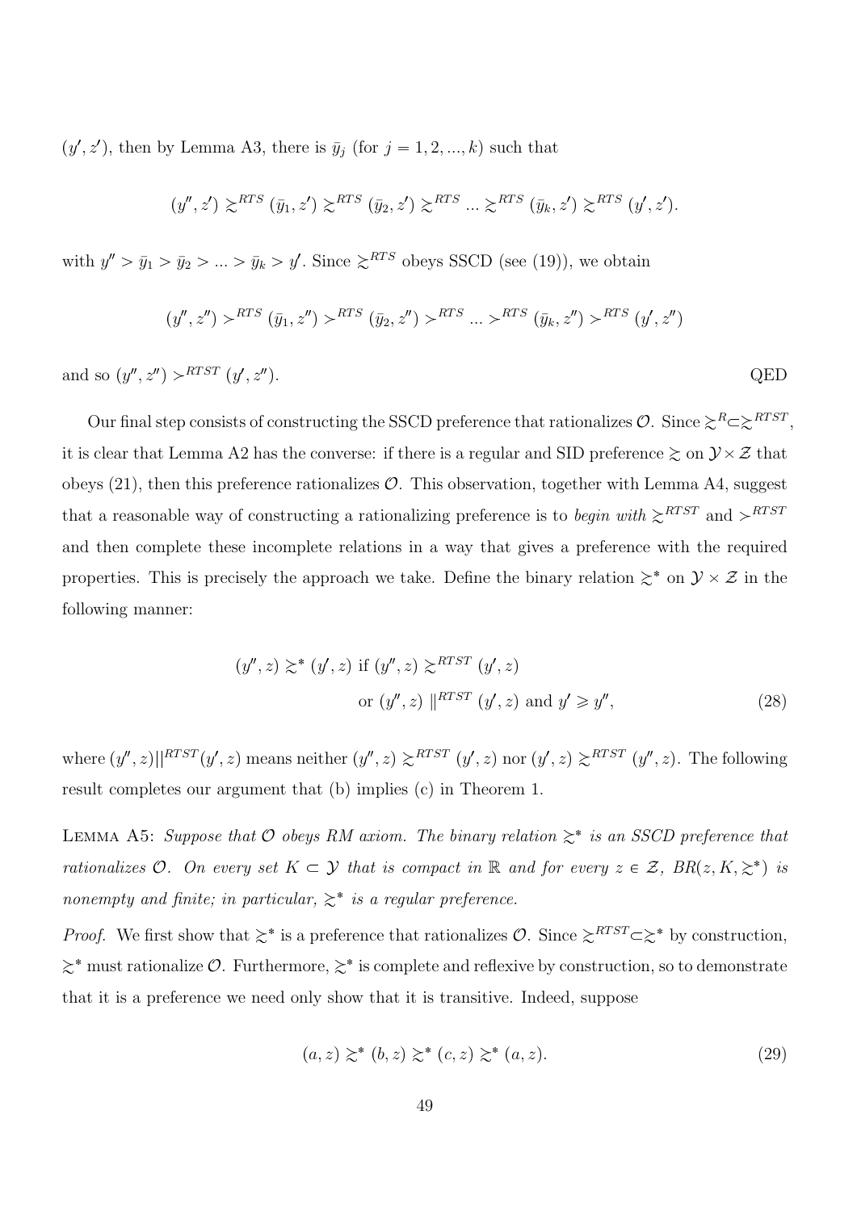$(y', z')$, then by Lemma A3, there is $\bar{y}_j$ (for $j = 1, 2, ..., k$) such that

$$(y'', z') \succsim^{RTS} (\bar{y}_1, z') \succsim^{RTS} (\bar{y}_2, z') \succsim^{RTS} ... \succsim^{RTS} (\bar{y}_k, z') \succsim^{RTS} (y', z').$$

with $y'' > \bar{y}_1 > \bar{y}_2 > ... > \bar{y}_k > y'$. Since $\succsim^{RTS}$ obeys SSCD (see (19)), we obtain

$$(y'', z'') \succ^{RTS} (\bar{y}_1, z'') \succ^{RTS} (\bar{y}_2, z'') \succ^{RTS} ... \succ^{RTS} (\bar{y}_k, z'') \succ^{RTS} (y', z'')$$

and so $(y'', z'') \succ^{RTST} (y', z'')$. QED

Our final step consists of constructing the SSCD preference that rationalizes $\mathcal{O}$. Since $\succsim^{R} \subset \succsim^{RTST}$, it is clear that Lemma A2 has the converse: if there is a regular and SID preference $\succsim$ on $\mathcal{Y} \times \mathcal{Z}$ that obeys (21), then this preference rationalizes $\mathcal{O}$. This observation, together with Lemma A4, suggest that a reasonable way of constructing a rationalizing preference is to *begin with* $\succsim^{RTST}$ and $\succ^{RTST}$ and then complete these incomplete relations in a way that gives a preference with the required properties. This is precisely the approach we take. Define the binary relation $\succsim^{*}$ on $\mathcal{Y} \times \mathcal{Z}$ in the following manner:

$$(y'', z) \succsim^{*} (y', z) \text{ if } (y'', z) \succsim^{RTST} (y', z) \quad \text{or } (y'', z) \parallel^{RTST} (y', z) \text{ and } y' \geqslant y'', \tag{28}$$

where $(y'', z)||^{RTST}(y', z)$ means neither $(y'', z) \succsim^{RTST} (y', z)$ nor $(y', z) \succsim^{RTST} (y'', z)$. The following result completes our argument that (b) implies (c) in Theorem 1.

LEMMA A5: *Suppose that $\mathcal{O}$ obeys RM axiom. The binary relation $\succsim^{*}$ is an SSCD preference that rationalizes $\mathcal{O}$. On every set $K \subset \mathcal{Y}$ that is compact in $\mathbb{R}$ and for every $z \in \mathcal{Z}$, $BR(z, K, \succsim^{*})$ is nonempty and finite; in particular, $\succsim^{*}$ is a regular preference.*

*Proof.* We first show that $\succsim^{*}$ is a preference that rationalizes $\mathcal{O}$. Since $\succsim^{RTST} \subset \succsim^{*}$ by construction, $\succsim^{*}$ must rationalize $\mathcal{O}$. Furthermore, $\succsim^{*}$ is complete and reflexive by construction, so to demonstrate that it is a preference we need only show that it is transitive. Indeed, suppose

$$(a, z) \succsim^{*} (b, z) \succsim^{*} (c, z) \succsim^{*} (a, z). \tag{29}$$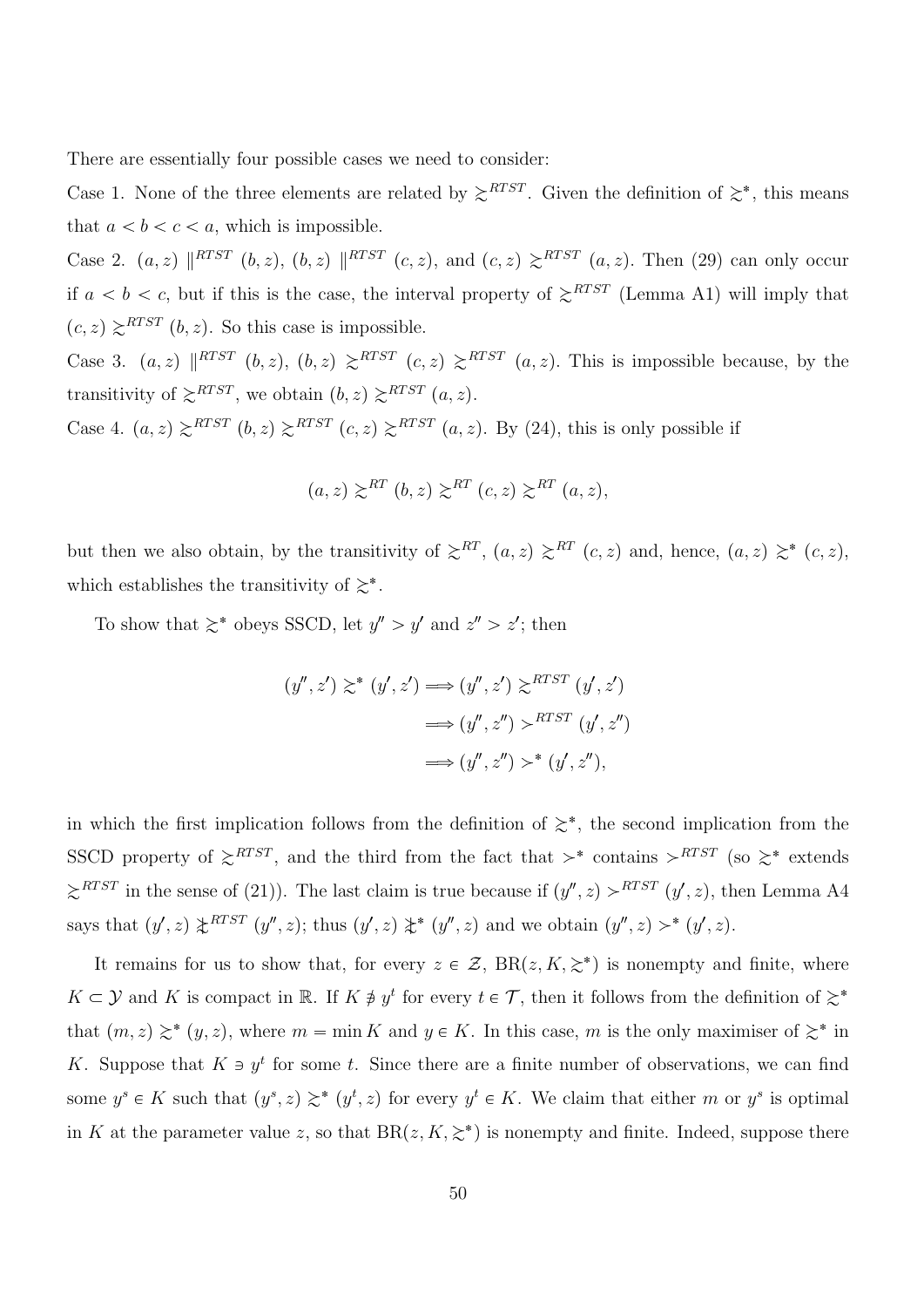There are essentially four possible cases we need to consider:

Case 1. None of the three elements are related by $\succsim^{RTST}$. Given the definition of $\succsim^*$, this means that $a < b < c < a$, which is impossible.

Case 2. $(a, z) \parallel^{RTST} (b, z)$, $(b, z) \parallel^{RTST} (c, z)$, and $(c, z) \succsim^{RTST} (a, z)$. Then (29) can only occur if $a < b < c$, but if this is the case, the interval property of $\succsim^{RTST}$ (Lemma A1) will imply that $(c, z) \succsim^{RTST} (b, z)$. So this case is impossible.

Case 3. $(a, z) \parallel^{RTST} (b, z)$, $(b, z) \succsim^{RTST} (c, z) \succsim^{RTST} (a, z)$. This is impossible because, by the transitivity of $\succsim^{RTST}$, we obtain $(b, z) \succsim^{RTST} (a, z)$.

Case 4. $(a, z) \succsim^{RTST} (b, z) \succsim^{RTST} (c, z) \succsim^{RTST} (a, z)$. By (24), this is only possible if

$$(a, z) \succsim^{RT} (b, z) \succsim^{RT} (c, z) \succsim^{RT} (a, z),$$

but then we also obtain, by the transitivity of $\succsim^{RT}$, $(a, z) \succsim^{RT} (c, z)$ and, hence, $(a, z) \succsim^* (c, z)$, which establishes the transitivity of $\succsim^*$.

To show that $\succsim^*$ obeys SSCD, let $y'' > y'$ and $z'' > z'$; then

$$\begin{aligned}
(y'', z') \succsim^* (y', z') &\Longrightarrow (y'', z') \succsim^{RTST} (y', z') \\
&\Longrightarrow (y'', z'') \succ^{RTST} (y', z'') \\
&\Longrightarrow (y'', z'') \succ^* (y', z''),
\end{aligned}$$

in which the first implication follows from the definition of $\succsim^*$, the second implication from the SSCD property of $\succsim^{RTST}$, and the third from the fact that $\succ^*$ contains $\succ^{RTST}$ (so $\succsim^*$ extends $\succsim^{RTST}$ in the sense of (21)). The last claim is true because if $(y'', z) \succ^{RTST} (y', z)$, then Lemma A4 says that $(y', z) \not\succsim^{RTST} (y'', z)$; thus $(y', z) \not\succsim^* (y'', z)$ and we obtain $(y'', z) \succ^* (y', z)$.

It remains for us to show that, for every $z \in \mathcal{Z}$, $\text{BR}(z, K, \succsim^*)$ is nonempty and finite, where $K \subset \mathcal{Y}$ and $K$ is compact in $\mathbb{R}$. If $K \not\ni y^t$ for every $t \in \mathcal{T}$, then it follows from the definition of $\succsim^*$ that $(m, z) \succsim^* (y, z)$, where $m = \min K$ and $y \in K$. In this case, $m$ is the only maximiser of $\succsim^*$ in $K$. Suppose that $K \ni y^t$ for some $t$. Since there are a finite number of observations, we can find some $y^s \in K$ such that $(y^s, z) \succsim^* (y^t, z)$ for every $y^t \in K$. We claim that either $m$ or $y^s$ is optimal in $K$ at the parameter value $z$, so that $\text{BR}(z, K, \succsim^*)$ is nonempty and finite. Indeed, suppose there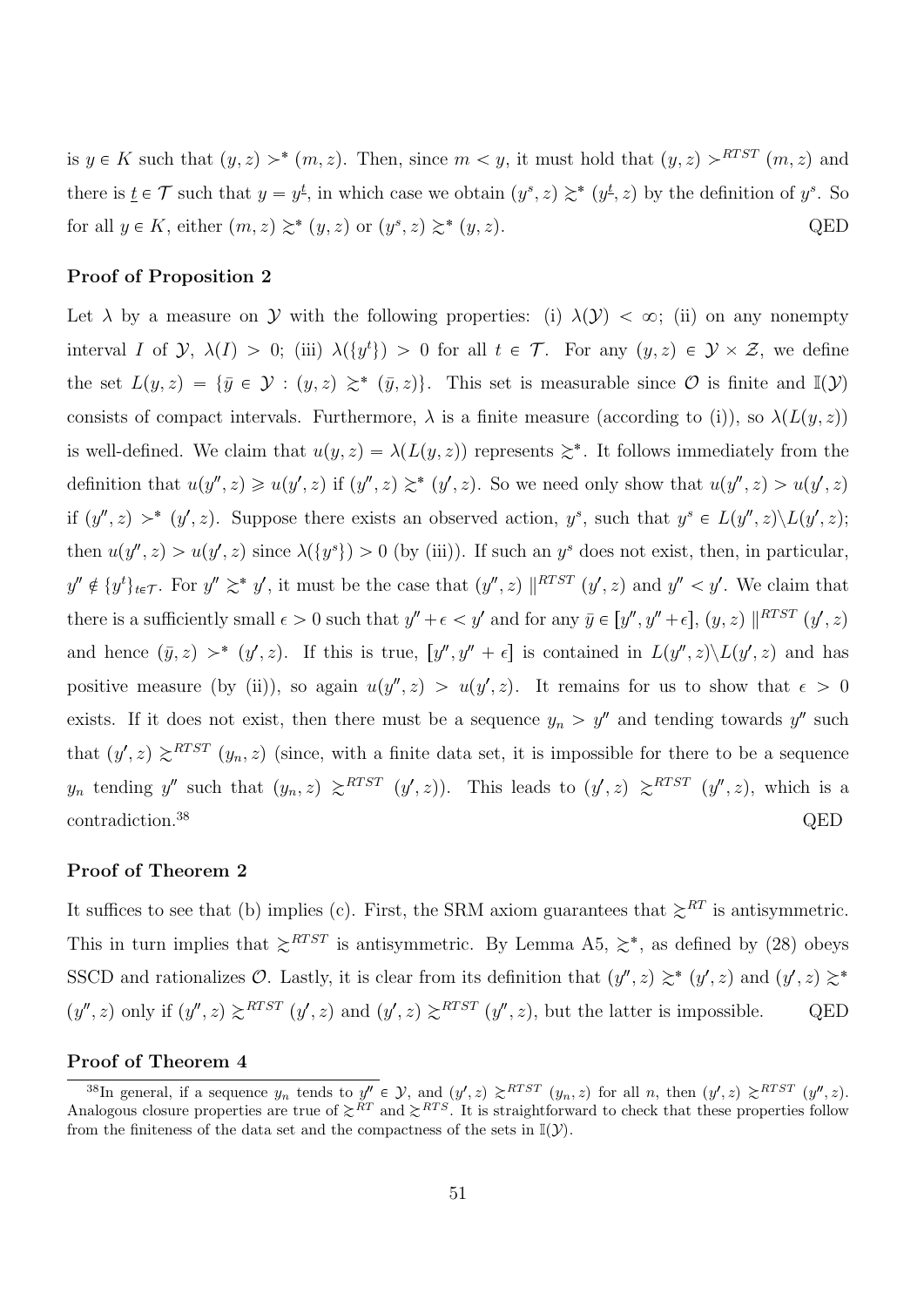is $y \in K$ such that $(y, z) \succ^* (m, z)$. Then, since $m < y$, it must hold that $(y, z) \succ^{RTST} (m, z)$ and there is $\underline{t} \in \mathcal{T}$ such that $y = y^{\underline{t}}$, in which case we obtain $(y^s, z) \succsim^* (y^{\underline{t}}, z)$ by the definition of $y^s$. So for all $y \in K$, either $(m, z) \succsim^* (y, z)$ or $(y^s, z) \succsim^* (y, z)$. QED

### Proof of Proposition 2

Let $\lambda$ by a measure on $\mathcal{Y}$ with the following properties: (i) $\lambda(\mathcal{Y}) < \infty$; (ii) on any nonempty interval $I$ of $\mathcal{Y}$, $\lambda(I) > 0$; (iii) $\lambda(\{y^t\}) > 0$ for all $t \in \mathcal{T}$. For any $(y, z) \in \mathcal{Y} \times \mathcal{Z}$, we define the set $L(y, z) = \{\bar{y} \in \mathcal{Y} : (y, z) \succsim^* (\bar{y}, z)\}$. This set is measurable since $\mathcal{O}$ is finite and $\mathbb{I}(\mathcal{Y})$ consists of compact intervals. Furthermore, $\lambda$ is a finite measure (according to (i)), so $\lambda(L(y, z))$ is well-defined. We claim that $u(y, z) = \lambda(L(y, z))$ represents $\succsim^*$. It follows immediately from the definition that $u(y'', z) \geqslant u(y', z)$ if $(y'', z) \succsim^* (y', z)$. So we need only show that $u(y'', z) > u(y', z)$ if $(y'', z) \succ^* (y', z)$. Suppose there exists an observed action, $y^s$, such that $y^s \in L(y'', z) \backslash L(y', z)$; then $u(y'', z) > u(y', z)$ since $\lambda(\{y^s\}) > 0$ (by (iii)). If such an $y^s$ does not exist, then, in particular, $y'' \notin \{y^t\}_{t \in \mathcal{T}}$. For $y'' \succsim^* y'$, it must be the case that $(y'', z) \parallel^{RTST} (y', z)$ and $y'' < y'$. We claim that there is a sufficiently small $\epsilon > 0$ such that $y'' + \epsilon < y'$ and for any $\bar{y} \in [y'', y'' + \epsilon]$, $(y, z) \parallel^{RTST} (y', z)$ and hence $(\bar{y}, z) \succ^* (y', z)$. If this is true, $[y'', y'' + \epsilon]$ is contained in $L(y'', z) \backslash L(y', z)$ and has positive measure (by (ii)), so again $u(y'', z) > u(y', z)$. It remains for us to show that $\epsilon > 0$ exists. If it does not exist, then there must be a sequence $y_n > y''$ and tending towards $y''$ such that $(y', z) \succsim^{RTST} (y_n, z)$ (since, with a finite data set, it is impossible for there to be a sequence $y_n$ tending $y''$ such that $(y_n, z) \succsim^{RTST} (y', z)$). This leads to $(y', z) \succsim^{RTST} (y'', z)$, which is a contradiction.[38] QED

### Proof of Theorem 2

It suffices to see that (b) implies (c). First, the SRM axiom guarantees that $\succsim^{RT}$ is antisymmetric. This in turn implies that $\succsim^{RTST}$ is antisymmetric. By Lemma A5, $\succsim^*$, as defined by (28) obeys SSCD and rationalizes $\mathcal{O}$. Lastly, it is clear from its definition that $(y'', z) \succsim^* (y', z)$ and $(y', z) \succsim^* (y'', z)$ only if $(y'', z) \succsim^{RTST} (y', z)$ and $(y', z) \succsim^{RTST} (y'', z)$, but the latter is impossible. QED

### Proof of Theorem 4

[38] In general, if a sequence $y_n$ tends to $y'' \in \mathcal{Y}$, and $(y', z) \succsim^{RTST} (y_n, z)$ for all $n$, then $(y', z) \succsim^{RTST} (y'', z)$. Analogous closure properties are true of $\succsim^{RT}$ and $\succsim^{RTS}$. It is straightforward to check that these properties follow from the finiteness of the data set and the compactness of the sets in $\mathbb{I}(\mathcal{Y})$.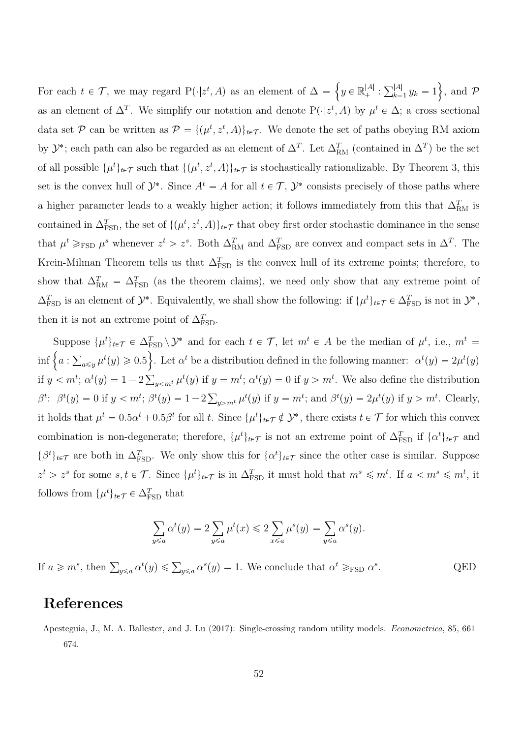For each $t \in \mathcal{T}$, we may regard $\mathrm{P}(\cdot|z^t, A)$ as an element of $\Delta = \left\{y \in \mathbb{R}_+^{|A|} : \sum_{k=1}^{|A|} y_k = 1\right\}$, and $\mathcal{P}$ as an element of $\Delta^T$. We simplify our notation and denote $\mathrm{P}(\cdot|z^t, A)$ by $\mu^t \in \Delta$; a cross sectional data set $\mathcal{P}$ can be written as $\mathcal{P} = \{(\mu^t, z^t, A)\}_{t \in \mathcal{T}}$. We denote the set of paths obeying RM axiom by $\mathcal{Y}^*$; each path can also be regarded as an element of $\Delta^T$. Let $\Delta^T_{\mathrm{RM}}$ (contained in $\Delta^T$) be the set of all possible $\{\mu^t\}_{t \in \mathcal{T}}$ such that $\{(\mu^t, z^t, A)\}_{t \in \mathcal{T}}$ is stochastically rationalizable. By Theorem 3, this set is the convex hull of $\mathcal{Y}^*$. Since $A^t = A$ for all $t \in \mathcal{T}$, $\mathcal{Y}^*$ consists precisely of those paths where a higher parameter leads to a weakly higher action; it follows immediately from this that $\Delta^T_{\mathrm{RM}}$ is contained in $\Delta^T_{\mathrm{FSD}}$, the set of $\{(\mu^t, z^t, A)\}_{t \in \mathcal{T}}$ that obey first order stochastic dominance in the sense that $\mu^t \geqslant_{\mathrm{FSD}} \mu^s$ whenever $z^t > z^s$. Both $\Delta^T_{\mathrm{RM}}$ and $\Delta^T_{\mathrm{FSD}}$ are convex and compact sets in $\Delta^T$. The Krein-Milman Theorem tells us that $\Delta^T_{\mathrm{FSD}}$ is the convex hull of its extreme points; therefore, to show that $\Delta^T_{\mathrm{RM}} = \Delta^T_{\mathrm{FSD}}$ (as the theorem claims), we need only show that any extreme point of $\Delta^T_{\mathrm{FSD}}$ is an element of $\mathcal{Y}^*$. Equivalently, we shall show the following: if $\{\mu^t\}_{t \in \mathcal{T}} \in \Delta^T_{\mathrm{FSD}}$ is not in $\mathcal{Y}^*$, then it is not an extreme point of $\Delta^T_{\mathrm{FSD}}$.

Suppose $\{\mu^t\}_{t \in \mathcal{T}} \in \Delta^T_{\mathrm{FSD}} \setminus \mathcal{Y}^*$ and for each $t \in \mathcal{T}$, let $m^t \in A$ be the median of $\mu^t$, i.e., $m^t = \inf\left\{a : \sum_{a \leqslant y} \mu^t(y) \geqslant 0.5\right\}$. Let $\alpha^t$ be a distribution defined in the following manner: $\alpha^t(y) = 2\mu^t(y)$ if $y < m^t$; $\alpha^t(y) = 1 - 2\sum_{y < m^t} \mu^t(y)$ if $y = m^t$; $\alpha^t(y) = 0$ if $y > m^t$. We also define the distribution $\beta^t$: $\beta^t(y) = 0$ if $y < m^t$; $\beta^t(y) = 1 - 2\sum_{y > m^t} \mu^t(y)$ if $y = m^t$; and $\beta^t(y) = 2\mu^t(y)$ if $y > m^t$. Clearly, it holds that $\mu^t = 0.5\alpha^t + 0.5\beta^t$ for all $t$. Since $\{\mu^t\}_{t \in \mathcal{T}} \notin \mathcal{Y}^*$, there exists $t \in \mathcal{T}$ for which this convex combination is non-degenerate; therefore, $\{\mu^t\}_{t \in \mathcal{T}}$ is not an extreme point of $\Delta^T_{\mathrm{FSD}}$ if $\{\alpha^t\}_{t \in \mathcal{T}}$ and $\{\beta^t\}_{t \in \mathcal{T}}$ are both in $\Delta^T_{\mathrm{FSD}}$. We only show this for $\{\alpha^t\}_{t \in \mathcal{T}}$ since the other case is similar. Suppose $z^t > z^s$ for some $s, t \in \mathcal{T}$. Since $\{\mu^t\}_{t \in \mathcal{T}}$ is in $\Delta^T_{\mathrm{FSD}}$ it must hold that $m^s \leqslant m^t$. If $a < m^s \leqslant m^t$, it follows from $\{\mu^t\}_{t \in \mathcal{T}} \in \Delta^T_{\mathrm{FSD}}$ that

$$\sum_{y \leqslant a} \alpha^t(y) = 2\sum_{y \leqslant a} \mu^t(x) \leqslant 2\sum_{x \leqslant a} \mu^s(y) = \sum_{y \leqslant a} \alpha^s(y).$$

If $a \geqslant m^s$, then $\sum_{y \leqslant a} \alpha^t(y) \leqslant \sum_{y \leqslant a} \alpha^s(y) = 1$. We conclude that $\alpha^t \geqslant_{\mathrm{FSD}} \alpha^s$. QED

# References

Apesteguia, J., M. A. Ballester, and J. Lu (2017): Single-crossing random utility models. *Econometrica*, 85, 661–674.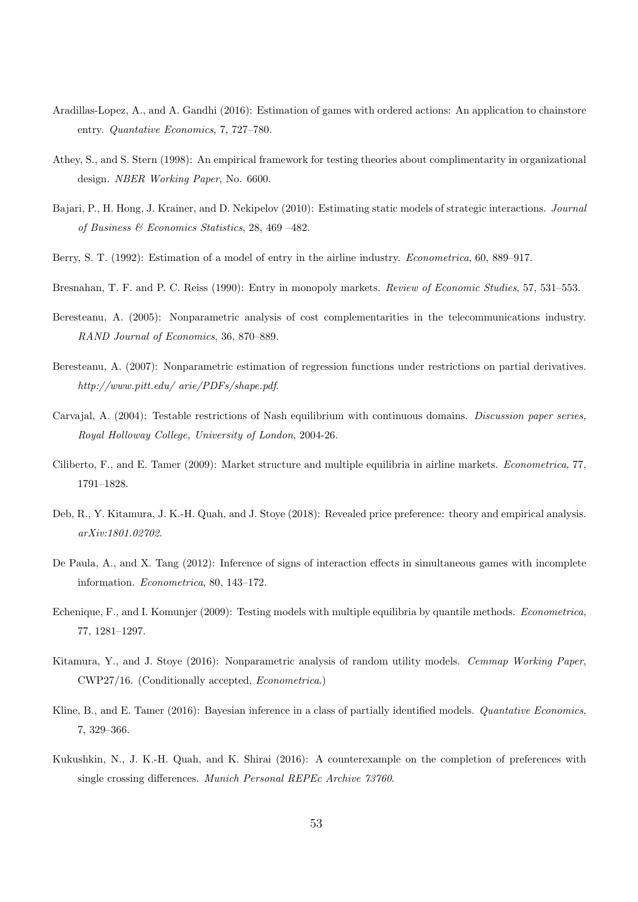Aradillas-Lopez, A., and A. Gandhi (2016): Estimation of games with ordered actions: An application to chainstore entry. *Quantative Economics*, 7, 727–780.

Athey, S., and S. Stern (1998): An empirical framework for testing theories about complimentarity in organizational design. *NBER Working Paper*, No. 6600.

Bajari, P., H. Hong, J. Krainer, and D. Nekipelov (2010): Estimating static models of strategic interactions. *Journal of Business & Economics Statistics*, 28, 469 –482.

Berry, S. T. (1992): Estimation of a model of entry in the airline industry. *Econometrica*, 60, 889–917.

Bresnahan, T. F. and P. C. Reiss (1990): Entry in monopoly markets. *Review of Economic Studies*, 57, 531–553.

Beresteanu, A. (2005): Nonparametric analysis of cost complementarities in the telecommunications industry. *RAND Journal of Economics*, 36, 870–889.

Beresteanu, A. (2007): Nonparametric estimation of regression functions under restrictions on partial derivatives. *http://www.pitt.edu/ arie/PDFs/shape.pdf*.

Carvajal, A. (2004): Testable restrictions of Nash equilibrium with continuous domains. *Discussion paper series, Royal Holloway College, University of London*, 2004-26.

Ciliberto, F., and E. Tamer (2009): Market structure and multiple equilibria in airline markets. *Econometrica*, 77, 1791–1828.

Deb, R., Y. Kitamura, J. K.-H. Quah, and J. Stoye (2018): Revealed price preference: theory and empirical analysis. *arXiv:1801.02702*.

De Paula, A., and X. Tang (2012): Inference of signs of interaction effects in simultaneous games with incomplete information. *Econometrica*, 80, 143–172.

Echenique, F., and I. Komunjer (2009): Testing models with multiple equilibria by quantile methods. *Econometrica*, 77, 1281–1297.

Kitamura, Y., and J. Stoye (2016): Nonparametric analysis of random utility models. *Cemmap Working Paper*, CWP27/16. (Conditionally accepted, *Econometrica*.)

Kline, B., and E. Tamer (2016): Bayesian inference in a class of partially identified models. *Quantative Economics*, 7, 329–366.

Kukushkin, N., J. K.-H. Quah, and K. Shirai (2016): A counterexample on the completion of preferences with single crossing differences. *Munich Personal REPEc Archive 73760*.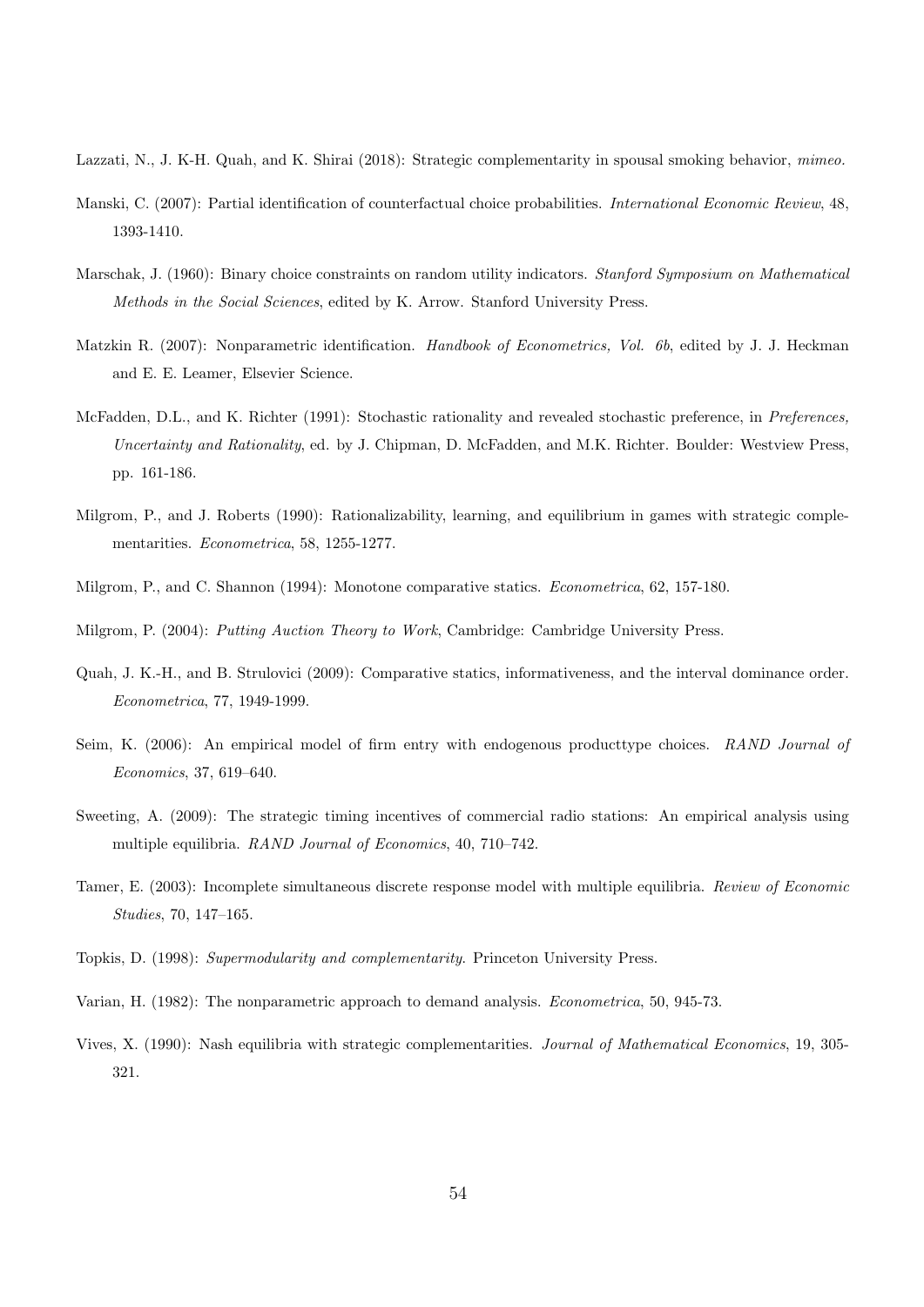Lazzati, N., J. K-H. Quah, and K. Shirai (2018): Strategic complementarity in spousal smoking behavior, *mimeo.*

Manski, C. (2007): Partial identification of counterfactual choice probabilities. *International Economic Review*, 48, 1393-1410.

Marschak, J. (1960): Binary choice constraints on random utility indicators. *Stanford Symposium on Mathematical Methods in the Social Sciences*, edited by K. Arrow. Stanford University Press.

Matzkin R. (2007): Nonparametric identification. *Handbook of Econometrics, Vol. 6b*, edited by J. J. Heckman and E. E. Leamer, Elsevier Science.

McFadden, D.L., and K. Richter (1991): Stochastic rationality and revealed stochastic preference, in *Preferences, Uncertainty and Rationality*, ed. by J. Chipman, D. McFadden, and M.K. Richter. Boulder: Westview Press, pp. 161-186.

Milgrom, P., and J. Roberts (1990): Rationalizability, learning, and equilibrium in games with strategic complementarities. *Econometrica*, 58, 1255-1277.

Milgrom, P., and C. Shannon (1994): Monotone comparative statics. *Econometrica*, 62, 157-180.

Milgrom, P. (2004): *Putting Auction Theory to Work*, Cambridge: Cambridge University Press.

Quah, J. K.-H., and B. Strulovici (2009): Comparative statics, informativeness, and the interval dominance order. *Econometrica*, 77, 1949-1999.

Seim, K. (2006): An empirical model of firm entry with endogenous producttype choices. *RAND Journal of Economics*, 37, 619–640.

Sweeting, A. (2009): The strategic timing incentives of commercial radio stations: An empirical analysis using multiple equilibria. *RAND Journal of Economics*, 40, 710–742.

Tamer, E. (2003): Incomplete simultaneous discrete response model with multiple equilibria. *Review of Economic Studies*, 70, 147–165.

Topkis, D. (1998): *Supermodularity and complementarity*. Princeton University Press.

Varian, H. (1982): The nonparametric approach to demand analysis. *Econometrica*, 50, 945-73.

Vives, X. (1990): Nash equilibria with strategic complementarities. *Journal of Mathematical Economics*, 19, 305-321.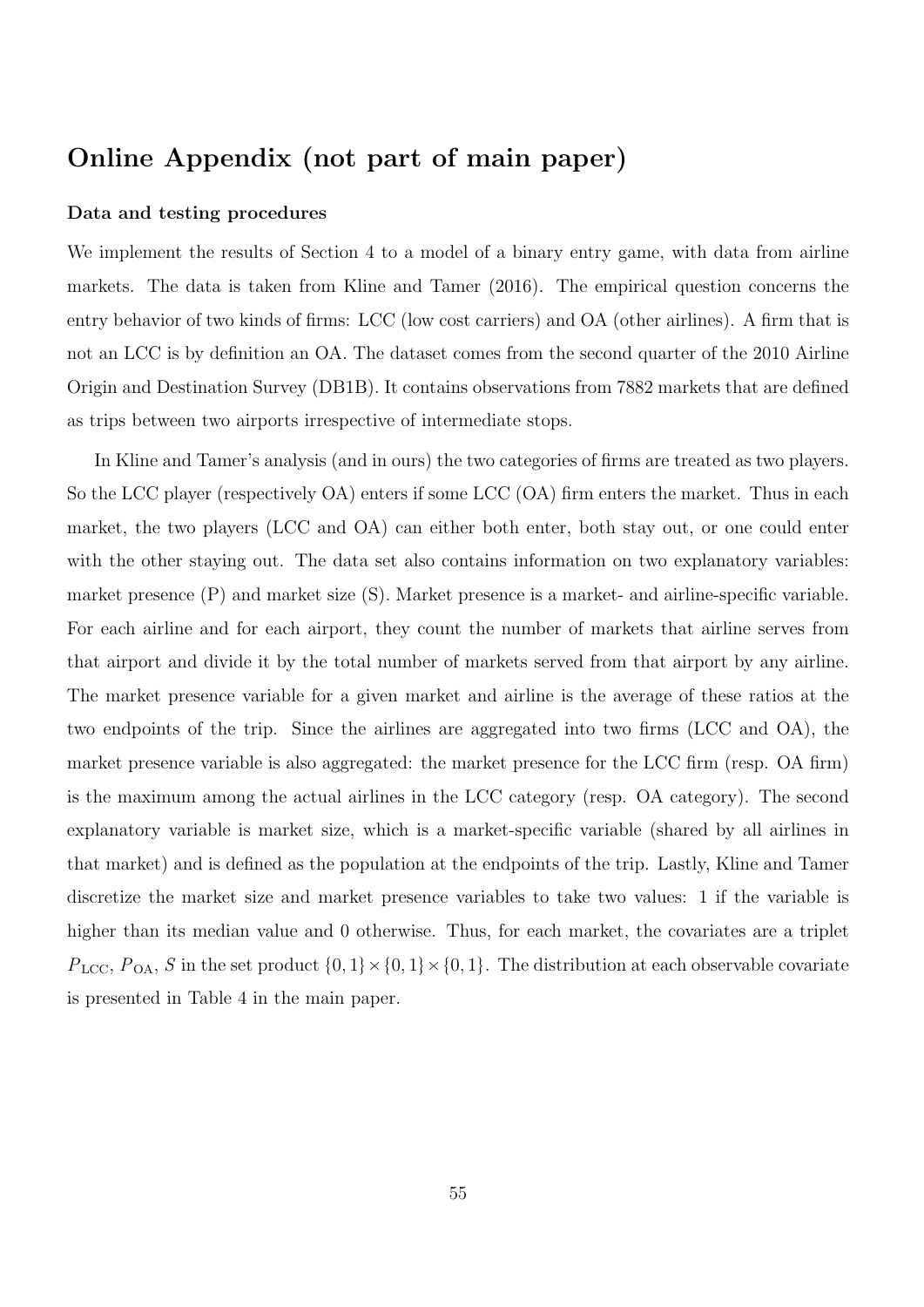## Online Appendix (not part of main paper)

**Data and testing procedures**

We implement the results of Section 4 to a model of a binary entry game, with data from airline markets. The data is taken from Kline and Tamer (2016). The empirical question concerns the entry behavior of two kinds of firms: LCC (low cost carriers) and OA (other airlines). A firm that is not an LCC is by definition an OA. The dataset comes from the second quarter of the 2010 Airline Origin and Destination Survey (DB1B). It contains observations from 7882 markets that are defined as trips between two airports irrespective of intermediate stops.

In Kline and Tamer's analysis (and in ours) the two categories of firms are treated as two players. So the LCC player (respectively OA) enters if some LCC (OA) firm enters the market. Thus in each market, the two players (LCC and OA) can either both enter, both stay out, or one could enter with the other staying out. The data set also contains information on two explanatory variables: market presence (P) and market size (S). Market presence is a market- and airline-specific variable. For each airline and for each airport, they count the number of markets that airline serves from that airport and divide it by the total number of markets served from that airport by any airline. The market presence variable for a given market and airline is the average of these ratios at the two endpoints of the trip. Since the airlines are aggregated into two firms (LCC and OA), the market presence variable is also aggregated: the market presence for the LCC firm (resp. OA firm) is the maximum among the actual airlines in the LCC category (resp. OA category). The second explanatory variable is market size, which is a market-specific variable (shared by all airlines in that market) and is defined as the population at the endpoints of the trip. Lastly, Kline and Tamer discretize the market size and market presence variables to take two values: 1 if the variable is higher than its median value and 0 otherwise. Thus, for each market, the covariates are a triplet $P_{\mathrm{LCC}}$, $P_{\mathrm{OA}}$, $S$ in the set product $\{0,1\} \times \{0,1\} \times \{0,1\}$. The distribution at each observable covariate is presented in Table 4 in the main paper.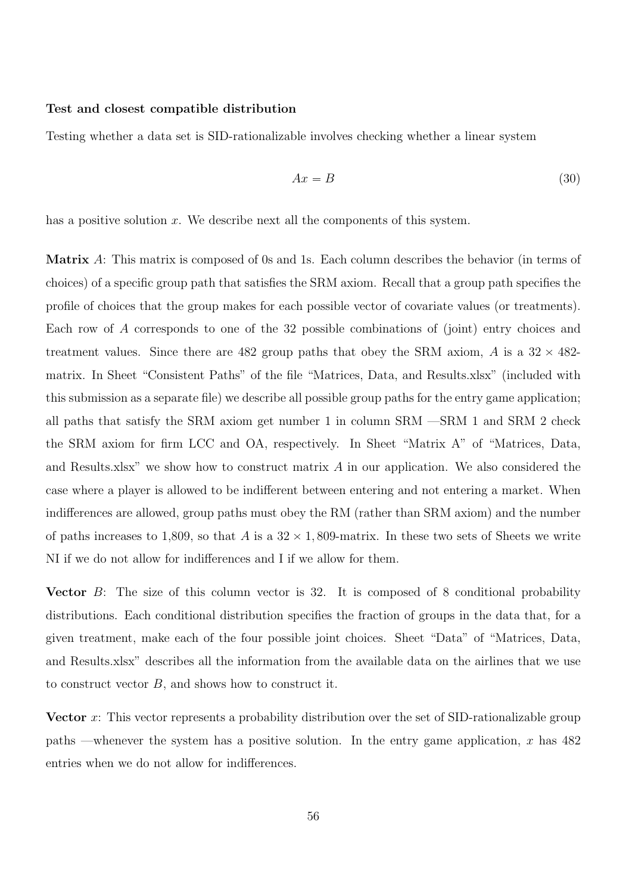**Test and closest compatible distribution**

Testing whether a data set is SID-rationalizable involves checking whether a linear system

$$Ax = B \tag{30}$$

has a positive solution $x$. We describe next all the components of this system.

**Matrix** $A$: This matrix is composed of 0s and 1s. Each column describes the behavior (in terms of choices) of a specific group path that satisfies the SRM axiom. Recall that a group path specifies the profile of choices that the group makes for each possible vector of covariate values (or treatments). Each row of $A$ corresponds to one of the 32 possible combinations of (joint) entry choices and treatment values. Since there are 482 group paths that obey the SRM axiom, $A$ is a $32 \times 482$-matrix. In Sheet "Consistent Paths" of the file "Matrices, Data, and Results.xlsx" (included with this submission as a separate file) we describe all possible group paths for the entry game application; all paths that satisfy the SRM axiom get number 1 in column SRM —SRM 1 and SRM 2 check the SRM axiom for firm LCC and OA, respectively. In Sheet "Matrix A" of "Matrices, Data, and Results.xlsx" we show how to construct matrix $A$ in our application. We also considered the case where a player is allowed to be indifferent between entering and not entering a market. When indifferences are allowed, group paths must obey the RM (rather than SRM axiom) and the number of paths increases to 1,809, so that $A$ is a $32 \times 1,809$-matrix. In these two sets of Sheets we write NI if we do not allow for indifferences and I if we allow for them.

**Vector** $B$: The size of this column vector is 32. It is composed of 8 conditional probability distributions. Each conditional distribution specifies the fraction of groups in the data that, for a given treatment, make each of the four possible joint choices. Sheet "Data" of "Matrices, Data, and Results.xlsx" describes all the information from the available data on the airlines that we use to construct vector $B$, and shows how to construct it.

**Vector** $x$: This vector represents a probability distribution over the set of SID-rationalizable group paths —whenever the system has a positive solution. In the entry game application, $x$ has 482 entries when we do not allow for indifferences.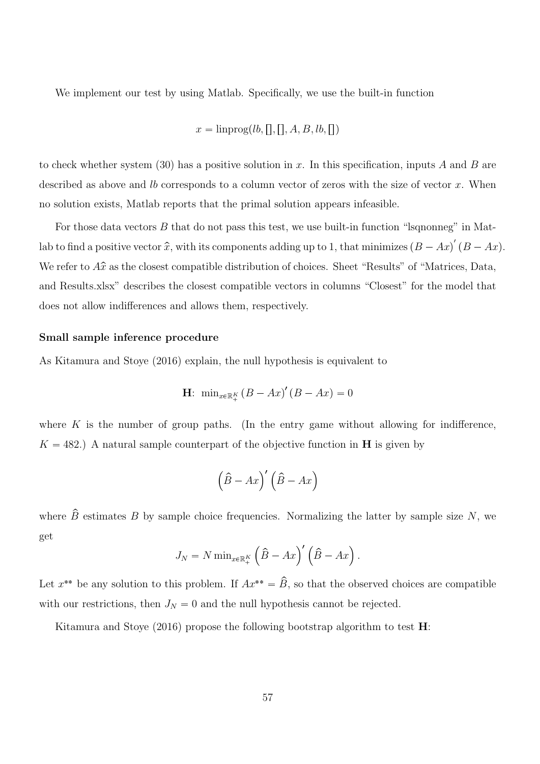We implement our test by using Matlab. Specifically, we use the built-in function

$$x = \text{linprog}(lb, [], [], A, B, lb, [])$$

to check whether system (30) has a positive solution in $x$. In this specification, inputs $A$ and $B$ are described as above and $lb$ corresponds to a column vector of zeros with the size of vector $x$. When no solution exists, Matlab reports that the primal solution appears infeasible.

For those data vectors $B$ that do not pass this test, we use built-in function "lsqnonneg" in Matlab to find a positive vector $\widehat{x}$, with its components adding up to 1, that minimizes $(B - Ax)'(B - Ax)$. We refer to $A\widehat{x}$ as the closest compatible distribution of choices. Sheet "Results" of "Matrices, Data, and Results.xlsx" describes the closest compatible vectors in columns "Closest" for the model that does not allow indifferences and allows them, respectively.

**Small sample inference procedure**

As Kitamura and Stoye (2016) explain, the null hypothesis is equivalent to

$$\mathbf{H}\text{: } \min_{x \in \mathbb{R}_+^K} (B - Ax)' (B - Ax) = 0$$

where $K$ is the number of group paths. (In the entry game without allowing for indifference, $K = 482$.) A natural sample counterpart of the objective function in $\mathbf{H}$ is given by

$$\left(\widehat{B} - Ax\right)' \left(\widehat{B} - Ax\right)$$

where $\widehat{B}$ estimates $B$ by sample choice frequencies. Normalizing the latter by sample size $N$, we get

$$J_N = N \min_{x \in \mathbb{R}_+^K} \left(\widehat{B} - Ax\right)' \left(\widehat{B} - Ax\right).$$

Let $x^{**}$ be any solution to this problem. If $Ax^{**} = \widehat{B}$, so that the observed choices are compatible with our restrictions, then $J_N = 0$ and the null hypothesis cannot be rejected.

Kitamura and Stoye (2016) propose the following bootstrap algorithm to test $\mathbf{H}$: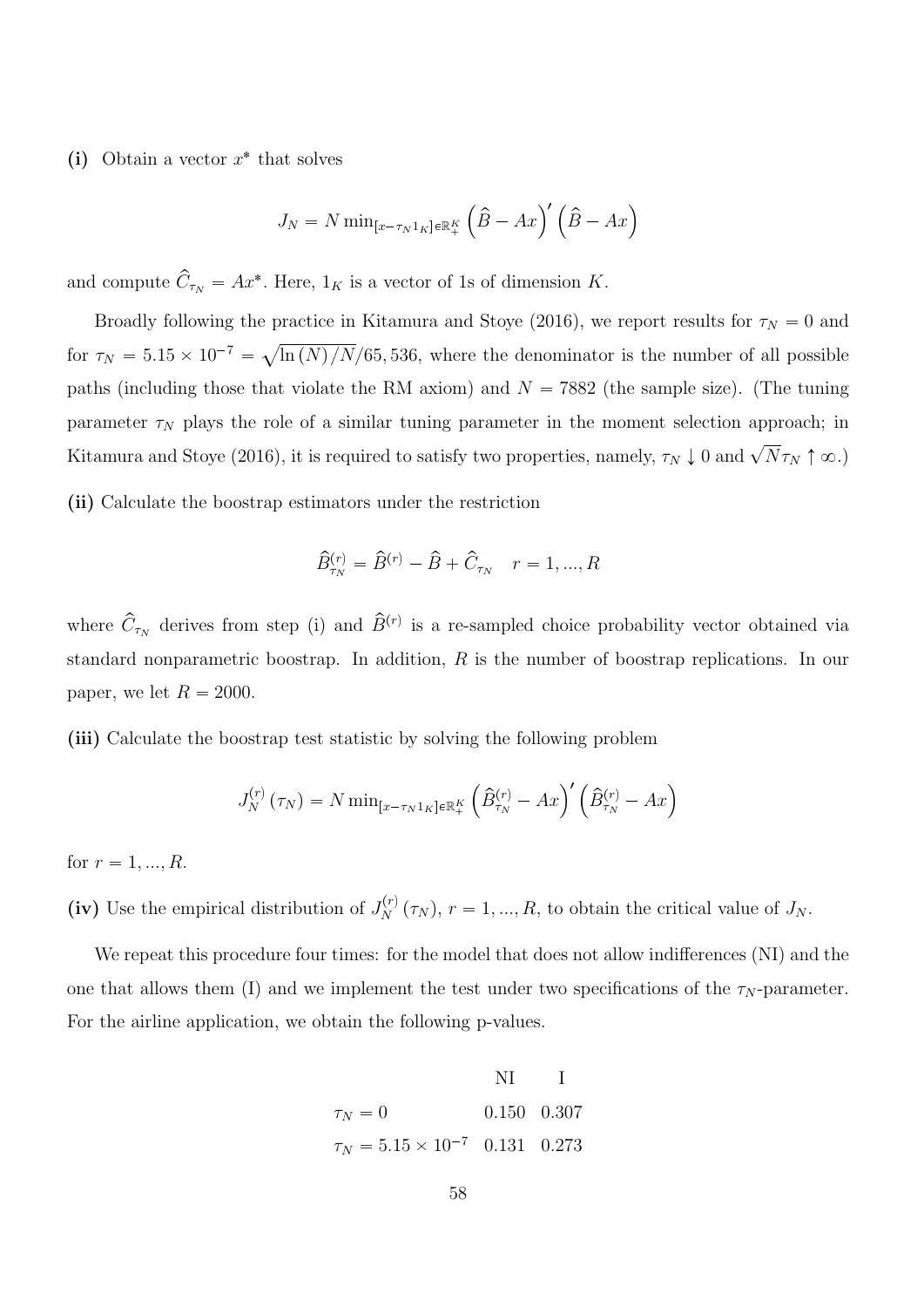**(i)** Obtain a vector $x^*$ that solves

$$J_N = N \min_{[x - \tau_N 1_K] \in \mathbb{R}_+^K} \left(\widehat{B} - Ax\right)' \left(\widehat{B} - Ax\right)$$

and compute $\widehat{C}_{\tau_N} = Ax^*$. Here, $1_K$ is a vector of 1s of dimension $K$.

Broadly following the practice in Kitamura and Stoye (2016), we report results for $\tau_N = 0$ and for $\tau_N = 5.15 \times 10^{-7} = \sqrt{\ln(N)/N}/65,536$, where the denominator is the number of all possible paths (including those that violate the RM axiom) and $N = 7882$ (the sample size). (The tuning parameter $\tau_N$ plays the role of a similar tuning parameter in the moment selection approach; in Kitamura and Stoye (2016), it is required to satisfy two properties, namely, $\tau_N \downarrow 0$ and $\sqrt{N}\tau_N \uparrow \infty$.)

**(ii)** Calculate the boostrap estimators under the restriction

$$\widehat{B}_{\tau_N}^{(r)} = \widehat{B}^{(r)} - \widehat{B} + \widehat{C}_{\tau_N} \quad r = 1, ..., R$$

where $\widehat{C}_{\tau_N}$ derives from step (i) and $\widehat{B}^{(r)}$ is a re-sampled choice probability vector obtained via standard nonparametric boostrap. In addition, $R$ is the number of boostrap replications. In our paper, we let $R = 2000$.

**(iii)** Calculate the boostrap test statistic by solving the following problem

$$J_N^{(r)}(\tau_N) = N \min_{[x - \tau_N 1_K] \in \mathbb{R}_+^K} \left(\widehat{B}_{\tau_N}^{(r)} - Ax\right)' \left(\widehat{B}_{\tau_N}^{(r)} - Ax\right)$$

for $r = 1, ..., R$.

**(iv)** Use the empirical distribution of $J_N^{(r)}(\tau_N)$, $r = 1, ..., R$, to obtain the critical value of $J_N$.

We repeat this procedure four times: for the model that does not allow indifferences (NI) and the one that allows them (I) and we implement the test under two specifications of the $\tau_N$-parameter. For the airline application, we obtain the following p-values.

| | NI | I |
|---|---|---|
| $\tau_N = 0$ | 0.150 | 0.307 |
| $\tau_N = 5.15 \times 10^{-7}$ | 0.131 | 0.273 |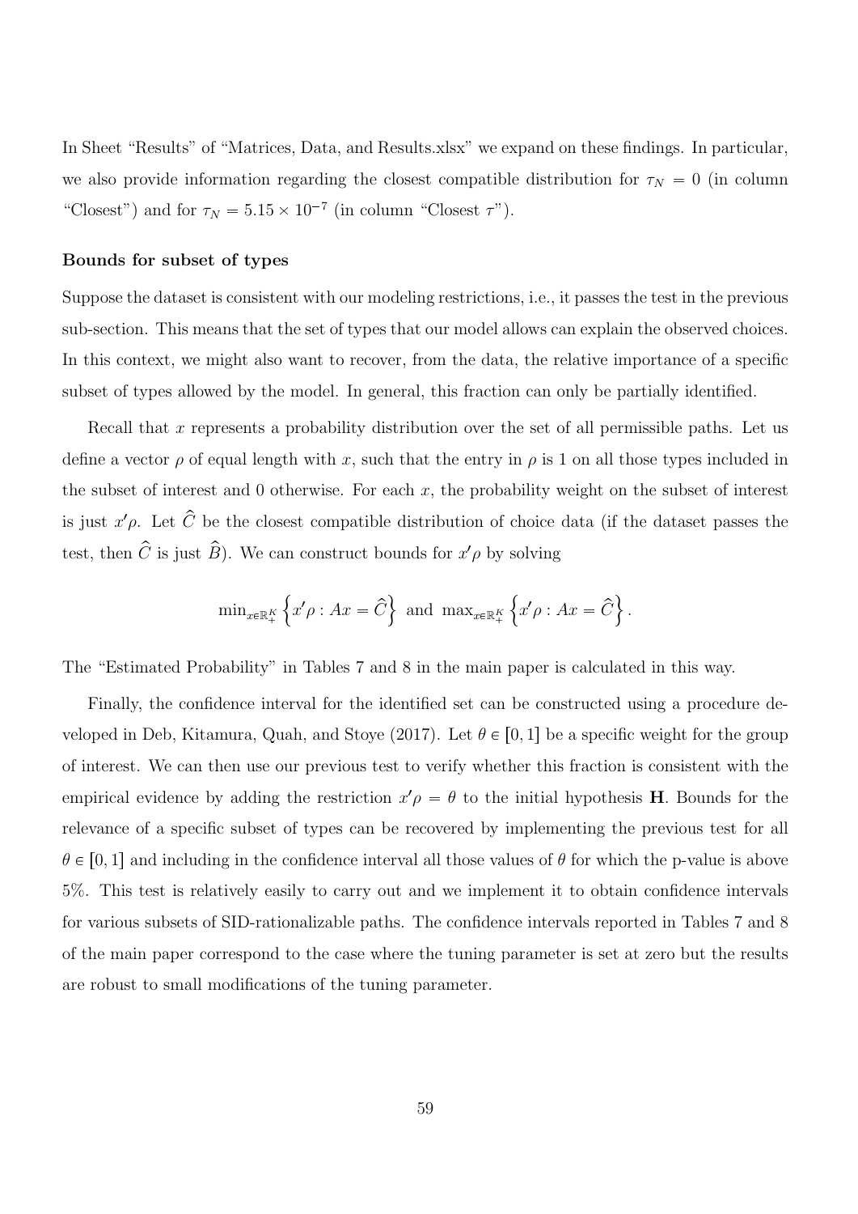In Sheet "Results" of "Matrices, Data, and Results.xlsx" we expand on these findings. In particular, we also provide information regarding the closest compatible distribution for $\tau_N = 0$ (in column "Closest") and for $\tau_N = 5.15 \times 10^{-7}$ (in column "Closest $\tau$").

**Bounds for subset of types**

Suppose the dataset is consistent with our modeling restrictions, i.e., it passes the test in the previous sub-section. This means that the set of types that our model allows can explain the observed choices. In this context, we might also want to recover, from the data, the relative importance of a specific subset of types allowed by the model. In general, this fraction can only be partially identified.

Recall that $x$ represents a probability distribution over the set of all permissible paths. Let us define a vector $\rho$ of equal length with $x$, such that the entry in $\rho$ is 1 on all those types included in the subset of interest and 0 otherwise. For each $x$, the probability weight on the subset of interest is just $x'\rho$. Let $\widehat{C}$ be the closest compatible distribution of choice data (if the dataset passes the test, then $\widehat{C}$ is just $\widehat{B}$). We can construct bounds for $x'\rho$ by solving

$$\min_{x \in \mathbb{R}^K_+} \left\{ x'\rho : Ax = \widehat{C} \right\} \text{ and } \max_{x \in \mathbb{R}^K_+} \left\{ x'\rho : Ax = \widehat{C} \right\}.$$

The "Estimated Probability" in Tables 7 and 8 in the main paper is calculated in this way.

Finally, the confidence interval for the identified set can be constructed using a procedure developed in Deb, Kitamura, Quah, and Stoye (2017). Let $\theta \in [0, 1]$ be a specific weight for the group of interest. We can then use our previous test to verify whether this fraction is consistent with the empirical evidence by adding the restriction $x'\rho = \theta$ to the initial hypothesis $\mathbf{H}$. Bounds for the relevance of a specific subset of types can be recovered by implementing the previous test for all $\theta \in [0, 1]$ and including in the confidence interval all those values of $\theta$ for which the p-value is above 5%. This test is relatively easily to carry out and we implement it to obtain confidence intervals for various subsets of SID-rationalizable paths. The confidence intervals reported in Tables 7 and 8 of the main paper correspond to the case where the tuning parameter is set at zero but the results are robust to small modifications of the tuning parameter.